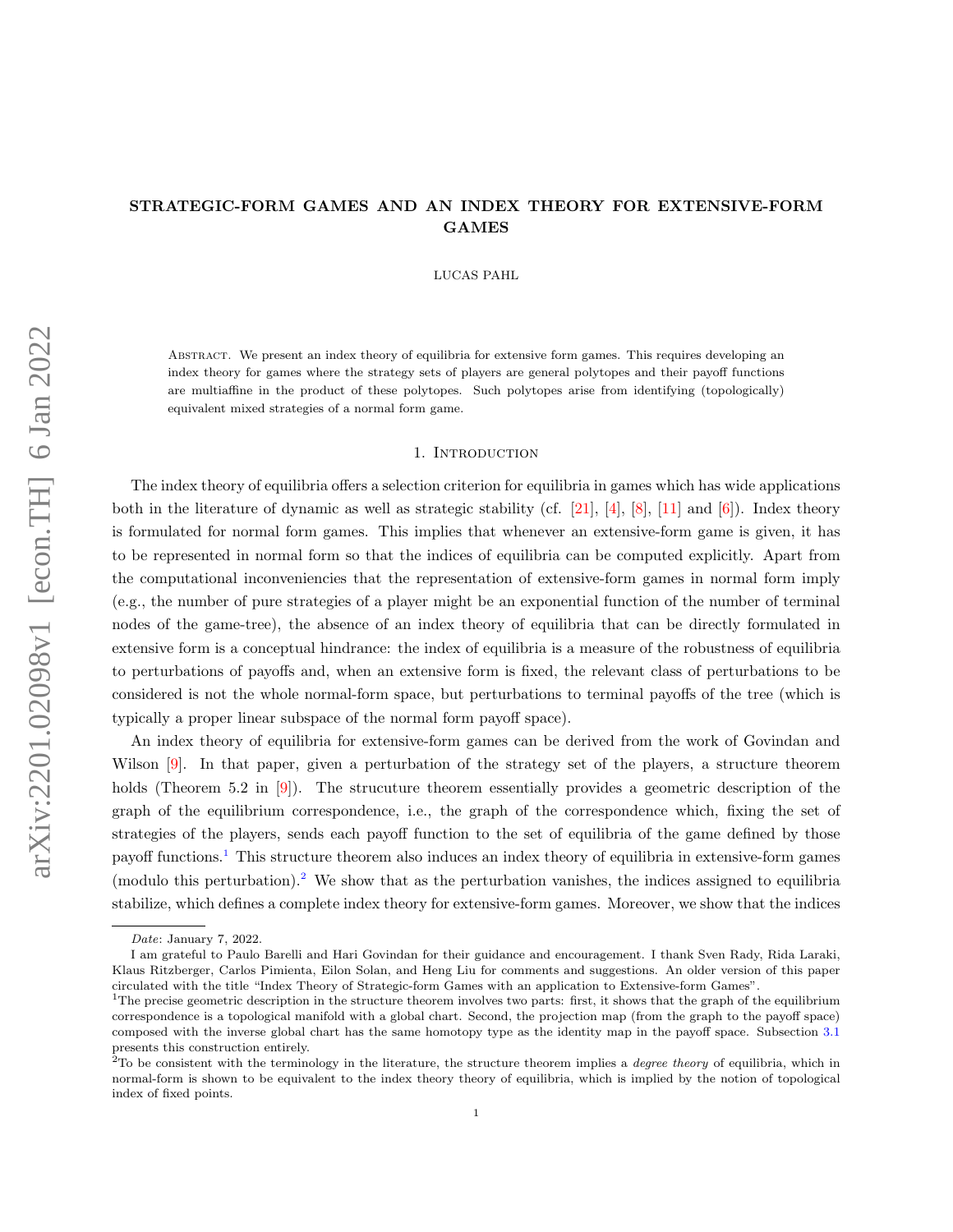# STRATEGIC-FORM GAMES AND AN INDEX THEORY FOR EXTENSIVE-FORM GAMES

LUCAS PAHL

Abstract. We present an index theory of equilibria for extensive form games. This requires developing an index theory for games where the strategy sets of players are general polytopes and their payoff functions are multiaffine in the product of these polytopes. Such polytopes arise from identifying (topologically) equivalent mixed strategies of a normal form game.

## 1. Introduction

The index theory of equilibria offers a selection criterion for equilibria in games which has wide applications both in the literature of dynamic as well as strategic stability (cf. [21], [4], [8], [11] and [6]). Index theory is formulated for normal form games. This implies that whenever an extensive-form game is given, it has to be represented in normal form so that the indices of equilibria can be computed explicitly. Apart from the computational inconveniencies that the representation of extensive-form games in normal form imply (e.g., the number of pure strategies of a player might be an exponential function of the number of terminal nodes of the game-tree), the absence of an index theory of equilibria that can be directly formulated in extensive form is a conceptual hindrance: the index of equilibria is a measure of the robustness of equilibria to perturbations of payoffs and, when an extensive form is fixed, the relevant class of perturbations to be considered is not the whole normal-form space, but perturbations to terminal payoffs of the tree (which is typically a proper linear subspace of the normal form payoff space).

An index theory of equilibria for extensive-form games can be derived from the work of Govindan and Wilson [9]. In that paper, given a perturbation of the strategy set of the players, a structure theorem holds (Theorem 5.2 in [9]). The strucuture theorem essentially provides a geometric description of the graph of the equilibrium correspondence, i.e., the graph of the correspondence which, fixing the set of strategies of the players, sends each payoff function to the set of equilibria of the game defined by those payoff functions.[1] This structure theorem also induces an index theory of equilibria in extensive-form games (modulo this perturbation).[2] We show that as the perturbation vanishes, the indices assigned to equilibria stabilize, which defines a complete index theory for extensive-form games. Moreover, we show that the indices

---

*Date*: January 7, 2022.

I am grateful to Paulo Barelli and Hari Govindan for their guidance and encouragement. I thank Sven Rady, Rida Laraki, Klaus Ritzberger, Carlos Pimienta, Eilon Solan, and Heng Liu for comments and suggestions. An older version of this paper circulated with the title "Index Theory of Strategic-form Games with an application to Extensive-form Games".

[1] The precise geometric description in the structure theorem involves two parts: first, it shows that the graph of the equilibrium correspondence is a topological manifold with a global chart. Second, the projection map (from the graph to the payoff space) composed with the inverse global chart has the same homotopy type as the identity map in the payoff space. Subsection 3.1 presents this construction entirely.

[2] To be consistent with the terminology in the literature, the structure theorem implies a *degree theory* of equilibria, which in normal-form is shown to be equivalent to the index theory theory of equilibria, which is implied by the notion of topological index of fixed points.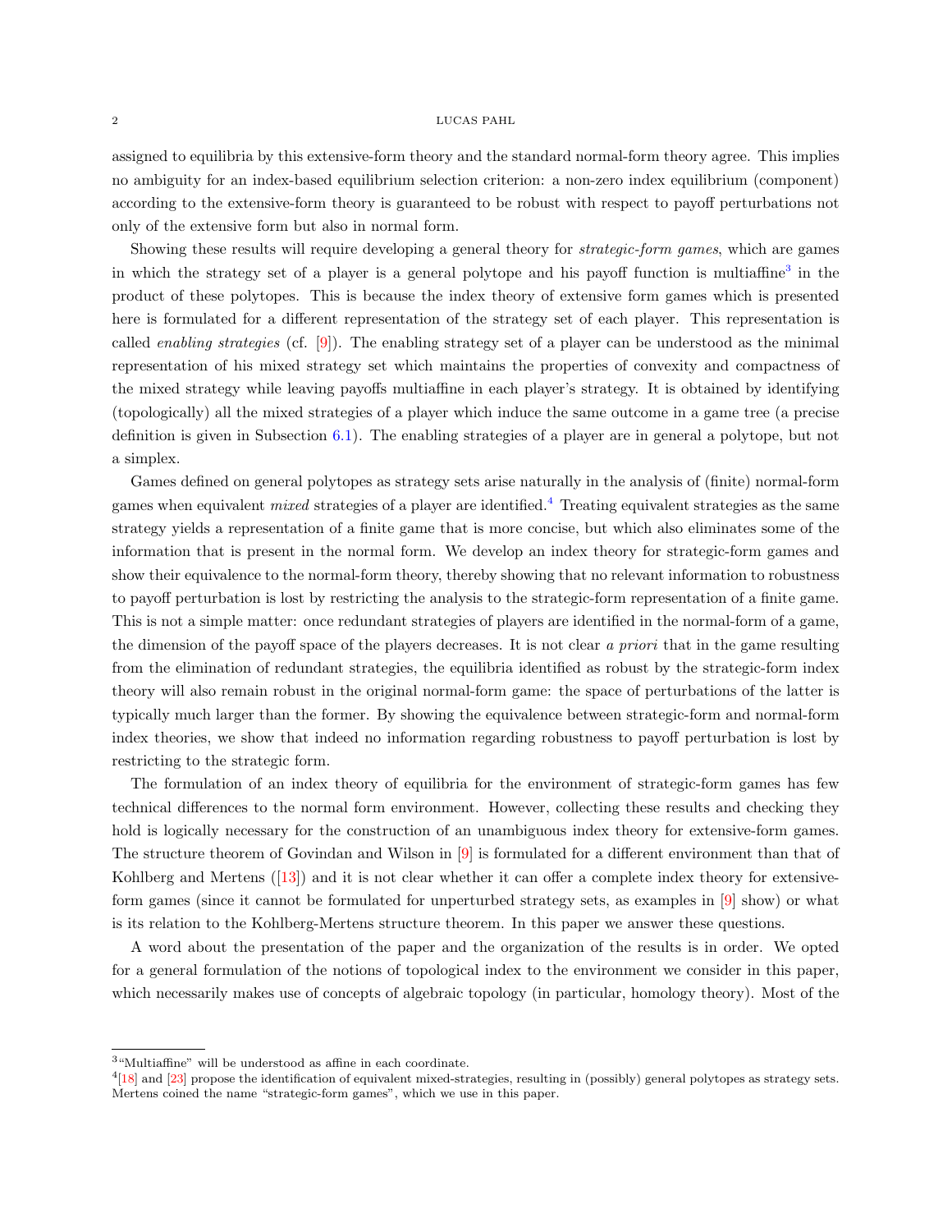assigned to equilibria by this extensive-form theory and the standard normal-form theory agree. This implies no ambiguity for an index-based equilibrium selection criterion: a non-zero index equilibrium (component) according to the extensive-form theory is guaranteed to be robust with respect to payoff perturbations not only of the extensive form but also in normal form.

Showing these results will require developing a general theory for *strategic-form games*, which are games in which the strategy set of a player is a general polytope and his payoff function is multiaffine[3] in the product of these polytopes. This is because the index theory of extensive form games which is presented here is formulated for a different representation of the strategy set of each player. This representation is called *enabling strategies* (cf. [9]). The enabling strategy set of a player can be understood as the minimal representation of his mixed strategy set which maintains the properties of convexity and compactness of the mixed strategy while leaving payoffs multiaffine in each player's strategy. It is obtained by identifying (topologically) all the mixed strategies of a player which induce the same outcome in a game tree (a precise definition is given in Subsection 6.1). The enabling strategies of a player are in general a polytope, but not a simplex.

Games defined on general polytopes as strategy sets arise naturally in the analysis of (finite) normal-form games when equivalent *mixed* strategies of a player are identified.[4] Treating equivalent strategies as the same strategy yields a representation of a finite game that is more concise, but which also eliminates some of the information that is present in the normal form. We develop an index theory for strategic-form games and show their equivalence to the normal-form theory, thereby showing that no relevant information to robustness to payoff perturbation is lost by restricting the analysis to the strategic-form representation of a finite game. This is not a simple matter: once redundant strategies of players are identified in the normal-form of a game, the dimension of the payoff space of the players decreases. It is not clear *a priori* that in the game resulting from the elimination of redundant strategies, the equilibria identified as robust by the strategic-form index theory will also remain robust in the original normal-form game: the space of perturbations of the latter is typically much larger than the former. By showing the equivalence between strategic-form and normal-form index theories, we show that indeed no information regarding robustness to payoff perturbation is lost by restricting to the strategic form.

The formulation of an index theory of equilibria for the environment of strategic-form games has few technical differences to the normal form environment. However, collecting these results and checking they hold is logically necessary for the construction of an unambiguous index theory for extensive-form games. The structure theorem of Govindan and Wilson in [9] is formulated for a different environment than that of Kohlberg and Mertens ([13]) and it is not clear whether it can offer a complete index theory for extensive-form games (since it cannot be formulated for unperturbed strategy sets, as examples in [9] show) or what is its relation to the Kohlberg-Mertens structure theorem. In this paper we answer these questions.

A word about the presentation of the paper and the organization of the results is in order. We opted for a general formulation of the notions of topological index to the environment we consider in this paper, which necessarily makes use of concepts of algebraic topology (in particular, homology theory). Most of the

---

[3] "Multiaffine" will be understood as affine in each coordinate.

[4] [18] and [23] propose the identification of equivalent mixed-strategies, resulting in (possibly) general polytopes as strategy sets. Mertens coined the name "strategic-form games", which we use in this paper.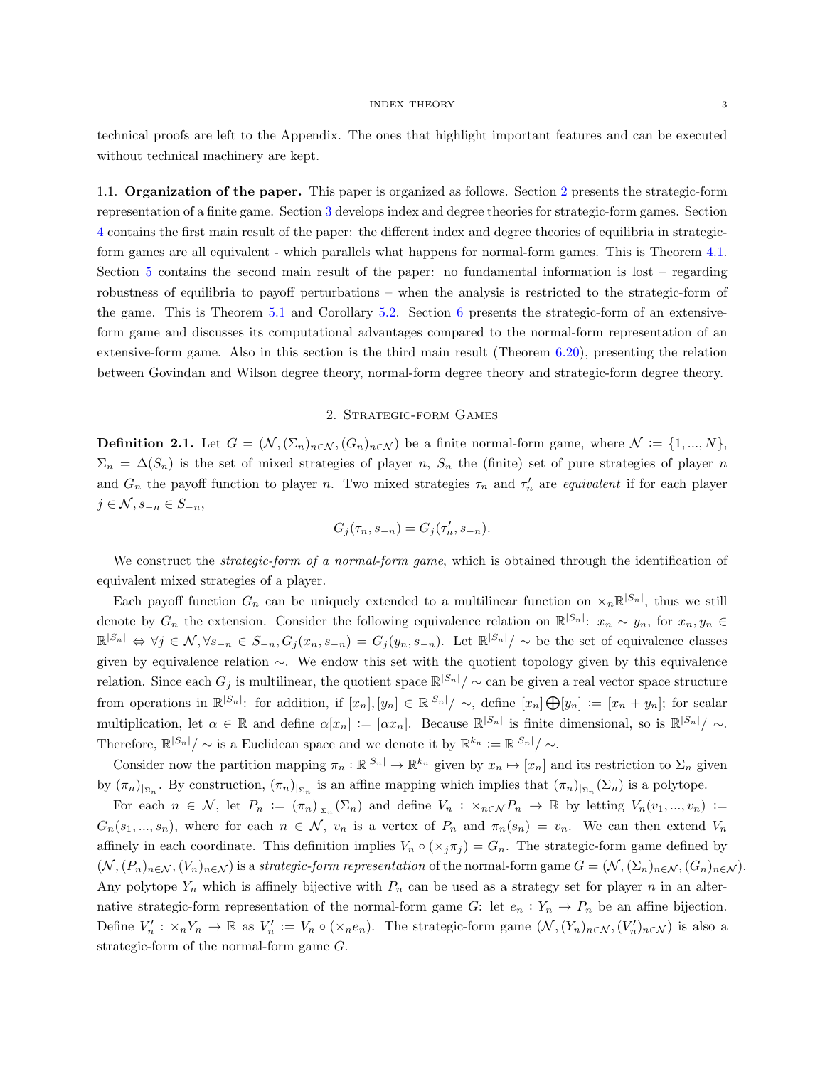technical proofs are left to the Appendix. The ones that highlight important features and can be executed without technical machinery are kept.

1.1. **Organization of the paper.** This paper is organized as follows. Section 2 presents the strategic-form representation of a finite game. Section 3 develops index and degree theories for strategic-form games. Section 4 contains the first main result of the paper: the different index and degree theories of equilibria in strategic-form games are all equivalent - which parallels what happens for normal-form games. This is Theorem 4.1. Section 5 contains the second main result of the paper: no fundamental information is lost – regarding robustness of equilibria to payoff perturbations – when the analysis is restricted to the strategic-form of the game. This is Theorem 5.1 and Corollary 5.2. Section 6 presents the strategic-form of an extensive-form game and discusses its computational advantages compared to the normal-form representation of an extensive-form game. Also in this section is the third main result (Theorem 6.20), presenting the relation between Govindan and Wilson degree theory, normal-form degree theory and strategic-form degree theory.

## 2. Strategic-form Games

**Definition 2.1.** Let $G = (\mathcal{N}, (\Sigma_n)_{n\in\mathcal{N}}, (G_n)_{n\in\mathcal{N}})$ be a finite normal-form game, where $\mathcal{N} := \{1, ..., N\}$, $\Sigma_n = \Delta(S_n)$ is the set of mixed strategies of player $n$, $S_n$ the (finite) set of pure strategies of player $n$ and $G_n$ the payoff function to player $n$. Two mixed strategies $\tau_n$ and $\tau'_n$ are *equivalent* if for each player $j \in \mathcal{N}, s_{-n} \in S_{-n}$,

$$G_j(\tau_n, s_{-n}) = G_j(\tau'_n, s_{-n}).$$

We construct the *strategic-form of a normal-form game*, which is obtained through the identification of equivalent mixed strategies of a player.

Each payoff function $G_n$ can be uniquely extended to a multilinear function on $\times_n\mathbb{R}^{|S_n|}$, thus we still denote by $G_n$ the extension. Consider the following equivalence relation on $\mathbb{R}^{|S_n|}$: $x_n \sim y_n$, for $x_n, y_n \in \mathbb{R}^{|S_n|} \Leftrightarrow \forall j \in \mathcal{N}, \forall s_{-n} \in S_{-n}, G_j(x_n, s_{-n}) = G_j(y_n, s_{-n})$. Let $\mathbb{R}^{|S_n|}/\sim$ be the set of equivalence classes given by equivalence relation $\sim$. We endow this set with the quotient topology given by this equivalence relation. Since each $G_j$ is multilinear, the quotient space $\mathbb{R}^{|S_n|}/\sim$ can be given a real vector space structure from operations in $\mathbb{R}^{|S_n|}$: for addition, if $[x_n], [y_n] \in \mathbb{R}^{|S_n|}/\sim$, define $[x_n] \bigoplus [y_n] := [x_n + y_n]$; for scalar multiplication, let $\alpha \in \mathbb{R}$ and define $\alpha[x_n] := [\alpha x_n]$. Because $\mathbb{R}^{|S_n|}$ is finite dimensional, so is $\mathbb{R}^{|S_n|}/\sim$. Therefore, $\mathbb{R}^{|S_n|}/\sim$ is a Euclidean space and we denote it by $\mathbb{R}^{k_n} := \mathbb{R}^{|S_n|}/\sim$.

Consider now the partition mapping $\pi_n : \mathbb{R}^{|S_n|} \to \mathbb{R}^{k_n}$ given by $x_n \mapsto [x_n]$ and its restriction to $\Sigma_n$ given by $(\pi_n)_{|\Sigma_n}$. By construction, $(\pi_n)_{|\Sigma_n}$ is an affine mapping which implies that $(\pi_n)_{|\Sigma_n}(\Sigma_n)$ is a polytope.

For each $n \in \mathcal{N}$, let $P_n := (\pi_n)_{|\Sigma_n}(\Sigma_n)$ and define $V_n : \times_{n\in\mathcal{N}}P_n \to \mathbb{R}$ by letting $V_n(v_1, ..., v_n) := G_n(s_1, ..., s_n)$, where for each $n \in \mathcal{N}$, $v_n$ is a vertex of $P_n$ and $\pi_n(s_n) = v_n$. We can then extend $V_n$ affinely in each coordinate. This definition implies $V_n \circ (\times_j\pi_j) = G_n$. The strategic-form game defined by $(\mathcal{N}, (P_n)_{n\in\mathcal{N}}, (V_n)_{n\in\mathcal{N}})$ is a *strategic-form representation* of the normal-form game $G = (\mathcal{N}, (\Sigma_n)_{n\in\mathcal{N}}, (G_n)_{n\in\mathcal{N}})$. Any polytope $Y_n$ which is affinely bijective with $P_n$ can be used as a strategy set for player $n$ in an alternative strategic-form representation of the normal-form game $G$: let $e_n : Y_n \to P_n$ be an affine bijection. Define $V'_n : \times_nY_n \to \mathbb{R}$ as $V'_n := V_n \circ (\times_ne_n)$. The strategic-form game $(\mathcal{N}, (Y_n)_{n\in\mathcal{N}}, (V'_n)_{n\in\mathcal{N}})$ is also a strategic-form of the normal-form game $G$.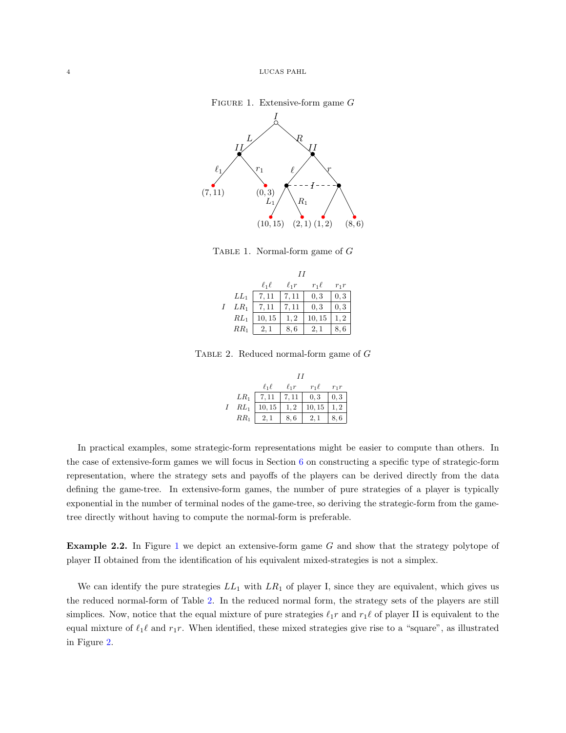Figure 1. Extensive-form game $G$

Table 1. Normal-form game of $G$

| | | II | | | |
|---|---|---|---|---|---|
| | | $\ell_1\ell$ | $\ell_1 r$ | $r_1\ell$ | $r_1 r$ |
| I | $LL_1$ | $7,11$ | $7,11$ | $0,3$ | $0,3$ |
| | $LR_1$ | $7,11$ | $7,11$ | $0,3$ | $0,3$ |
| | $RL_1$ | $10,15$ | $1,2$ | $10,15$ | $1,2$ |
| | $RR_1$ | $2,1$ | $8,6$ | $2,1$ | $8,6$ |

Table 2. Reduced normal-form game of $G$

| | | II | | | |
|---|---|---|---|---|---|
| | | $\ell_1\ell$ | $\ell_1 r$ | $r_1\ell$ | $r_1 r$ |
| I | $LR_1$ | $7,11$ | $7,11$ | $0,3$ | $0,3$ |
| | $RL_1$ | $10,15$ | $1,2$ | $10,15$ | $1,2$ |
| | $RR_1$ | $2,1$ | $8,6$ | $2,1$ | $8,6$ |

In practical examples, some strategic-form representations might be easier to compute than others. In the case of extensive-form games we will focus in Section 6 on constructing a specific type of strategic-form representation, where the strategy sets and payoffs of the players can be derived directly from the data defining the game-tree. In extensive-form games, the number of pure strategies of a player is typically exponential in the number of terminal nodes of the game-tree, so deriving the strategic-form from the game-tree directly without having to compute the normal-form is preferable.

**Example 2.2.** In Figure 1 we depict an extensive-form game $G$ and show that the strategy polytope of player II obtained from the identification of his equivalent mixed-strategies is not a simplex.

We can identify the pure strategies $LL_1$ with $LR_1$ of player I, since they are equivalent, which gives us the reduced normal-form of Table 2. In the reduced normal form, the strategy sets of the players are still simplices. Now, notice that the equal mixture of pure strategies $\ell_1 r$ and $r_1\ell$ of player II is equivalent to the equal mixture of $\ell_1\ell$ and $r_1 r$. When identified, these mixed strategies give rise to a "square", as illustrated in Figure 2.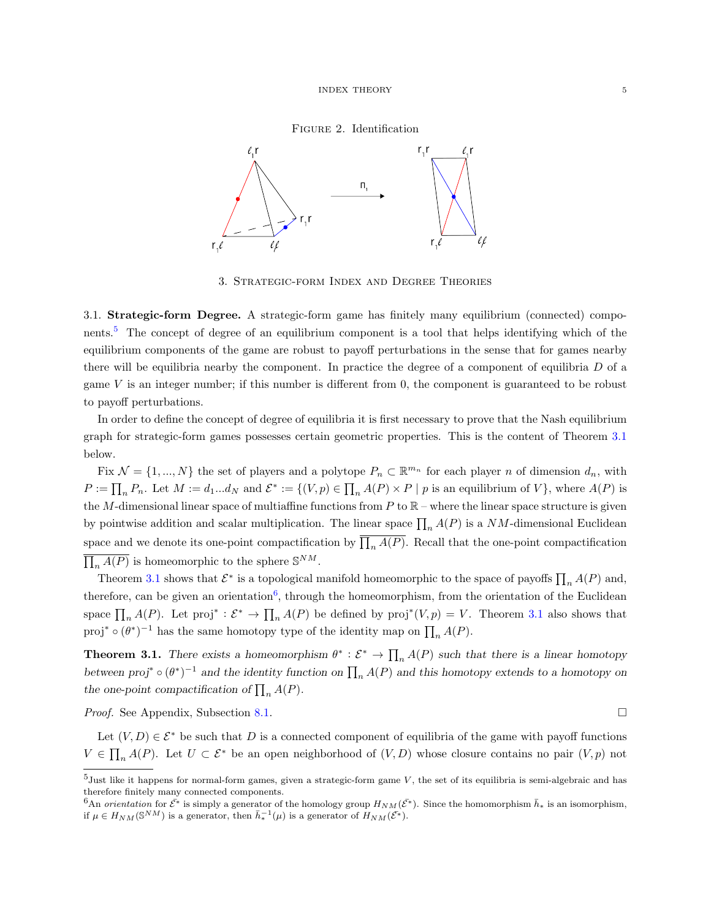Figure 2. Identification

## 3. Strategic-form Index and Degree Theories

3.1. **Strategic-form Degree.** A strategic-form game has finitely many equilibrium (connected) components.[5] The concept of degree of an equilibrium component is a tool that helps identifying which of the equilibrium components of the game are robust to payoff perturbations in the sense that for games nearby there will be equilibria nearby the component. In practice the degree of a component of equilibria $D$ of a game $V$ is an integer number; if this number is different from 0, the component is guaranteed to be robust to payoff perturbations.

In order to define the concept of degree of equilibria it is first necessary to prove that the Nash equilibrium graph for strategic-form games possesses certain geometric properties. This is the content of Theorem 3.1 below.

Fix $\mathcal{N} = \{1, ..., N\}$ the set of players and a polytope $P_n \subset \mathbb{R}^{m_n}$ for each player $n$ of dimension $d_n$, with $P := \prod_n P_n$. Let $M := d_1...d_N$ and $\mathcal{E}^* := \{(V, p) \in \prod_n A(P) \times P \mid p \text{ is an equilibrium of } V\}$, where $A(P)$ is the $M$-dimensional linear space of multiaffine functions from $P$ to $\mathbb{R}$ – where the linear space structure is given by pointwise addition and scalar multiplication. The linear space $\prod_n A(P)$ is a $NM$-dimensional Euclidean space and we denote its one-point compactification by $\overline{\prod_n A(P)}$. Recall that the one-point compactification $\overline{\prod_n A(P)}$ is homeomorphic to the sphere $\mathbb{S}^{NM}$.

Theorem 3.1 shows that $\mathcal{E}^*$ is a topological manifold homeomorphic to the space of payoffs $\prod_n A(P)$ and, therefore, can be given an orientation[6], through the homeomorphism, from the orientation of the Euclidean space $\prod_n A(P)$. Let $\text{proj}^* : \mathcal{E}^* \to \prod_n A(P)$ be defined by $\text{proj}^*(V, p) = V$. Theorem 3.1 also shows that $\text{proj}^* \circ (\theta^*)^{-1}$ has the same homotopy type of the identity map on $\prod_n A(P)$.

**Theorem 3.1.** *There exists a homeomorphism $\theta^* : \mathcal{E}^* \to \prod_n A(P)$ such that there is a linear homotopy between $\text{proj}^* \circ (\theta^*)^{-1}$ and the identity function on $\prod_n A(P)$ and this homotopy extends to a homotopy on the one-point compactification of $\prod_n A(P)$.*

*Proof.* See Appendix, Subsection 8.1. □

Let $(V, D) \in \mathcal{E}^*$ be such that $D$ is a connected component of equilibria of the game with payoff functions $V \in \prod_n A(P)$. Let $U \subset \mathcal{E}^*$ be an open neighborhood of $(V, D)$ whose closure contains no pair $(V, p)$ not

---

[5] Just like it happens for normal-form games, given a strategic-form game $V$, the set of its equilibria is semi-algebraic and has therefore finitely many connected components.

[6] An *orientation* for $\bar{\mathcal{E}^*}$ is simply a generator of the homology group $H_{NM}(\bar{\mathcal{E}^*})$. Since the homomorphism $\bar{h}_*$ is an isomorphism, if $\mu \in H_{NM}(\mathbb{S}^{NM})$ is a generator, then $\bar{h}_*^{-1}(\mu)$ is a generator of $H_{NM}(\bar{\mathcal{E}^*})$.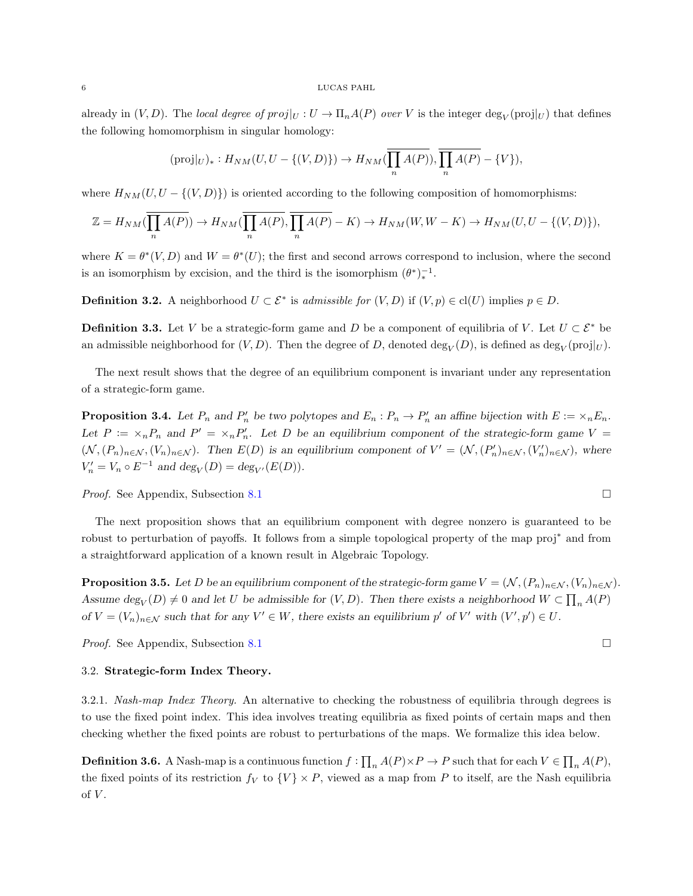already in $(V, D)$. The *local degree of $proj|_U : U \to \Pi_n A(P)$ over $V$* is the integer $\deg_V(\text{proj}|_U)$ that defines the following homomorphism in singular homology:

$$(\text{proj}|_U)_* : H_{NM}(U, U - \{(V, D)\}) \to H_{NM}(\overline{\prod_n A(P)}, \overline{\prod_n A(P)} - \{V\}),$$

where $H_{NM}(U, U - \{(V, D)\})$ is oriented according to the following composition of homomorphisms:

$$\mathbb{Z} = H_{NM}(\overline{\prod_n A(P)}) \to H_{NM}(\overline{\prod_n A(P)}, \overline{\prod_n A(P)} - K) \to H_{NM}(W, W - K) \to H_{NM}(U, U - \{(V, D)\}),$$

where $K = \theta^*(V, D)$ and $W = \theta^*(U)$; the first and second arrows correspond to inclusion, where the second is an isomorphism by excision, and the third is the isomorphism $(\theta^*)_*^{-1}$.

**Definition 3.2.** A neighborhood $U \subset \mathcal{E}^*$ is *admissible for* $(V, D)$ if $(V, p) \in \text{cl}(U)$ implies $p \in D$.

**Definition 3.3.** Let $V$ be a strategic-form game and $D$ be a component of equilibria of $V$. Let $U \subset \mathcal{E}^*$ be an admissible neighborhood for $(V, D)$. Then the degree of $D$, denoted $\deg_V(D)$, is defined as $\deg_V(\text{proj}|_U)$.

The next result shows that the degree of an equilibrium component is invariant under any representation of a strategic-form game.

**Proposition 3.4.** *Let $P_n$ and $P'_n$ be two polytopes and $E_n : P_n \to P'_n$ an affine bijection with $E := \times_n E_n$. Let $P := \times_n P_n$ and $P' = \times_n P'_n$. Let $D$ be an equilibrium component of the strategic-form game $V = (\mathcal{N}, (P_n)_{n \in \mathcal{N}}, (V_n)_{n \in \mathcal{N}})$. Then $E(D)$ is an equilibrium component of $V' = (\mathcal{N}, (P'_n)_{n \in \mathcal{N}}, (V'_n)_{n \in \mathcal{N}})$, where $V'_n = V_n \circ E^{-1}$ and $deg_V(D) = deg_{V'}(E(D))$.*

*Proof.* See Appendix, Subsection 8.1 □

The next proposition shows that an equilibrium component with degree nonzero is guaranteed to be robust to perturbation of payoffs. It follows from a simple topological property of the map $\text{proj}^*$ and from a straightforward application of a known result in Algebraic Topology.

**Proposition 3.5.** *Let $D$ be an equilibrium component of the strategic-form game $V = (\mathcal{N}, (P_n)_{n \in \mathcal{N}}, (V_n)_{n \in \mathcal{N}})$. Assume $deg_V(D) \neq 0$ and let $U$ be admissible for $(V, D)$. Then there exists a neighborhood $W \subset \prod_n A(P)$ of $V = (V_n)_{n \in \mathcal{N}}$ such that for any $V' \in W$, there exists an equilibrium $p'$ of $V'$ with $(V', p') \in U$.*

*Proof.* See Appendix, Subsection 8.1 □

### 3.2. **Strategic-form Index Theory.**

3.2.1. *Nash-map Index Theory.* An alternative to checking the robustness of equilibria through degrees is to use the fixed point index. This idea involves treating equilibria as fixed points of certain maps and then checking whether the fixed points are robust to perturbations of the maps. We formalize this idea below.

**Definition 3.6.** A Nash-map is a continuous function $f : \prod_n A(P) \times P \to P$ such that for each $V \in \prod_n A(P)$, the fixed points of its restriction $f_V$ to $\{V\} \times P$, viewed as a map from $P$ to itself, are the Nash equilibria of $V$.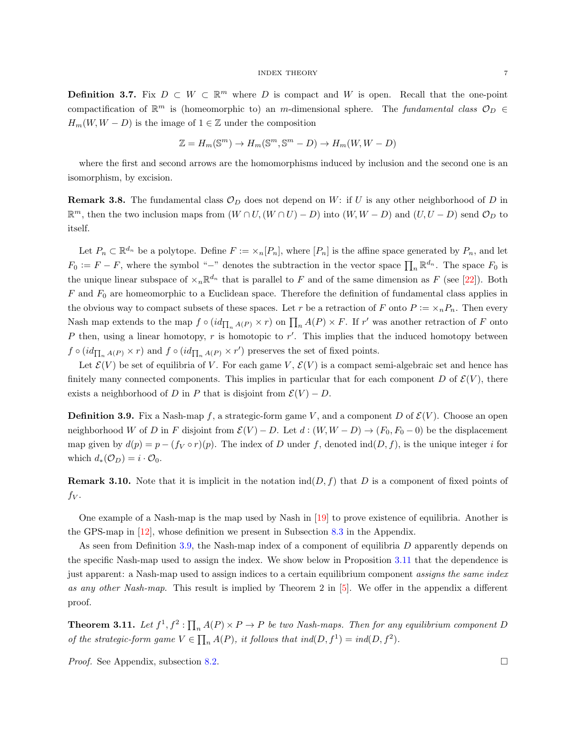**Definition 3.7.** Fix $D \subset W \subset \mathbb{R}^m$ where $D$ is compact and $W$ is open. Recall that the one-point compactification of $\mathbb{R}^m$ is (homeomorphic to) an $m$-dimensional sphere. The *fundamental class* $\mathcal{O}_D \in H_m(W, W - D)$ is the image of $1 \in \mathbb{Z}$ under the composition

$$\mathbb{Z} = H_m(\mathbb{S}^m) \to H_m(\mathbb{S}^m, \mathbb{S}^m - D) \to H_m(W, W - D)$$

where the first and second arrows are the homomorphisms induced by inclusion and the second one is an isomorphism, by excision.

**Remark 3.8.** The fundamental class $\mathcal{O}_D$ does not depend on $W$: if $U$ is any other neighborhood of $D$ in $\mathbb{R}^m$, then the two inclusion maps from $(W \cap U, (W \cap U) - D)$ into $(W, W - D)$ and $(U, U - D)$ send $\mathcal{O}_D$ to itself.

Let $P_n \subset \mathbb{R}^{d_n}$ be a polytope. Define $F := \times_n [P_n]$, where $[P_n]$ is the affine space generated by $P_n$, and let $F_0 := F - F$, where the symbol "$-$" denotes the subtraction in the vector space $\prod_n \mathbb{R}^{d_n}$. The space $F_0$ is the unique linear subspace of $\times_n \mathbb{R}^{d_n}$ that is parallel to $F$ and of the same dimension as $F$ (see [22]). Both $F$ and $F_0$ are homeomorphic to a Euclidean space. Therefore the definition of fundamental class applies in the obvious way to compact subsets of these spaces. Let $r$ be a retraction of $F$ onto $P := \times_n P_n$. Then every Nash map extends to the map $f \circ (id_{\prod_n A(P)} \times r)$ on $\prod_n A(P) \times F$. If $r'$ was another retraction of $F$ onto $P$ then, using a linear homotopy, $r$ is homotopic to $r'$. This implies that the induced homotopy between $f \circ (id_{\prod_n A(P)} \times r)$ and $f \circ (id_{\prod_n A(P)} \times r')$ preserves the set of fixed points.

Let $\mathcal{E}(V)$ be set of equilibria of $V$. For each game $V$, $\mathcal{E}(V)$ is a compact semi-algebraic set and hence has finitely many connected components. This implies in particular that for each component $D$ of $\mathcal{E}(V)$, there exists a neighborhood of $D$ in $P$ that is disjoint from $\mathcal{E}(V) - D$.

**Definition 3.9.** Fix a Nash-map $f$, a strategic-form game $V$, and a component $D$ of $\mathcal{E}(V)$. Choose an open neighborhood $W$ of $D$ in $F$ disjoint from $\mathcal{E}(V) - D$. Let $d : (W, W - D) \to (F_0, F_0 - 0)$ be the displacement map given by $d(p) = p - (f_V \circ r)(p)$. The index of $D$ under $f$, denoted $\text{ind}(D, f)$, is the unique integer $i$ for which $d_*(\mathcal{O}_D) = i \cdot \mathcal{O}_0$.

**Remark 3.10.** Note that it is implicit in the notation $\text{ind}(D, f)$ that $D$ is a component of fixed points of $f_V$.

One example of a Nash-map is the map used by Nash in [19] to prove existence of equilibria. Another is the GPS-map in [12], whose definition we present in Subsection 8.3 in the Appendix.

As seen from Definition 3.9, the Nash-map index of a component of equilibria $D$ apparently depends on the specific Nash-map used to assign the index. We show below in Proposition 3.11 that the dependence is just apparent: a Nash-map used to assign indices to a certain equilibrium component *assigns the same index as any other Nash-map*. This result is implied by Theorem 2 in [5]. We offer in the appendix a different proof.

**Theorem 3.11.** *Let $f^1, f^2 : \prod_n A(P) \times P \to P$ be two Nash-maps. Then for any equilibrium component $D$ of the strategic-form game $V \in \prod_n A(P)$, it follows that $ind(D, f^1) = ind(D, f^2)$.*

*Proof.* See Appendix, subsection 8.2. $\square$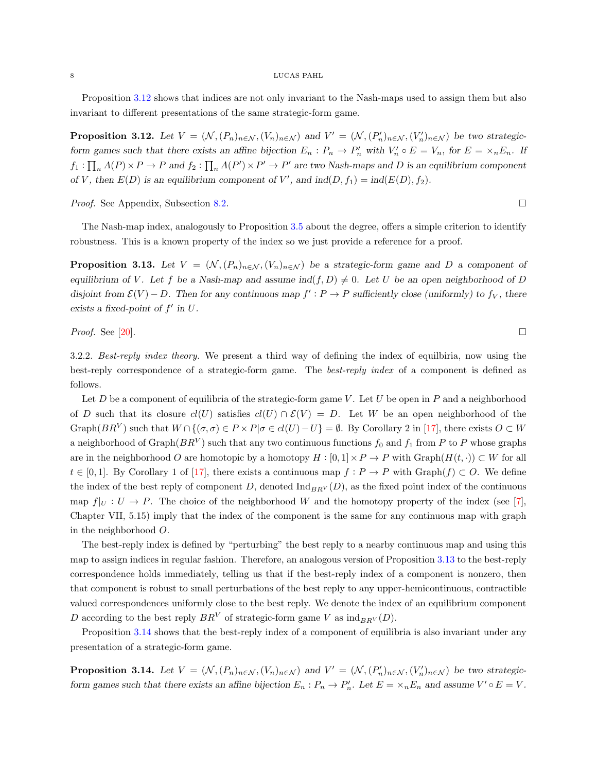Proposition 3.12 shows that indices are not only invariant to the Nash-maps used to assign them but also invariant to different presentations of the same strategic-form game.

**Proposition 3.12.** *Let $V = (\mathcal{N}, (P_n)_{n\in\mathcal{N}}, (V_n)_{n\in\mathcal{N}})$ and $V' = (\mathcal{N}, (P'_n)_{n\in\mathcal{N}}, (V'_n)_{n\in\mathcal{N}})$ be two strategic-form games such that there exists an affine bijection $E_n : P_n \to P'_n$ with $V'_n \circ E = V_n$, for $E = \times_n E_n$. If $f_1 : \prod_n A(P) \times P \to P$ and $f_2 : \prod_n A(P') \times P' \to P'$ are two Nash-maps and $D$ is an equilibrium component of $V$, then $E(D)$ is an equilibrium component of $V'$, and $ind(D, f_1) = ind(E(D), f_2)$.*

*Proof.* See Appendix, Subsection 8.2. □

The Nash-map index, analogously to Proposition 3.5 about the degree, offers a simple criterion to identify robustness. This is a known property of the index so we just provide a reference for a proof.

**Proposition 3.13.** *Let $V = (\mathcal{N}, (P_n)_{n\in\mathcal{N}}, (V_n)_{n\in\mathcal{N}})$ be a strategic-form game and $D$ a component of equilibrium of $V$. Let $f$ be a Nash-map and assume $ind(f, D) \neq 0$. Let $U$ be an open neighborhood of $D$ disjoint from $\mathcal{E}(V) - D$. Then for any continuous map $f' : P \to P$ sufficiently close (uniformly) to $f_V$, there exists a fixed-point of $f'$ in $U$.*

*Proof.* See [20]. □

3.2.2. *Best-reply index theory.* We present a third way of defining the index of equilbiria, now using the best-reply correspondence of a strategic-form game. The *best-reply index* of a component is defined as follows.

Let $D$ be a component of equilibria of the strategic-form game $V$. Let $U$ be open in $P$ and a neighborhood of $D$ such that its closure $cl(U)$ satisfies $cl(U) \cap \mathcal{E}(V) = D$. Let $W$ be an open neighborhood of the $\text{Graph}(BR^V)$ such that $W \cap \{(\sigma, \sigma) \in P \times P | \sigma \in cl(U) - U\} = \emptyset$. By Corollary 2 in [17], there exists $O \subset W$ a neighborhood of $\text{Graph}(BR^V)$ such that any two continuous functions $f_0$ and $f_1$ from $P$ to $P$ whose graphs are in the neighborhood $O$ are homotopic by a homotopy $H : [0,1] \times P \to P$ with $\text{Graph}(H(t, \cdot)) \subset W$ for all $t \in [0,1]$. By Corollary 1 of [17], there exists a continuous map $f : P \to P$ with $\text{Graph}(f) \subset O$. We define the index of the best reply of component $D$, denoted $\text{Ind}_{BR^V}(D)$, as the fixed point index of the continuous map $f|_U : U \to P$. The choice of the neighborhood $W$ and the homotopy property of the index (see [7], Chapter VII, 5.15) imply that the index of the component is the same for any continuous map with graph in the neighborhood $O$.

The best-reply index is defined by "perturbing" the best reply to a nearby continuous map and using this map to assign indices in regular fashion. Therefore, an analogous version of Proposition 3.13 to the best-reply correspondence holds immediately, telling us that if the best-reply index of a component is nonzero, then that component is robust to small perturbations of the best reply to any upper-hemicontinuous, contractible valued correspondences uniformly close to the best reply. We denote the index of an equilibrium component $D$ according to the best reply $BR^V$ of strategic-form game $V$ as $\text{ind}_{BR^V}(D)$.

Proposition 3.14 shows that the best-reply index of a component of equilibria is also invariant under any presentation of a strategic-form game.

**Proposition 3.14.** *Let $V = (\mathcal{N}, (P_n)_{n\in\mathcal{N}}, (V_n)_{n\in\mathcal{N}})$ and $V' = (\mathcal{N}, (P'_n)_{n\in\mathcal{N}}, (V'_n)_{n\in\mathcal{N}})$ be two strategic-form games such that there exists an affine bijection $E_n : P_n \to P'_n$. Let $E = \times_n E_n$ and assume $V' \circ E = V$.*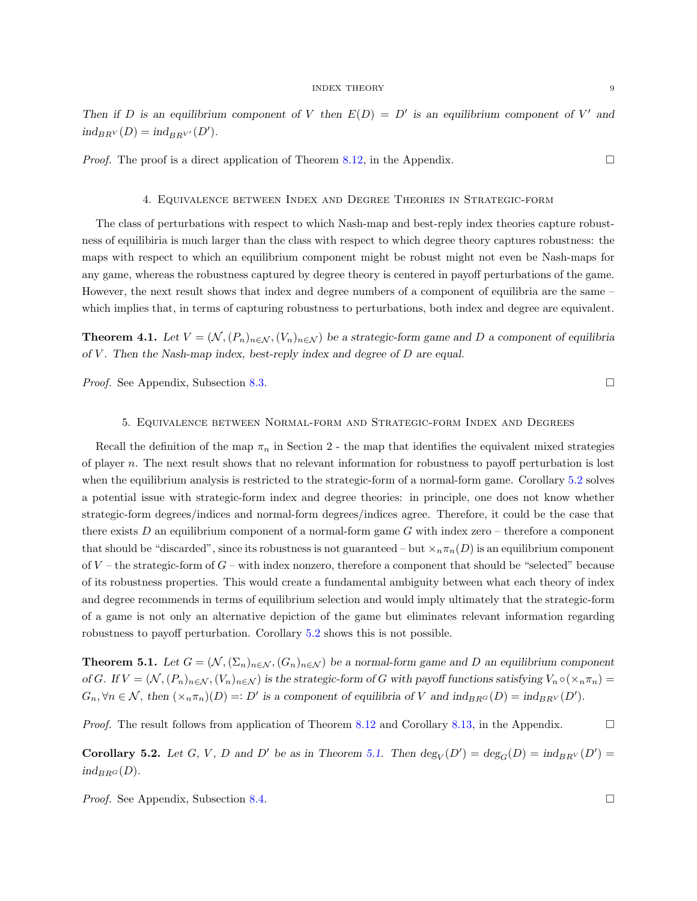*Then if $D$ is an equilibrium component of $V$ then $E(D) = D'$ is an equilibrium component of $V'$ and $ind_{BR^V}(D) = ind_{BR^{V'}}(D')$.*

*Proof.* The proof is a direct application of Theorem 8.12, in the Appendix. □

## 4. Equivalence between Index and Degree Theories in Strategic-form

The class of perturbations with respect to which Nash-map and best-reply index theories capture robustness of equilibiria is much larger than the class with respect to which degree theory captures robustness: the maps with respect to which an equilibrium component might be robust might not even be Nash-maps for any game, whereas the robustness captured by degree theory is centered in payoff perturbations of the game. However, the next result shows that index and degree numbers of a component of equilibria are the same – which implies that, in terms of capturing robustness to perturbations, both index and degree are equivalent.

**Theorem 4.1.** *Let $V = (\mathcal{N}, (P_n)_{n\in\mathcal{N}}, (V_n)_{n\in\mathcal{N}})$ be a strategic-form game and $D$ a component of equilibria of $V$. Then the Nash-map index, best-reply index and degree of $D$ are equal.*

*Proof.* See Appendix, Subsection 8.3. □

## 5. Equivalence between Normal-form and Strategic-form Index and Degrees

Recall the definition of the map $\pi_n$ in Section 2 - the map that identifies the equivalent mixed strategies of player $n$. The next result shows that no relevant information for robustness to payoff perturbation is lost when the equilibrium analysis is restricted to the strategic-form of a normal-form game. Corollary 5.2 solves a potential issue with strategic-form index and degree theories: in principle, one does not know whether strategic-form degrees/indices and normal-form degrees/indices agree. Therefore, it could be the case that there exists $D$ an equilibrium component of a normal-form game $G$ with index zero – therefore a component that should be "discarded", since its robustness is not guaranteed – but $\times_n \pi_n(D)$ is an equilibrium component of $V$ – the strategic-form of $G$ – with index nonzero, therefore a component that should be "selected" because of its robustness properties. This would create a fundamental ambiguity between what each theory of index and degree recommends in terms of equilibrium selection and would imply ultimately that the strategic-form of a game is not only an alternative depiction of the game but eliminates relevant information regarding robustness to payoff perturbation. Corollary 5.2 shows this is not possible.

**Theorem 5.1.** *Let $G = (\mathcal{N}, (\Sigma_n)_{n\in\mathcal{N}}, (G_n)_{n\in\mathcal{N}})$ be a normal-form game and $D$ an equilibrium component of $G$. If $V = (\mathcal{N}, (P_n)_{n\in\mathcal{N}}, (V_n)_{n\in\mathcal{N}})$ is the strategic-form of $G$ with payoff functions satisfying $V_n \circ (\times_n \pi_n) = G_n, \forall n \in \mathcal{N}$, then $(\times_n \pi_n)(D) =: D'$ is a component of equilibria of $V$ and $ind_{BR^G}(D) = ind_{BR^V}(D')$.*

*Proof.* The result follows from application of Theorem 8.12 and Corollary 8.13, in the Appendix. □

**Corollary 5.2.** *Let $G$, $V$, $D$ and $D'$ be as in Theorem 5.1. Then $\deg_V(D') = \deg_G(D) = ind_{BR^V}(D') = ind_{BR^G}(D)$.*

*Proof.* See Appendix, Subsection 8.4. □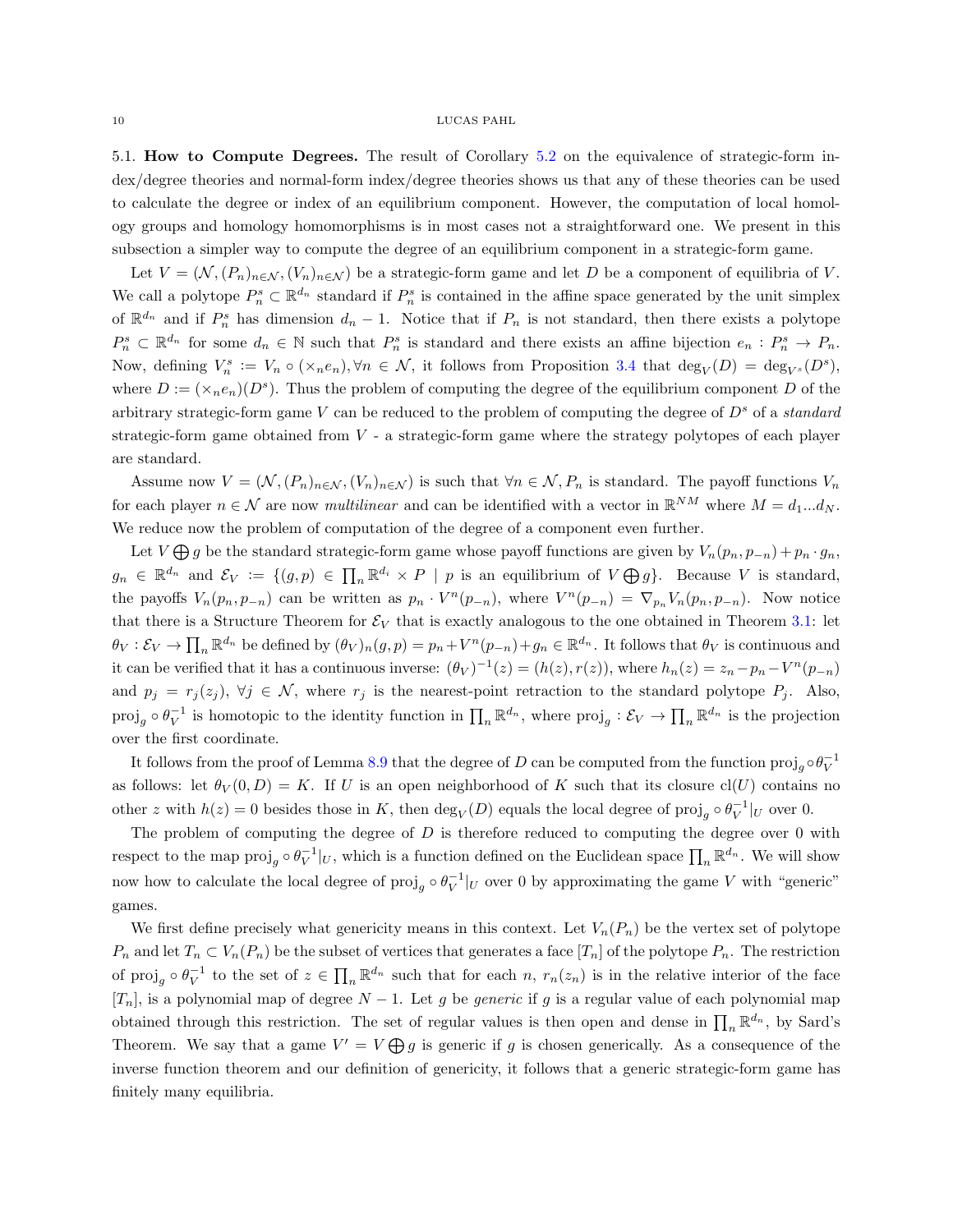### 5.1. How to Compute Degrees.

The result of Corollary 5.2 on the equivalence of strategic-form index/degree theories and normal-form index/degree theories shows us that any of these theories can be used to calculate the degree or index of an equilibrium component. However, the computation of local homology groups and homology homomorphisms is in most cases not a straightforward one. We present in this subsection a simpler way to compute the degree of an equilibrium component in a strategic-form game.

Let $V = (\mathcal{N}, (P_n)_{n\in\mathcal{N}}, (V_n)_{n\in\mathcal{N}})$ be a strategic-form game and let $D$ be a component of equilibria of $V$. We call a polytope $P_n^s \subset \mathbb{R}^{d_n}$ standard if $P_n^s$ is contained in the affine space generated by the unit simplex of $\mathbb{R}^{d_n}$ and if $P_n^s$ has dimension $d_n - 1$. Notice that if $P_n$ is not standard, then there exists a polytope $P_n^s \subset \mathbb{R}^{d_n}$ for some $d_n \in \mathbb{N}$ such that $P_n^s$ is standard and there exists an affine bijection $e_n : P_n^s \to P_n$. Now, defining $V_n^s := V_n \circ (\times_n e_n), \forall n \in \mathcal{N}$, it follows from Proposition 3.4 that $\deg_V(D) = \deg_{V^s}(D^s)$, where $D := (\times_n e_n)(D^s)$. Thus the problem of computing the degree of the equilibrium component $D$ of the arbitrary strategic-form game $V$ can be reduced to the problem of computing the degree of $D^s$ of a *standard* strategic-form game obtained from $V$ - a strategic-form game where the strategy polytopes of each player are standard.

Assume now $V = (\mathcal{N}, (P_n)_{n\in\mathcal{N}}, (V_n)_{n\in\mathcal{N}})$ is such that $\forall n \in \mathcal{N}, P_n$ is standard. The payoff functions $V_n$ for each player $n \in \mathcal{N}$ are now *multilinear* and can be identified with a vector in $\mathbb{R}^{NM}$ where $M = d_1 ... d_N$. We reduce now the problem of computation of the degree of a component even further.

Let $V \bigoplus g$ be the standard strategic-form game whose payoff functions are given by $V_n(p_n, p_{-n}) + p_n \cdot g_n$, $g_n \in \mathbb{R}^{d_n}$ and $\mathcal{E}_V := \{(g, p) \in \prod_n \mathbb{R}^{d_i} \times P \mid p \text{ is an equilibrium of } V \bigoplus g\}$. Because $V$ is standard, the payoffs $V_n(p_n, p_{-n})$ can be written as $p_n \cdot V^n(p_{-n})$, where $V^n(p_{-n}) = \nabla_{p_n} V_n(p_n, p_{-n})$. Now notice that there is a Structure Theorem for $\mathcal{E}_V$ that is exactly analogous to the one obtained in Theorem 3.1: let $\theta_V : \mathcal{E}_V \to \prod_n \mathbb{R}^{d_n}$ be defined by $(\theta_V)_n(g, p) = p_n + V^n(p_{-n}) + g_n \in \mathbb{R}^{d_n}$. It follows that $\theta_V$ is continuous and it can be verified that it has a continuous inverse: $(\theta_V)^{-1}(z) = (h(z), r(z))$, where $h_n(z) = z_n - p_n - V^n(p_{-n})$ and $p_j = r_j(z_j)$, $\forall j \in \mathcal{N}$, where $r_j$ is the nearest-point retraction to the standard polytope $P_j$. Also, $\text{proj}_g \circ \theta_V^{-1}$ is homotopic to the identity function in $\prod_n \mathbb{R}^{d_n}$, where $\text{proj}_g : \mathcal{E}_V \to \prod_n \mathbb{R}^{d_n}$ is the projection over the first coordinate.

It follows from the proof of Lemma 8.9 that the degree of $D$ can be computed from the function $\text{proj}_g \circ \theta_V^{-1}$ as follows: let $\theta_V(0, D) = K$. If $U$ is an open neighborhood of $K$ such that its closure $\text{cl}(U)$ contains no other $z$ with $h(z) = 0$ besides those in $K$, then $\deg_V(D)$ equals the local degree of $\text{proj}_g \circ \theta_V^{-1}|_U$ over 0.

The problem of computing the degree of $D$ is therefore reduced to computing the degree over 0 with respect to the map $\text{proj}_g \circ \theta_V^{-1}|_U$, which is a function defined on the Euclidean space $\prod_n \mathbb{R}^{d_n}$. We will show now how to calculate the local degree of $\text{proj}_g \circ \theta_V^{-1}|_U$ over 0 by approximating the game $V$ with "generic" games.

We first define precisely what genericity means in this context. Let $V_n(P_n)$ be the vertex set of polytope $P_n$ and let $T_n \subset V_n(P_n)$ be the subset of vertices that generates a face $[T_n]$ of the polytope $P_n$. The restriction of $\text{proj}_g \circ \theta_V^{-1}$ to the set of $z \in \prod_n \mathbb{R}^{d_n}$ such that for each $n$, $r_n(z_n)$ is in the relative interior of the face $[T_n]$, is a polynomial map of degree $N - 1$. Let $g$ be *generic* if $g$ is a regular value of each polynomial map obtained through this restriction. The set of regular values is then open and dense in $\prod_n \mathbb{R}^{d_n}$, by Sard's Theorem. We say that a game $V' = V \bigoplus g$ is generic if $g$ is chosen generically. As a consequence of the inverse function theorem and our definition of genericity, it follows that a generic strategic-form game has finitely many equilibria.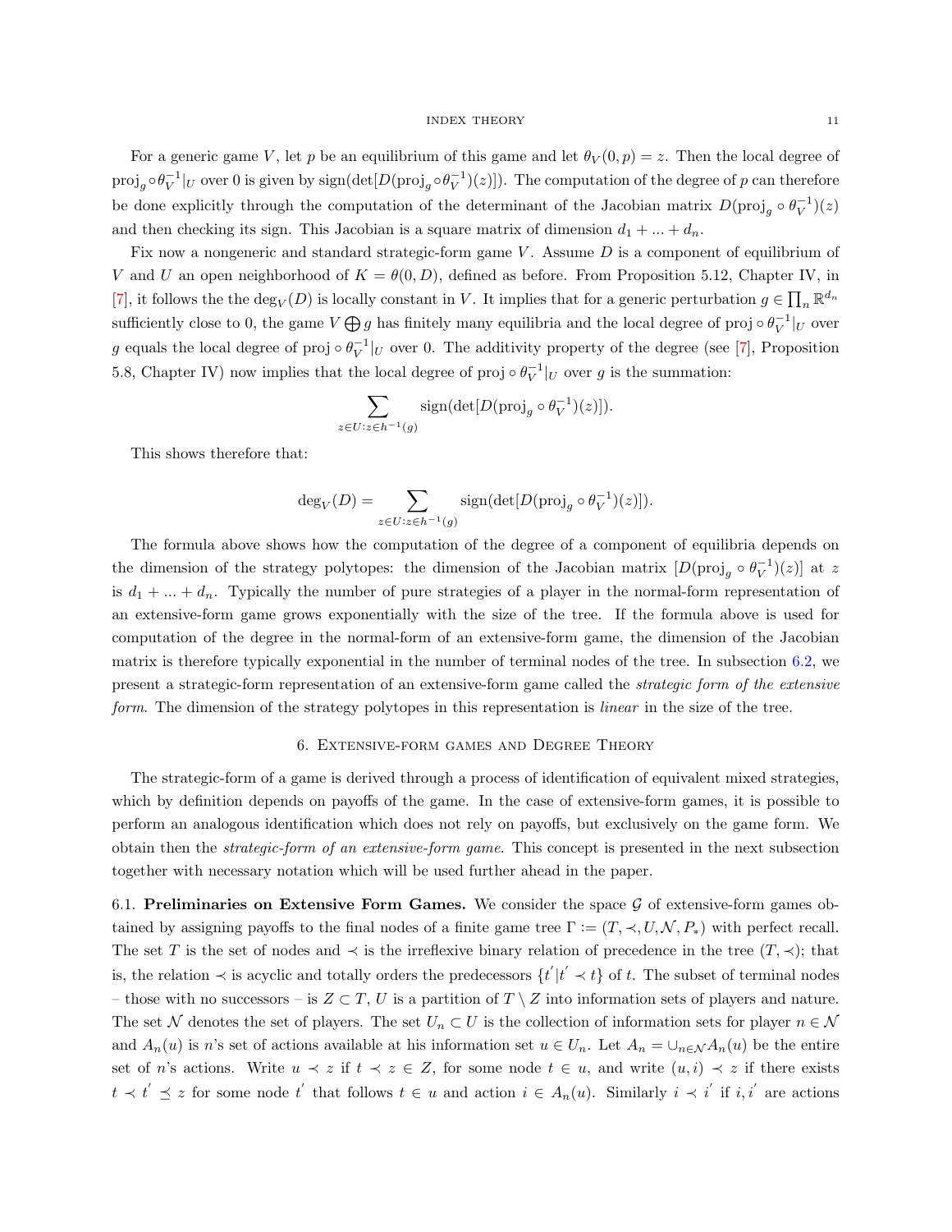For a generic game $V$, let $p$ be an equilibrium of this game and let $\theta_V(0, p) = z$. Then the local degree of $\text{proj}_g \circ \theta_V^{-1}|_U$ over 0 is given by $\text{sign}(\det[D(\text{proj}_g \circ \theta_V^{-1})(z)])$. The computation of the degree of $p$ can therefore be done explicitly through the computation of the determinant of the Jacobian matrix $D(\text{proj}_g \circ \theta_V^{-1})(z)$ and then checking its sign. This Jacobian is a square matrix of dimension $d_1 + ... + d_n$.

Fix now a nongeneric and standard strategic-form game $V$. Assume $D$ is a component of equilibrium of $V$ and $U$ an open neighborhood of $K = \theta(0, D)$, defined as before. From Proposition 5.12, Chapter IV, in [7], it follows the the $\deg_V(D)$ is locally constant in $V$. It implies that for a generic perturbation $g \in \prod_n \mathbb{R}^{d_n}$ sufficiently close to 0, the game $V \bigoplus g$ has finitely many equilibria and the local degree of $\text{proj} \circ \theta_V^{-1}|_U$ over $g$ equals the local degree of $\text{proj} \circ \theta_V^{-1}|_U$ over 0. The additivity property of the degree (see [7], Proposition 5.8, Chapter IV) now implies that the local degree of $\text{proj} \circ \theta_V^{-1}|_U$ over $g$ is the summation:

$$\sum_{z \in U : z \in h^{-1}(g)} \text{sign}(\det[D(\text{proj}_g \circ \theta_V^{-1})(z)]).$$

This shows therefore that:

$$\deg_V(D) = \sum_{z \in U : z \in h^{-1}(g)} \text{sign}(\det[D(\text{proj}_g \circ \theta_V^{-1})(z)]).$$

The formula above shows how the computation of the degree of a component of equilibria depends on the dimension of the strategy polytopes: the dimension of the Jacobian matrix $[D(\text{proj}_g \circ \theta_V^{-1})(z)]$ at $z$ is $d_1 + ... + d_n$. Typically the number of pure strategies of a player in the normal-form representation of an extensive-form game grows exponentially with the size of the tree. If the formula above is used for computation of the degree in the normal-form of an extensive-form game, the dimension of the Jacobian matrix is therefore typically exponential in the number of terminal nodes of the tree. In subsection 6.2, we present a strategic-form representation of an extensive-form game called the *strategic form of the extensive form*. The dimension of the strategy polytopes in this representation is *linear* in the size of the tree.

## 6. Extensive-form games and Degree Theory

The strategic-form of a game is derived through a process of identification of equivalent mixed strategies, which by definition depends on payoffs of the game. In the case of extensive-form games, it is possible to perform an analogous identification which does not rely on payoffs, but exclusively on the game form. We obtain then the *strategic-form of an extensive-form game*. This concept is presented in the next subsection together with necessary notation which will be used further ahead in the paper.

### 6.1. Preliminaries on Extensive Form Games.

We consider the space $\mathcal{G}$ of extensive-form games obtained by assigning payoffs to the final nodes of a finite game tree $\Gamma := (T, \prec, U, \mathcal{N}, P_*)$ with perfect recall. The set $T$ is the set of nodes and $\prec$ is the irreflexive binary relation of precedence in the tree $(T, \prec)$; that is, the relation $\prec$ is acyclic and totally orders the predecessors $\{t' | t' \prec t\}$ of $t$. The subset of terminal nodes – those with no successors – is $Z \subset T$, $U$ is a partition of $T \setminus Z$ into information sets of players and nature. The set $\mathcal{N}$ denotes the set of players. The set $U_n \subset U$ is the collection of information sets for player $n \in \mathcal{N}$ and $A_n(u)$ is $n$'s set of actions available at his information set $u \in U_n$. Let $A_n = \cup_{n \in \mathcal{N}} A_n(u)$ be the entire set of $n$'s actions. Write $u \prec z$ if $t \prec z \in Z$, for some node $t \in u$, and write $(u, i) \prec z$ if there exists $t \prec t' \preceq z$ for some node $t'$ that follows $t \in u$ and action $i \in A_n(u)$. Similarly $i \prec i'$ if $i, i'$ are actions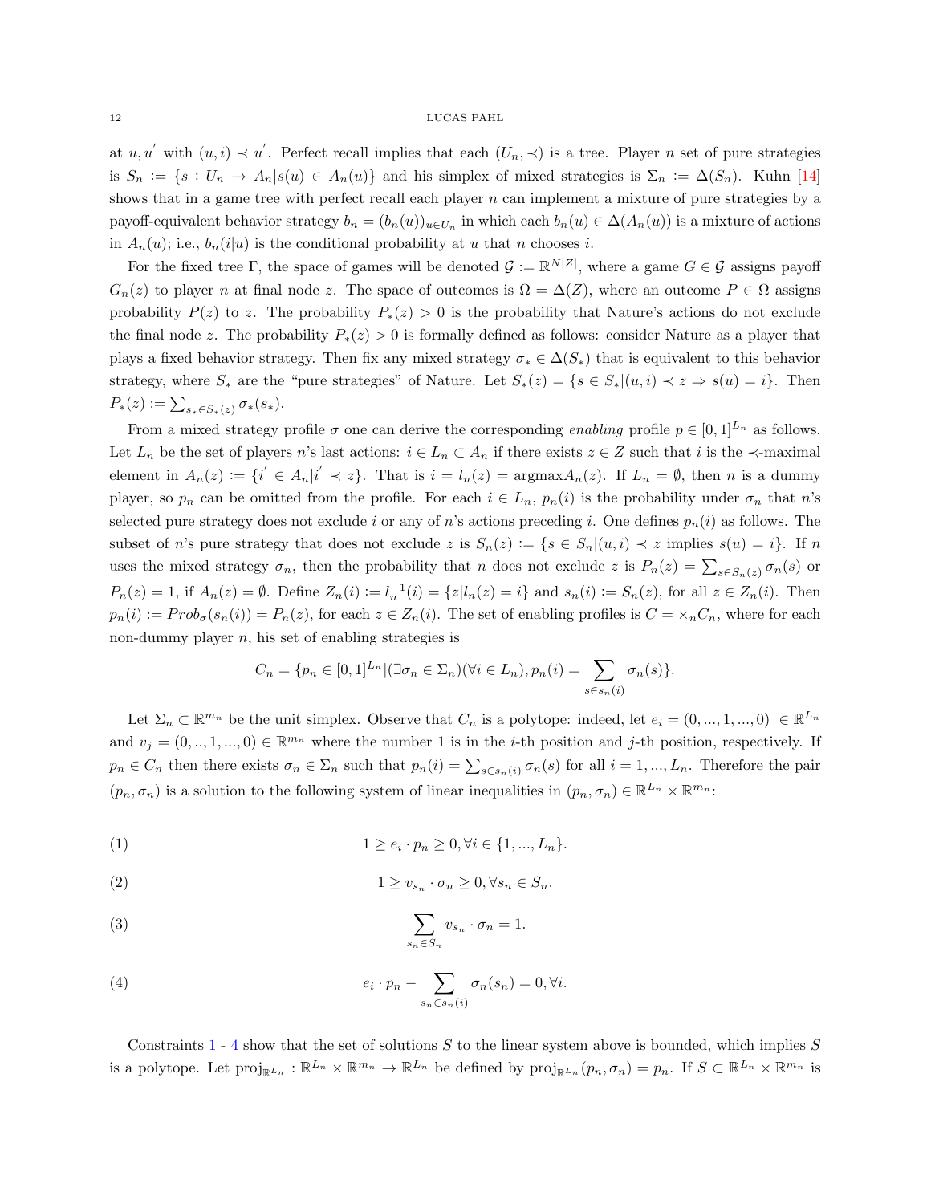at $u, u^{'}$ with $(u,i) \prec u^{'}$. Perfect recall implies that each $(U_n, \prec)$ is a tree. Player $n$ set of pure strategies is $S_n := \{s : U_n \to A_n | s(u) \in A_n(u)\}$ and his simplex of mixed strategies is $\Sigma_n := \Delta(S_n)$. Kuhn [14] shows that in a game tree with perfect recall each player $n$ can implement a mixture of pure strategies by a payoff-equivalent behavior strategy $b_n = (b_n(u))_{u \in U_n}$ in which each $b_n(u) \in \Delta(A_n(u))$ is a mixture of actions in $A_n(u)$; i.e., $b_n(i|u)$ is the conditional probability at $u$ that $n$ chooses $i$.

For the fixed tree $\Gamma$, the space of games will be denoted $\mathcal{G} := \mathbb{R}^{N|Z|}$, where a game $G \in \mathcal{G}$ assigns payoff $G_n(z)$ to player $n$ at final node $z$. The space of outcomes is $\Omega = \Delta(Z)$, where an outcome $P \in \Omega$ assigns probability $P(z)$ to $z$. The probability $P_*(z) > 0$ is the probability that Nature's actions do not exclude the final node $z$. The probability $P_*(z) > 0$ is formally defined as follows: consider Nature as a player that plays a fixed behavior strategy. Then fix any mixed strategy $\sigma_* \in \Delta(S_*)$ that is equivalent to this behavior strategy, where $S_*$ are the "pure strategies" of Nature. Let $S_*(z) = \{s \in S_* | (u,i) \prec z \Rightarrow s(u) = i\}$. Then $P_*(z) := \sum_{s_* \in S_*(z)} \sigma_*(s_*)$.

From a mixed strategy profile $\sigma$ one can derive the corresponding *enabling* profile $p \in [0,1]^{L_n}$ as follows. Let $L_n$ be the set of players $n$'s last actions: $i \in L_n \subset A_n$ if there exists $z \in Z$ such that $i$ is the $\prec$-maximal element in $A_n(z) := \{i^{'} \in A_n | i^{'} \prec z\}$. That is $i = l_n(z) = \text{argmax} A_n(z)$. If $L_n = \emptyset$, then $n$ is a dummy player, so $p_n$ can be omitted from the profile. For each $i \in L_n$, $p_n(i)$ is the probability under $\sigma_n$ that $n$'s selected pure strategy does not exclude $i$ or any of $n$'s actions preceding $i$. One defines $p_n(i)$ as follows. The subset of $n$'s pure strategy that does not exclude $z$ is $S_n(z) := \{s \in S_n | (u,i) \prec z \text{ implies } s(u) = i\}$. If $n$ uses the mixed strategy $\sigma_n$, then the probability that $n$ does not exclude $z$ is $P_n(z) = \sum_{s \in S_n(z)} \sigma_n(s)$ or $P_n(z) = 1$, if $A_n(z) = \emptyset$. Define $Z_n(i) := l_n^{-1}(i) = \{z | l_n(z) = i\}$ and $s_n(i) := S_n(z)$, for all $z \in Z_n(i)$. Then $p_n(i) := Prob_\sigma(s_n(i)) = P_n(z)$, for each $z \in Z_n(i)$. The set of enabling profiles is $C = \times_n C_n$, where for each non-dummy player $n$, his set of enabling strategies is

$$C_n = \{p_n \in [0,1]^{L_n} | (\exists \sigma_n \in \Sigma_n)(\forall i \in L_n), p_n(i) = \sum_{s \in s_n(i)} \sigma_n(s)\}.$$

Let $\Sigma_n \subset \mathbb{R}^{m_n}$ be the unit simplex. Observe that $C_n$ is a polytope: indeed, let $e_i = (0, ..., 1, ..., 0) \in \mathbb{R}^{L_n}$ and $v_j = (0, .., 1, ..., 0) \in \mathbb{R}^{m_n}$ where the number 1 is in the $i$-th position and $j$-th position, respectively. If $p_n \in C_n$ then there exists $\sigma_n \in \Sigma_n$ such that $p_n(i) = \sum_{s \in s_n(i)} \sigma_n(s)$ for all $i = 1, ..., L_n$. Therefore the pair $(p_n, \sigma_n)$ is a solution to the following system of linear inequalities in $(p_n, \sigma_n) \in \mathbb{R}^{L_n} \times \mathbb{R}^{m_n}$:

$$1 \geq e_i \cdot p_n \geq 0, \forall i \in \{1, ..., L_n\}. \tag{1}$$

$$1 \geq v_{s_n} \cdot \sigma_n \geq 0, \forall s_n \in S_n. \tag{2}$$

$$\sum_{s_n \in S_n} v_{s_n} \cdot \sigma_n = 1. \tag{3}$$

$$e_i \cdot p_n - \sum_{s_n \in s_n(i)} \sigma_n(s_n) = 0, \forall i. \tag{4}$$

Constraints 1 - 4 show that the set of solutions $S$ to the linear system above is bounded, which implies $S$ is a polytope. Let $\text{proj}_{\mathbb{R}^{L_n}} : \mathbb{R}^{L_n} \times \mathbb{R}^{m_n} \to \mathbb{R}^{L_n}$ be defined by $\text{proj}_{\mathbb{R}^{L_n}}(p_n, \sigma_n) = p_n$. If $S \subset \mathbb{R}^{L_n} \times \mathbb{R}^{m_n}$ is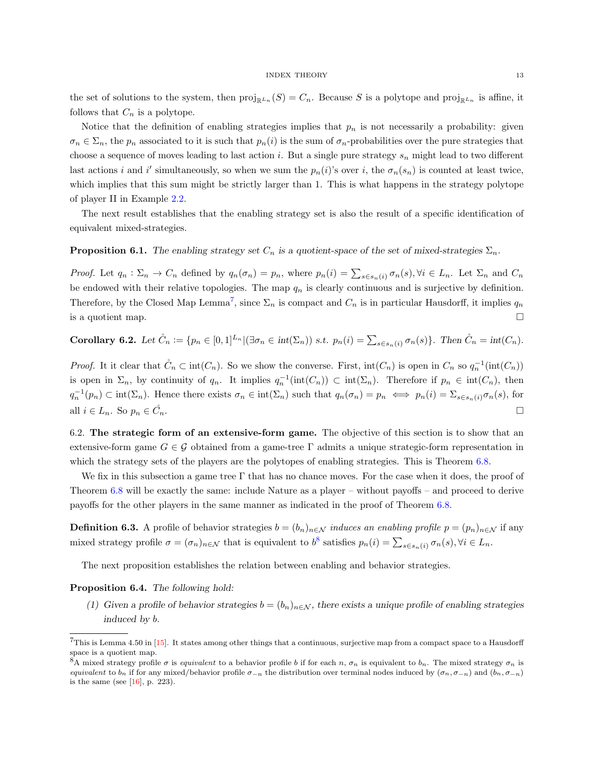the set of solutions to the system, then $\text{proj}_{\mathbb{R}^{L_n}}(S) = C_n$. Because $S$ is a polytope and $\text{proj}_{\mathbb{R}^{L_n}}$ is affine, it follows that $C_n$ is a polytope.

Notice that the definition of enabling strategies implies that $p_n$ is not necessarily a probability: given $\sigma_n \in \Sigma_n$, the $p_n$ associated to it is such that $p_n(i)$ is the sum of $\sigma_n$-probabilities over the pure strategies that choose a sequence of moves leading to last action $i$. But a single pure strategy $s_n$ might lead to two different last actions $i$ and $i'$ simultaneously, so when we sum the $p_n(i)$'s over $i$, the $\sigma_n(s_n)$ is counted at least twice, which implies that this sum might be strictly larger than 1. This is what happens in the strategy polytope of player II in Example 2.2.

The next result establishes that the enabling strategy set is also the result of a specific identification of equivalent mixed-strategies.

**Proposition 6.1.** *The enabling strategy set $C_n$ is a quotient-space of the set of mixed-strategies $\Sigma_n$.*

*Proof.* Let $q_n : \Sigma_n \to C_n$ defined by $q_n(\sigma_n) = p_n$, where $p_n(i) = \sum_{s \in s_n(i)} \sigma_n(s), \forall i \in L_n$. Let $\Sigma_n$ and $C_n$ be endowed with their relative topologies. The map $q_n$ is clearly continuous and is surjective by definition. Therefore, by the Closed Map Lemma[7], since $\Sigma_n$ is compact and $C_n$ is in particular Hausdorff, it implies $q_n$ is a quotient map. □

**Corollary 6.2.** *Let $\mathring{C}_n := \{p_n \in [0,1]^{L_n} | (\exists \sigma_n \in \text{int}(\Sigma_n)) \text{ s.t. } p_n(i) = \sum_{s \in s_n(i)} \sigma_n(s)\}$. Then $\mathring{C}_n = \text{int}(C_n)$.*

*Proof.* It it clear that $\mathring{C}_n \subset \text{int}(C_n)$. So we show the converse. First, $\text{int}(C_n)$ is open in $C_n$ so $q_n^{-1}(\text{int}(C_n))$ is open in $\Sigma_n$, by continuity of $q_n$. It implies $q_n^{-1}(\text{int}(C_n)) \subset \text{int}(\Sigma_n)$. Therefore if $p_n \in \text{int}(C_n)$, then $q_n^{-1}(p_n) \subset \text{int}(\Sigma_n)$. Hence there exists $\sigma_n \in \text{int}(\Sigma_n)$ such that $q_n(\sigma_n) = p_n \iff p_n(i) = \Sigma_{s \in s_n(i)} \sigma_n(s)$, for all $i \in L_n$. So $p_n \in \mathring{C}_n$. □

6.2. **The strategic form of an extensive-form game.** The objective of this section is to show that an extensive-form game $G \in \mathcal{G}$ obtained from a game-tree $\Gamma$ admits a unique strategic-form representation in which the strategy sets of the players are the polytopes of enabling strategies. This is Theorem 6.8.

We fix in this subsection a game tree $\Gamma$ that has no chance moves. For the case when it does, the proof of Theorem 6.8 will be exactly the same: include Nature as a player – without payoffs – and proceed to derive payoffs for the other players in the same manner as indicated in the proof of Theorem 6.8.

**Definition 6.3.** A profile of behavior strategies $b = (b_n)_{n \in \mathcal{N}}$ *induces an enabling profile* $p = (p_n)_{n \in \mathcal{N}}$ if any mixed strategy profile $\sigma = (\sigma_n)_{n \in \mathcal{N}}$ that is equivalent to $b$[8] satisfies $p_n(i) = \sum_{s \in s_n(i)} \sigma_n(s), \forall i \in L_n$.

The next proposition establishes the relation between enabling and behavior strategies.

**Proposition 6.4.** *The following hold:*

*(1) Given a profile of behavior strategies $b = (b_n)_{n \in \mathcal{N}}$, there exists a unique profile of enabling strategies induced by $b$.*

---

[7] This is Lemma 4.50 in [15]. It states among other things that a continuous, surjective map from a compact space to a Hausdorff space is a quotient map.

[8] A mixed strategy profile $\sigma$ is *equivalent* to a behavior profile $b$ if for each $n$, $\sigma_n$ is equivalent to $b_n$. The mixed strategy $\sigma_n$ is *equivalent* to $b_n$ if for any mixed/behavior profile $\sigma_{-n}$ the distribution over terminal nodes induced by $(\sigma_n, \sigma_{-n})$ and $(b_n, \sigma_{-n})$ is the same (see [16], p. 223).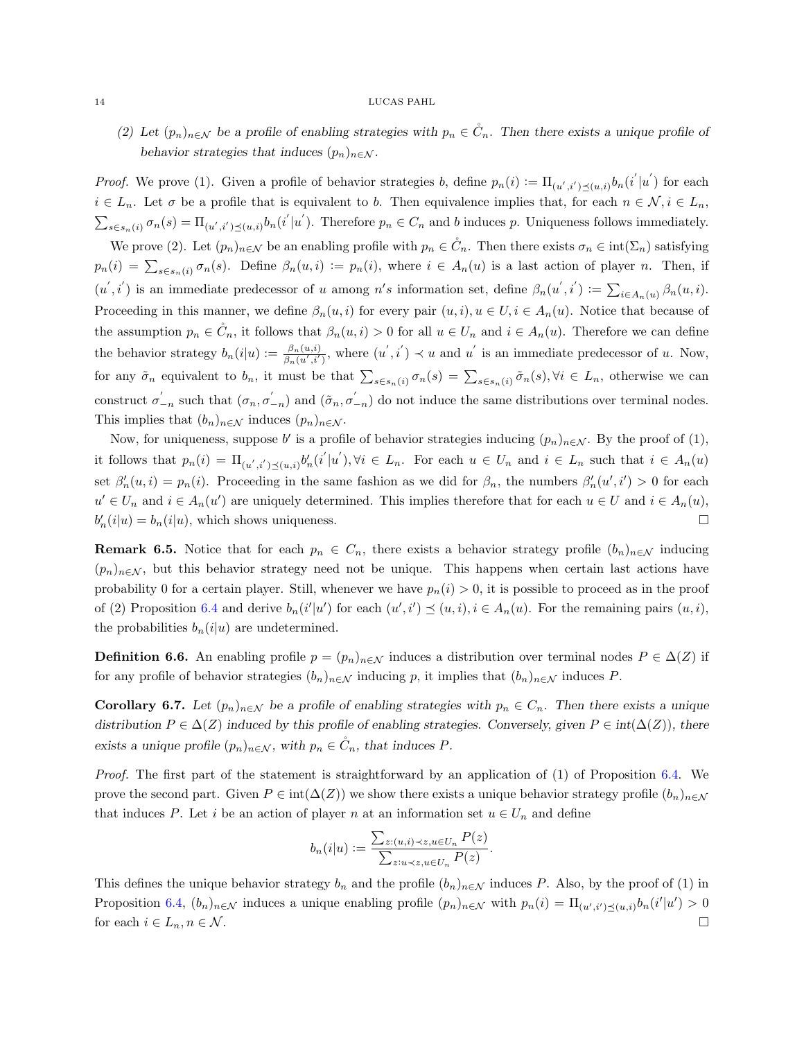(2) *Let $(p_n)_{n\in\mathcal{N}}$ be a profile of enabling strategies with $p_n \in \mathring{C}_n$. Then there exists a unique profile of behavior strategies that induces $(p_n)_{n\in\mathcal{N}}$.*

*Proof.* We prove (1). Given a profile of behavior strategies $b$, define $p_n(i) := \Pi_{(u',i')\preceq(u,i)} b_n(i'|u')$ for each $i \in L_n$. Let $\sigma$ be a profile that is equivalent to $b$. Then equivalence implies that, for each $n \in \mathcal{N}, i \in L_n$, $\sum_{s\in s_n(i)} \sigma_n(s) = \Pi_{(u',i')\preceq(u,i)} b_n(i'|u')$. Therefore $p_n \in C_n$ and $b$ induces $p$. Uniqueness follows immediately.

We prove (2). Let $(p_n)_{n\in\mathcal{N}}$ be an enabling profile with $p_n \in \mathring{C}_n$. Then there exists $\sigma_n \in \text{int}(\Sigma_n)$ satisfying $p_n(i) = \sum_{s\in s_n(i)} \sigma_n(s)$. Define $\beta_n(u,i) := p_n(i)$, where $i \in A_n(u)$ is a last action of player $n$. Then, if $(u',i')$ is an immediate predecessor of $u$ among $n's$ information set, define $\beta_n(u',i') := \sum_{i\in A_n(u)} \beta_n(u,i)$. Proceeding in this manner, we define $\beta_n(u,i)$ for every pair $(u,i), u \in U, i \in A_n(u)$. Notice that because of the assumption $p_n \in \mathring{C}_n$, it follows that $\beta_n(u,i) > 0$ for all $u \in U_n$ and $i \in A_n(u)$. Therefore we can define the behavior strategy $b_n(i|u) := \frac{\beta_n(u,i)}{\beta_n(u',i')}$, where $(u',i') \prec u$ and $u'$ is an immediate predecessor of $u$. Now, for any $\tilde{\sigma}_n$ equivalent to $b_n$, it must be that $\sum_{s\in s_n(i)} \sigma_n(s) = \sum_{s\in s_n(i)} \tilde{\sigma}_n(s), \forall i \in L_n$, otherwise we can construct $\sigma'_{-n}$ such that $(\sigma_n, \sigma'_{-n})$ and $(\tilde{\sigma}_n, \sigma'_{-n})$ do not induce the same distributions over terminal nodes. This implies that $(b_n)_{n\in\mathcal{N}}$ induces $(p_n)_{n\in\mathcal{N}}$.

Now, for uniqueness, suppose $b'$ is a profile of behavior strategies inducing $(p_n)_{n\in\mathcal{N}}$. By the proof of (1), it follows that $p_n(i) = \Pi_{(u',i')\preceq(u,i)} b'_n(i'|u'), \forall i \in L_n$. For each $u \in U_n$ and $i \in L_n$ such that $i \in A_n(u)$ set $\beta'_n(u,i) = p_n(i)$. Proceeding in the same fashion as we did for $\beta_n$, the numbers $\beta'_n(u',i') > 0$ for each $u' \in U_n$ and $i \in A_n(u')$ are uniquely determined. This implies therefore that for each $u \in U$ and $i \in A_n(u)$, $b'_n(i|u) = b_n(i|u)$, which shows uniqueness. □

**Remark 6.5.** Notice that for each $p_n \in C_n$, there exists a behavior strategy profile $(b_n)_{n\in\mathcal{N}}$ inducing $(p_n)_{n\in\mathcal{N}}$, but this behavior strategy need not be unique. This happens when certain last actions have probability 0 for a certain player. Still, whenever we have $p_n(i) > 0$, it is possible to proceed as in the proof of (2) Proposition 6.4 and derive $b_n(i'|u')$ for each $(u',i') \preceq (u,i), i \in A_n(u)$. For the remaining pairs $(u,i)$, the probabilities $b_n(i|u)$ are undetermined.

**Definition 6.6.** An enabling profile $p = (p_n)_{n\in\mathcal{N}}$ induces a distribution over terminal nodes $P \in \Delta(Z)$ if for any profile of behavior strategies $(b_n)_{n\in\mathcal{N}}$ inducing $p$, it implies that $(b_n)_{n\in\mathcal{N}}$ induces $P$.

**Corollary 6.7.** *Let $(p_n)_{n\in\mathcal{N}}$ be a profile of enabling strategies with $p_n \in C_n$. Then there exists a unique distribution $P \in \Delta(Z)$ induced by this profile of enabling strategies. Conversely, given $P \in \text{int}(\Delta(Z))$, there exists a unique profile $(p_n)_{n\in\mathcal{N}}$, with $p_n \in \mathring{C}_n$, that induces $P$.*

*Proof.* The first part of the statement is straightforward by an application of (1) of Proposition 6.4. We prove the second part. Given $P \in \text{int}(\Delta(Z))$ we show there exists a unique behavior strategy profile $(b_n)_{n\in\mathcal{N}}$ that induces $P$. Let $i$ be an action of player $n$ at an information set $u \in U_n$ and define

$$b_n(i|u) := \frac{\sum_{z:(u,i)\prec z, u\in U_n} P(z)}{\sum_{z:u\prec z, u\in U_n} P(z)}.$$

This defines the unique behavior strategy $b_n$ and the profile $(b_n)_{n\in\mathcal{N}}$ induces $P$. Also, by the proof of (1) in Proposition 6.4, $(b_n)_{n\in\mathcal{N}}$ induces a unique enabling profile $(p_n)_{n\in\mathcal{N}}$ with $p_n(i) = \Pi_{(u',i')\preceq(u,i)} b_n(i'|u') > 0$ for each $i \in L_n, n \in \mathcal{N}$. □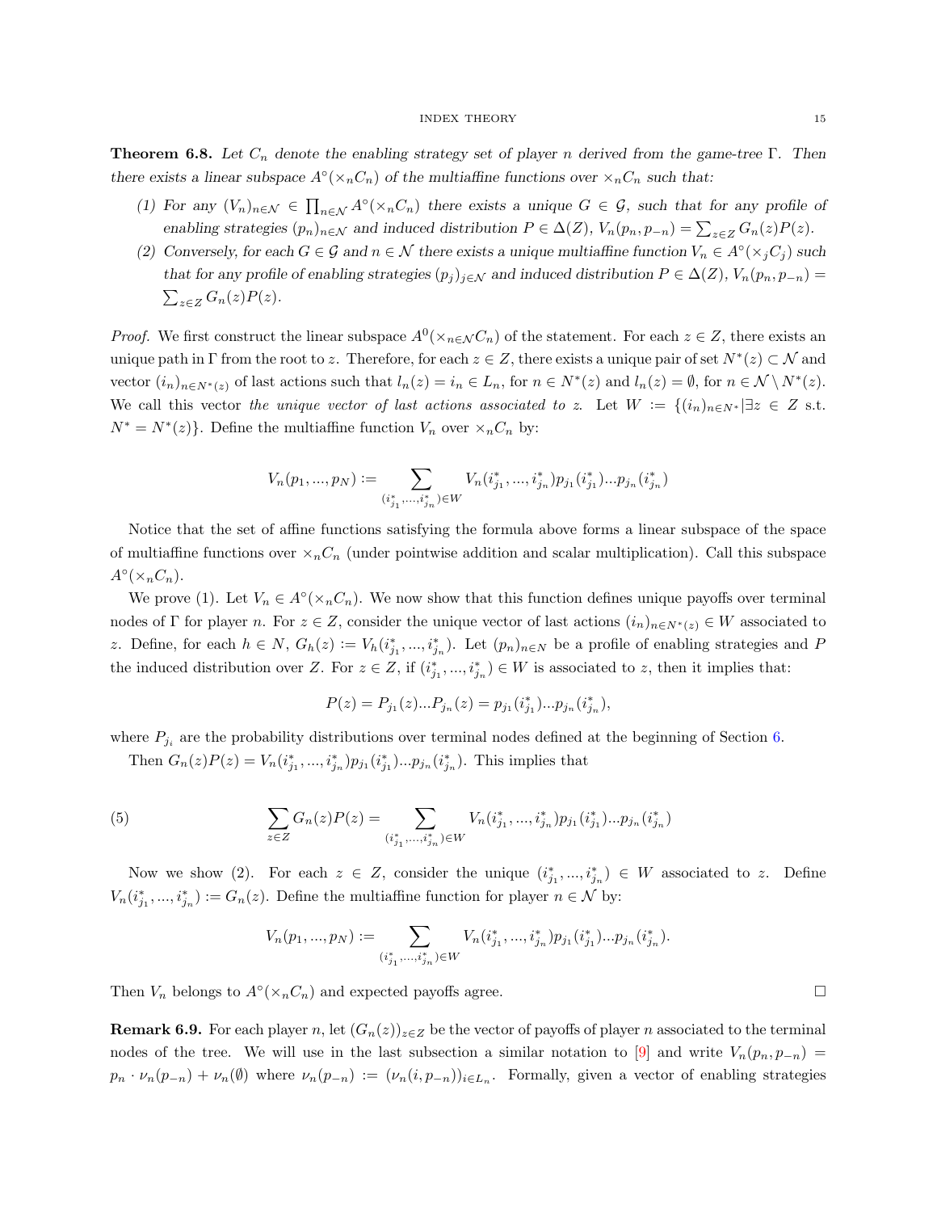**Theorem 6.8.** *Let $C_n$ denote the enabling strategy set of player $n$ derived from the game-tree $\Gamma$. Then there exists a linear subspace $A^\circ(\times_n C_n)$ of the multiaffine functions over $\times_n C_n$ such that:*

1. *For any $(V_n)_{n\in\mathcal{N}} \in \prod_{n\in\mathcal{N}} A^\circ(\times_n C_n)$ there exists a unique $G \in \mathcal{G}$, such that for any profile of enabling strategies $(p_n)_{n\in\mathcal{N}}$ and induced distribution $P \in \Delta(Z)$, $V_n(p_n, p_{-n}) = \sum_{z\in Z} G_n(z)P(z)$.*
2. *Conversely, for each $G \in \mathcal{G}$ and $n \in \mathcal{N}$ there exists a unique multiaffine function $V_n \in A^\circ(\times_j C_j)$ such that for any profile of enabling strategies $(p_j)_{j\in\mathcal{N}}$ and induced distribution $P \in \Delta(Z)$, $V_n(p_n, p_{-n}) = \sum_{z\in Z} G_n(z)P(z)$.*

*Proof.* We first construct the linear subspace $A^0(\times_{n\in\mathcal{N}} C_n)$ of the statement. For each $z \in Z$, there exists an unique path in $\Gamma$ from the root to $z$. Therefore, for each $z \in Z$, there exists a unique pair of set $N^*(z) \subset \mathcal{N}$ and vector $(i_n)_{n\in N^*(z)}$ of last actions such that $l_n(z) = i_n \in L_n$, for $n \in N^*(z)$ and $l_n(z) = \emptyset$, for $n \in \mathcal{N} \setminus N^*(z)$. We call this vector *the unique vector of last actions associated to* $z$. Let $W := \{(i_n)_{n\in N^*} | \exists z \in Z$ s.t. $N^* = N^*(z)\}$. Define the multiaffine function $V_n$ over $\times_n C_n$ by:

$$V_n(p_1, ..., p_N) := \sum_{(i^*_{j_1},...,i^*_{j_n})\in W} V_n(i^*_{j_1}, ..., i^*_{j_n}) p_{j_1}(i^*_{j_1})...p_{j_n}(i^*_{j_n})$$

Notice that the set of affine functions satisfying the formula above forms a linear subspace of the space of multiaffine functions over $\times_n C_n$ (under pointwise addition and scalar multiplication). Call this subspace $A^\circ(\times_n C_n)$.

We prove (1). Let $V_n \in A^\circ(\times_n C_n)$. We now show that this function defines unique payoffs over terminal nodes of $\Gamma$ for player $n$. For $z \in Z$, consider the unique vector of last actions $(i_n)_{n\in N^*(z)} \in W$ associated to $z$. Define, for each $h \in N$, $G_h(z) := V_h(i^*_{j_1}, ..., i^*_{j_n})$. Let $(p_n)_{n\in N}$ be a profile of enabling strategies and $P$ the induced distribution over $Z$. For $z \in Z$, if $(i^*_{j_1}, ..., i^*_{j_n}) \in W$ is associated to $z$, then it implies that:

$$P(z) = P_{j_1}(z)...P_{j_n}(z) = p_{j_1}(i^*_{j_1})...p_{j_n}(i^*_{j_n}),$$

where $P_{j_i}$ are the probability distributions over terminal nodes defined at the beginning of Section 6.

Then $G_n(z)P(z) = V_n(i^*_{j_1}, ..., i^*_{j_n})p_{j_1}(i^*_{j_1})...p_{j_n}(i^*_{j_n})$. This implies that

$$\sum_{z\in Z} G_n(z)P(z) = \sum_{(i^*_{j_1},...,i^*_{j_n})\in W} V_n(i^*_{j_1}, ..., i^*_{j_n})p_{j_1}(i^*_{j_1})...p_{j_n}(i^*_{j_n}) \tag{5}$$

Now we show (2). For each $z \in Z$, consider the unique $(i^*_{j_1}, ..., i^*_{j_n}) \in W$ associated to $z$. Define $V_n(i^*_{j_1}, ..., i^*_{j_n}) := G_n(z)$. Define the multiaffine function for player $n \in \mathcal{N}$ by:

$$V_n(p_1, ..., p_N) := \sum_{(i^*_{j_1},...,i^*_{j_n})\in W} V_n(i^*_{j_1}, ..., i^*_{j_n})p_{j_1}(i^*_{j_1})...p_{j_n}(i^*_{j_n}).$$

Then $V_n$ belongs to $A^\circ(\times_n C_n)$ and expected payoffs agree. □

**Remark 6.9.** For each player $n$, let $(G_n(z))_{z\in Z}$ be the vector of payoffs of player $n$ associated to the terminal nodes of the tree. We will use in the last subsection a similar notation to [9] and write $V_n(p_n, p_{-n}) = p_n \cdot \nu_n(p_{-n}) + \nu_n(\emptyset)$ where $\nu_n(p_{-n}) := (\nu_n(i, p_{-n}))_{i\in L_n}$. Formally, given a vector of enabling strategies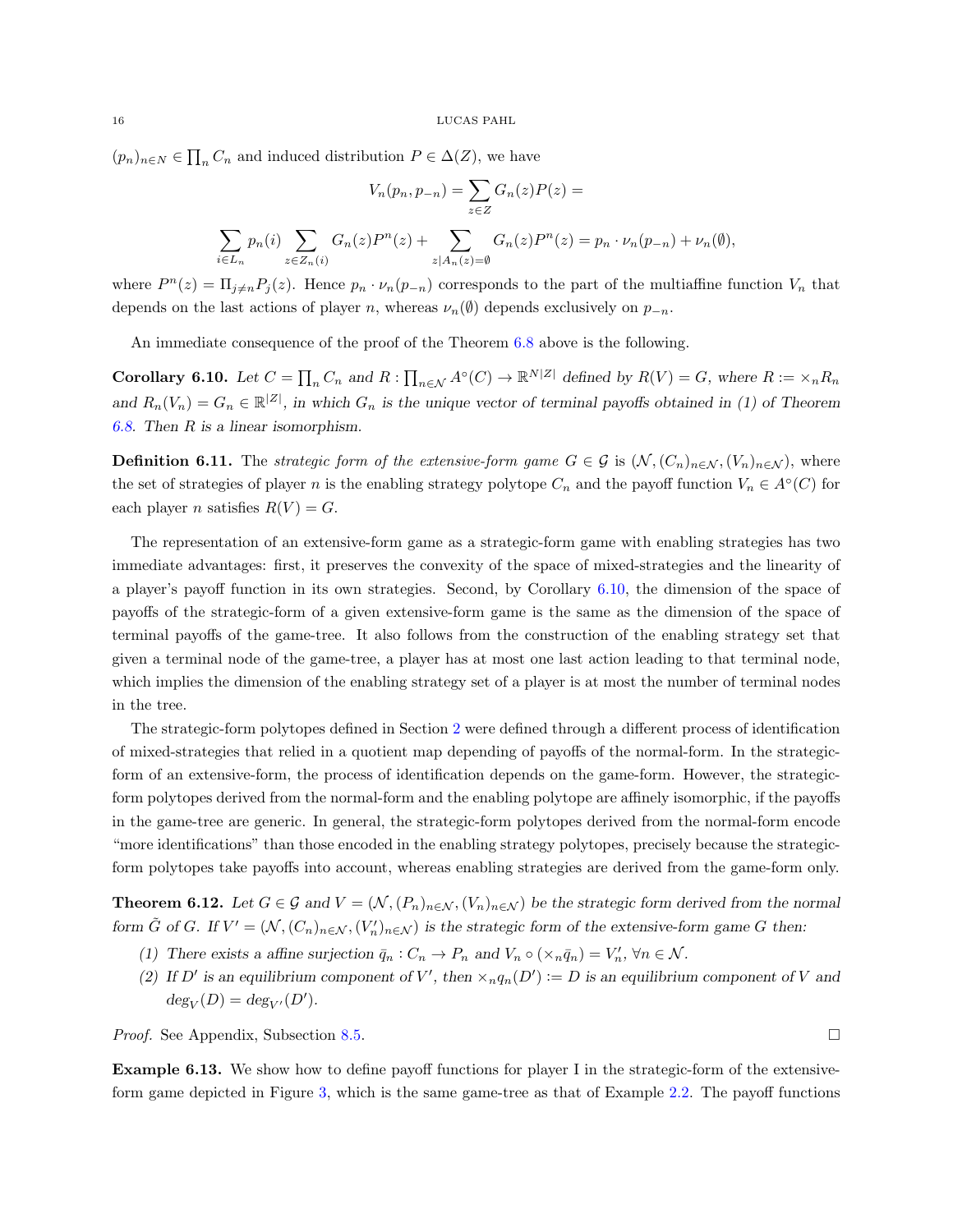$(p_n)_{n \in N} \in \prod_n C_n$ and induced distribution $P \in \Delta(Z)$, we have

$$V_n(p_n, p_{-n}) = \sum_{z \in Z} G_n(z) P(z) =$$

$$\sum_{i \in L_n} p_n(i) \sum_{z \in Z_n(i)} G_n(z) P^n(z) + \sum_{z | A_n(z) = \emptyset} G_n(z) P^n(z) = p_n \cdot \nu_n(p_{-n}) + \nu_n(\emptyset),$$

where $P^n(z) = \Pi_{j \neq n} P_j(z)$. Hence $p_n \cdot \nu_n(p_{-n})$ corresponds to the part of the multiaffine function $V_n$ that depends on the last actions of player $n$, whereas $\nu_n(\emptyset)$ depends exclusively on $p_{-n}$.

An immediate consequence of the proof of the Theorem 6.8 above is the following.

**Corollary 6.10.** *Let $C = \prod_n C_n$ and $R : \prod_{n \in \mathcal{N}} A^\circ(C) \to \mathbb{R}^{N|Z|}$ defined by $R(V) = G$, where $R := \times_n R_n$ and $R_n(V_n) = G_n \in \mathbb{R}^{|Z|}$, in which $G_n$ is the unique vector of terminal payoffs obtained in (1) of Theorem 6.8. Then $R$ is a linear isomorphism.*

**Definition 6.11.** The *strategic form of the extensive-form game* $G \in \mathcal{G}$ is $(\mathcal{N}, (C_n)_{n \in \mathcal{N}}, (V_n)_{n \in \mathcal{N}})$, where the set of strategies of player $n$ is the enabling strategy polytope $C_n$ and the payoff function $V_n \in A^\circ(C)$ for each player $n$ satisfies $R(V) = G$.

The representation of an extensive-form game as a strategic-form game with enabling strategies has two immediate advantages: first, it preserves the convexity of the space of mixed-strategies and the linearity of a player's payoff function in its own strategies. Second, by Corollary 6.10, the dimension of the space of payoffs of the strategic-form of a given extensive-form game is the same as the dimension of the space of terminal payoffs of the game-tree. It also follows from the construction of the enabling strategy set that given a terminal node of the game-tree, a player has at most one last action leading to that terminal node, which implies the dimension of the enabling strategy set of a player is at most the number of terminal nodes in the tree.

The strategic-form polytopes defined in Section 2 were defined through a different process of identification of mixed-strategies that relied in a quotient map depending of payoffs of the normal-form. In the strategic-form of an extensive-form, the process of identification depends on the game-form. However, the strategic-form polytopes derived from the normal-form and the enabling polytope are affinely isomorphic, if the payoffs in the game-tree are generic. In general, the strategic-form polytopes derived from the normal-form encode "more identifications" than those encoded in the enabling strategy polytopes, precisely because the strategic-form polytopes take payoffs into account, whereas enabling strategies are derived from the game-form only.

**Theorem 6.12.** *Let $G \in \mathcal{G}$ and $V = (\mathcal{N}, (P_n)_{n \in \mathcal{N}}, (V_n)_{n \in \mathcal{N}})$ be the strategic form derived from the normal form $\tilde{G}$ of $G$. If $V' = (\mathcal{N}, (C_n)_{n \in \mathcal{N}}, (V'_n)_{n \in \mathcal{N}})$ is the strategic form of the extensive-form game $G$ then:*

1. *There exists a affine surjection $\bar{q}_n : C_n \to P_n$ and $V_n \circ (\times_n \bar{q}_n) = V'_n$, $\forall n \in \mathcal{N}$.*
2. *If $D'$ is an equilibrium component of $V'$, then $\times_n q_n(D') := D$ is an equilibrium component of $V$ and $deg_V(D) = deg_{V'}(D')$.*

*Proof.* See Appendix, Subsection 8.5. □

**Example 6.13.** We show how to define payoff functions for player I in the strategic-form of the extensive-form game depicted in Figure 3, which is the same game-tree as that of Example 2.2. The payoff functions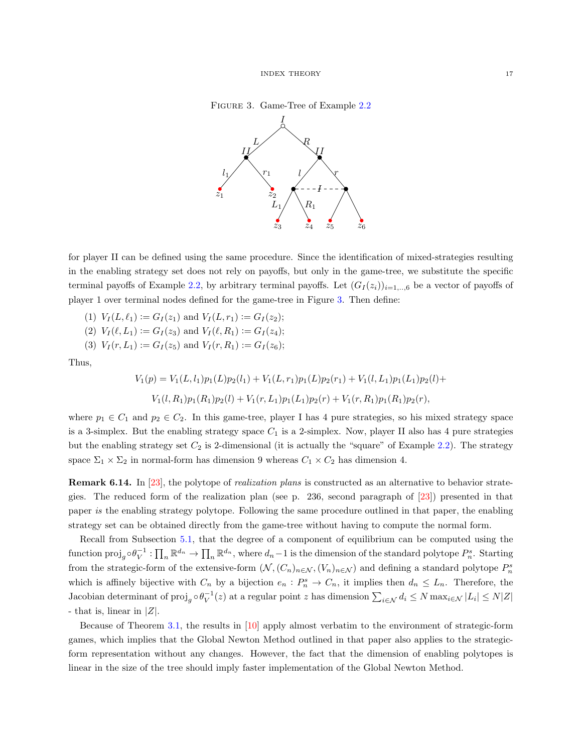Figure 3. Game-Tree of Example 2.2

for player II can be defined using the same procedure. Since the identification of mixed-strategies resulting in the enabling strategy set does not rely on payoffs, but only in the game-tree, we substitute the specific terminal payoffs of Example 2.2, by arbitrary terminal payoffs. Let $(G_I(z_i))_{i=1,..,6}$ be a vector of payoffs of player 1 over terminal nodes defined for the game-tree in Figure 3. Then define:

(1) $V_I(L, \ell_1) := G_I(z_1)$ and $V_I(L, r_1) := G_I(z_2)$;
(2) $V_I(\ell, L_1) := G_I(z_3)$ and $V_I(\ell, R_1) := G_I(z_4)$;
(3) $V_I(r, L_1) := G_I(z_5)$ and $V_I(r, R_1) := G_I(z_6)$;

Thus,

$$V_1(p) = V_1(L, l_1)p_1(L)p_2(l_1) + V_1(L, r_1)p_1(L)p_2(r_1) + V_1(l, L_1)p_1(L_1)p_2(l)+$$

$$V_1(l, R_1)p_1(R_1)p_2(l) + V_1(r, L_1)p_1(L_1)p_2(r) + V_1(r, R_1)p_1(R_1)p_2(r),$$

where $p_1 \in C_1$ and $p_2 \in C_2$. In this game-tree, player I has 4 pure strategies, so his mixed strategy space is a 3-simplex. But the enabling strategy space $C_1$ is a 2-simplex. Now, player II also has 4 pure strategies but the enabling strategy set $C_2$ is 2-dimensional (it is actually the "square" of Example 2.2). The strategy space $\Sigma_1 \times \Sigma_2$ in normal-form has dimension 9 whereas $C_1 \times C_2$ has dimension 4.

**Remark 6.14.** In [23], the polytope of *realization plans* is constructed as an alternative to behavior strategies. The reduced form of the realization plan (see p. 236, second paragraph of [23]) presented in that paper *is* the enabling strategy polytope. Following the same procedure outlined in that paper, the enabling strategy set can be obtained directly from the game-tree without having to compute the normal form.

Recall from Subsection 5.1, that the degree of a component of equilibrium can be computed using the function $\text{proj}_g \circ \theta_V^{-1} : \prod_n \mathbb{R}^{d_n} \to \prod_n \mathbb{R}^{d_n}$, where $d_n - 1$ is the dimension of the standard polytope $P_n^s$. Starting from the strategic-form of the extensive-form $(\mathcal{N}, (C_n)_{n\in\mathcal{N}}, (V_n)_{n\in\mathcal{N}})$ and defining a standard polytope $P_n^s$ which is affinely bijective with $C_n$ by a bijection $e_n : P_n^s \to C_n$, it implies then $d_n \leq L_n$. Therefore, the Jacobian determinant of $\text{proj}_g \circ \theta_V^{-1}(z)$ at a regular point $z$ has dimension $\sum_{i\in\mathcal{N}} d_i \leq N \max_{i\in\mathcal{N}} |L_i| \leq N|Z|$ - that is, linear in $|Z|$.

Because of Theorem 3.1, the results in [10] apply almost verbatim to the environment of strategic-form games, which implies that the Global Newton Method outlined in that paper also applies to the strategic-form representation without any changes. However, the fact that the dimension of enabling polytopes is linear in the size of the tree should imply faster implementation of the Global Newton Method.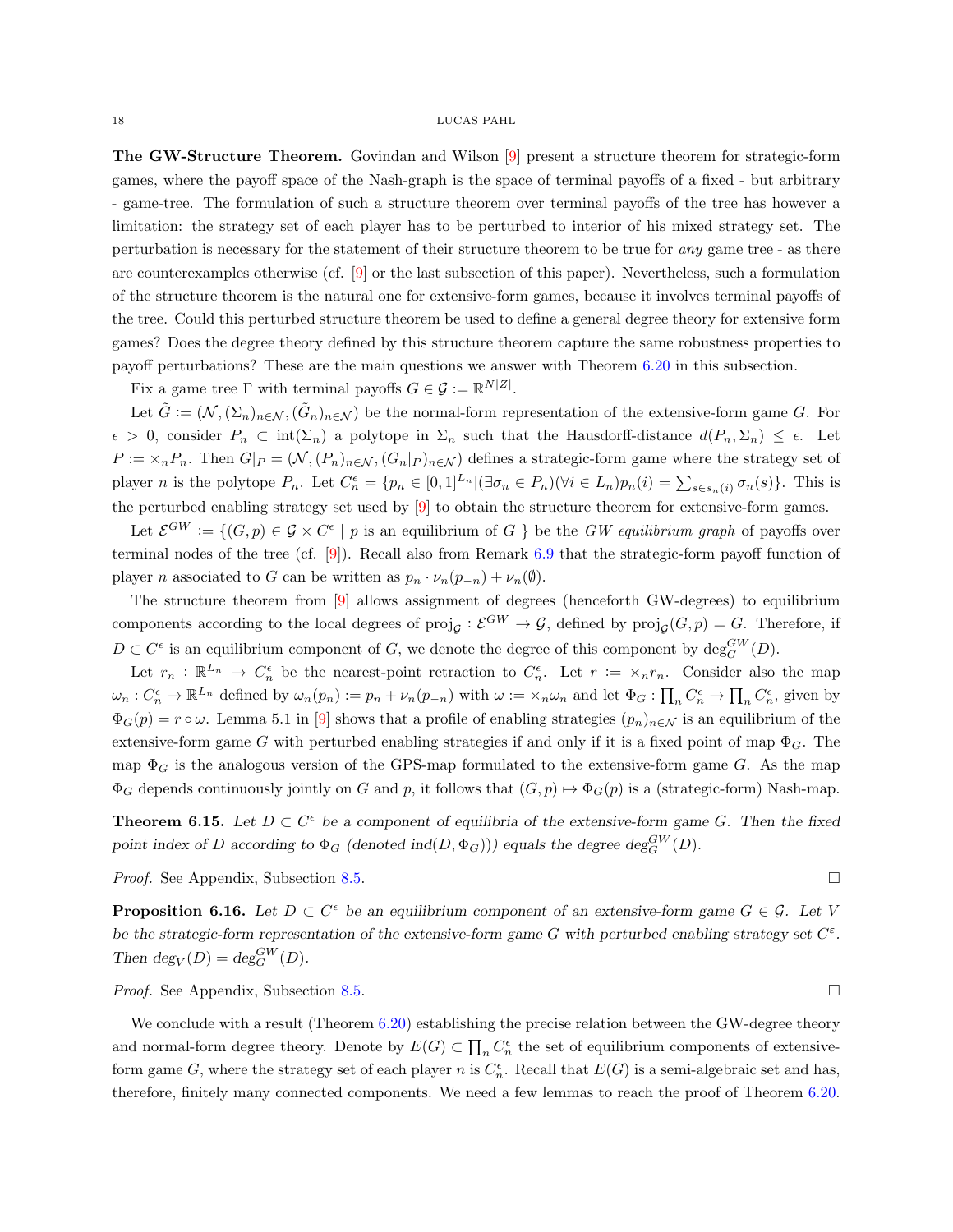**The GW-Structure Theorem.** Govindan and Wilson [9] present a structure theorem for strategic-form games, where the payoff space of the Nash-graph is the space of terminal payoffs of a fixed - but arbitrary - game-tree. The formulation of such a structure theorem over terminal payoffs of the tree has however a limitation: the strategy set of each player has to be perturbed to interior of his mixed strategy set. The perturbation is necessary for the statement of their structure theorem to be true for *any* game tree - as there are counterexamples otherwise (cf. [9] or the last subsection of this paper). Nevertheless, such a formulation of the structure theorem is the natural one for extensive-form games, because it involves terminal payoffs of the tree. Could this perturbed structure theorem be used to define a general degree theory for extensive form games? Does the degree theory defined by this structure theorem capture the same robustness properties to payoff perturbations? These are the main questions we answer with Theorem 6.20 in this subsection.

Fix a game tree $\Gamma$ with terminal payoffs $G \in \mathcal{G} := \mathbb{R}^{N|Z|}$.

Let $\tilde{G} := (\mathcal{N}, (\Sigma_n)_{n\in\mathcal{N}}, (\tilde{G}_n)_{n\in\mathcal{N}})$ be the normal-form representation of the extensive-form game $G$. For $\epsilon > 0$, consider $P_n \subset \text{int}(\Sigma_n)$ a polytope in $\Sigma_n$ such that the Hausdorff-distance $d(P_n, \Sigma_n) \leq \epsilon$. Let $P := \times_n P_n$. Then $G|_P = (\mathcal{N}, (P_n)_{n\in\mathcal{N}}, (G_n|_P)_{n\in\mathcal{N}})$ defines a strategic-form game where the strategy set of player $n$ is the polytope $P_n$. Let $C_n^\epsilon = \{p_n \in [0,1]^{L_n} | (\exists \sigma_n \in P_n)(\forall i \in L_n) p_n(i) = \sum_{s\in s_n(i)} \sigma_n(s)\}$. This is the perturbed enabling strategy set used by [9] to obtain the structure theorem for extensive-form games.

Let $\mathcal{E}^{GW} := \{(G, p) \in \mathcal{G} \times C^\epsilon \mid p \text{ is an equilibrium of } G\}$ be the *GW equilibrium graph* of payoffs over terminal nodes of the tree (cf. [9]). Recall also from Remark 6.9 that the strategic-form payoff function of player $n$ associated to $G$ can be written as $p_n \cdot \nu_n(p_{-n}) + \nu_n(\emptyset)$.

The structure theorem from [9] allows assignment of degrees (henceforth GW-degrees) to equilibrium components according to the local degrees of $\text{proj}_{\mathcal{G}} : \mathcal{E}^{GW} \to \mathcal{G}$, defined by $\text{proj}_{\mathcal{G}}(G, p) = G$. Therefore, if $D \subset C^\epsilon$ is an equilibrium component of $G$, we denote the degree of this component by $\deg_G^{GW}(D)$.

Let $r_n : \mathbb{R}^{L_n} \to C_n^\epsilon$ be the nearest-point retraction to $C_n^\epsilon$. Let $r := \times_n r_n$. Consider also the map $\omega_n : C_n^\epsilon \to \mathbb{R}^{L_n}$ defined by $\omega_n(p_n) := p_n + \nu_n(p_{-n})$ with $\omega := \times_n \omega_n$ and let $\Phi_G : \prod_n C_n^\epsilon \to \prod_n C_n^\epsilon$, given by $\Phi_G(p) = r \circ \omega$. Lemma 5.1 in [9] shows that a profile of enabling strategies $(p_n)_{n\in\mathcal{N}}$ is an equilibrium of the extensive-form game $G$ with perturbed enabling strategies if and only if it is a fixed point of map $\Phi_G$. The map $\Phi_G$ is the analogous version of the GPS-map formulated to the extensive-form game $G$. As the map $\Phi_G$ depends continuously jointly on $G$ and $p$, it follows that $(G, p) \mapsto \Phi_G(p)$ is a (strategic-form) Nash-map.

**Theorem 6.15.** *Let $D \subset C^\epsilon$ be a component of equilibria of the extensive-form game $G$. Then the fixed point index of $D$ according to $\Phi_G$ (denoted $\text{ind}(D, \Phi_G)$)) equals the degree $\deg_G^{GW}(D)$.*

*Proof.* See Appendix, Subsection 8.5. □

**Proposition 6.16.** *Let $D \subset C^\epsilon$ be an equilibrium component of an extensive-form game $G \in \mathcal{G}$. Let $V$ be the strategic-form representation of the extensive-form game $G$ with perturbed enabling strategy set $C^\varepsilon$. Then $\deg_V(D) = \deg_G^{GW}(D)$.*

*Proof.* See Appendix, Subsection 8.5. □

We conclude with a result (Theorem 6.20) establishing the precise relation between the GW-degree theory and normal-form degree theory. Denote by $E(G) \subset \prod_n C_n^\epsilon$ the set of equilibrium components of extensive-form game $G$, where the strategy set of each player $n$ is $C_n^\epsilon$. Recall that $E(G)$ is a semi-algebraic set and has, therefore, finitely many connected components. We need a few lemmas to reach the proof of Theorem 6.20.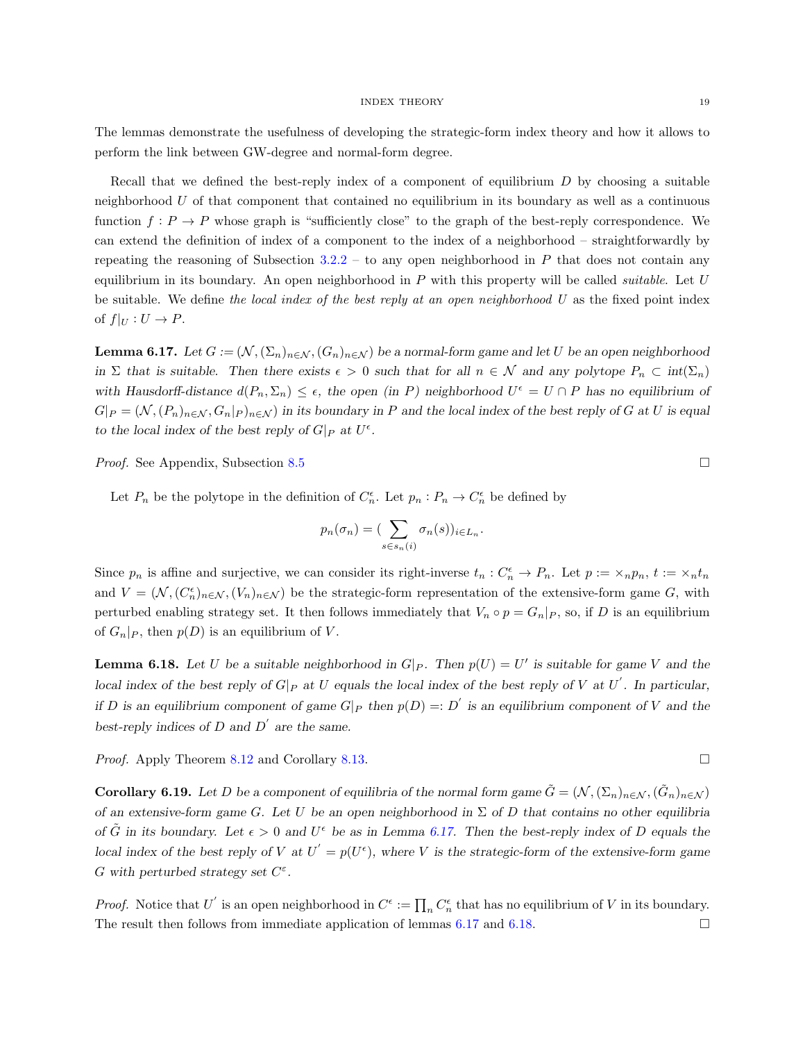The lemmas demonstrate the usefulness of developing the strategic-form index theory and how it allows to perform the link between GW-degree and normal-form degree.

Recall that we defined the best-reply index of a component of equilibrium $D$ by choosing a suitable neighborhood $U$ of that component that contained no equilibrium in its boundary as well as a continuous function $f : P \to P$ whose graph is "sufficiently close" to the graph of the best-reply correspondence. We can extend the definition of index of a component to the index of a neighborhood – straightforwardly by repeating the reasoning of Subsection 3.2.2 – to any open neighborhood in $P$ that does not contain any equilibrium in its boundary. An open neighborhood in $P$ with this property will be called *suitable*. Let $U$ be suitable. We define *the local index of the best reply at an open neighborhood* $U$ as the fixed point index of $f|_U : U \to P$.

**Lemma 6.17.** *Let $G := (\mathcal{N}, (\Sigma_n)_{n\in\mathcal{N}}, (G_n)_{n\in\mathcal{N}})$ be a normal-form game and let $U$ be an open neighborhood in $\Sigma$ that is suitable. Then there exists $\epsilon > 0$ such that for all $n \in \mathcal{N}$ and any polytope $P_n \subset int(\Sigma_n)$ with Hausdorff-distance $d(P_n, \Sigma_n) \leq \epsilon$, the open (in $P$) neighborhood $U^\epsilon = U \cap P$ has no equilibrium of $G|_P = (\mathcal{N}, (P_n)_{n\in\mathcal{N}}, G_n|_P)_{n\in\mathcal{N}})$ in its boundary in $P$ and the local index of the best reply of $G$ at $U$ is equal to the local index of the best reply of $G|_P$ at $U^\epsilon$.*

*Proof.* See Appendix, Subsection 8.5 □

Let $P_n$ be the polytope in the definition of $C_n^\epsilon$. Let $p_n : P_n \to C_n^\epsilon$ be defined by

$$p_n(\sigma_n) = (\sum_{s\in s_n(i)} \sigma_n(s))_{i\in L_n}.$$

Since $p_n$ is affine and surjective, we can consider its right-inverse $t_n : C_n^\epsilon \to P_n$. Let $p := \times_n p_n$, $t := \times_n t_n$ and $V = (\mathcal{N}, (C_n^\epsilon)_{n\in\mathcal{N}}, (V_n)_{n\in\mathcal{N}})$ be the strategic-form representation of the extensive-form game $G$, with perturbed enabling strategy set. It then follows immediately that $V_n \circ p = G_n|_P$, so, if $D$ is an equilibrium of $G_n|_P$, then $p(D)$ is an equilibrium of $V$.

**Lemma 6.18.** *Let $U$ be a suitable neighborhood in $G|_P$. Then $p(U) = U'$ is suitable for game $V$ and the local index of the best reply of $G|_P$ at $U$ equals the local index of the best reply of $V$ at $U'$. In particular, if $D$ is an equilibrium component of game $G|_P$ then $p(D) =: D'$ is an equilibrium component of $V$ and the best-reply indices of $D$ and $D'$ are the same.*

*Proof.* Apply Theorem 8.12 and Corollary 8.13. □

**Corollary 6.19.** *Let $D$ be a component of equilibria of the normal form game $\tilde{G} = (\mathcal{N}, (\Sigma_n)_{n\in\mathcal{N}}, (\tilde{G}_n)_{n\in\mathcal{N}})$ of an extensive-form game $G$. Let $U$ be an open neighborhood in $\Sigma$ of $D$ that contains no other equilibria of $\tilde{G}$ in its boundary. Let $\epsilon > 0$ and $U^\epsilon$ be as in Lemma 6.17. Then the best-reply index of $D$ equals the local index of the best reply of $V$ at $U' = p(U^\epsilon)$, where $V$ is the strategic-form of the extensive-form game $G$ with perturbed strategy set $C^\varepsilon$.*

*Proof.* Notice that $U'$ is an open neighborhood in $C^\epsilon := \prod_n C_n^\epsilon$ that has no equilibrium of $V$ in its boundary. The result then follows from immediate application of lemmas 6.17 and 6.18. □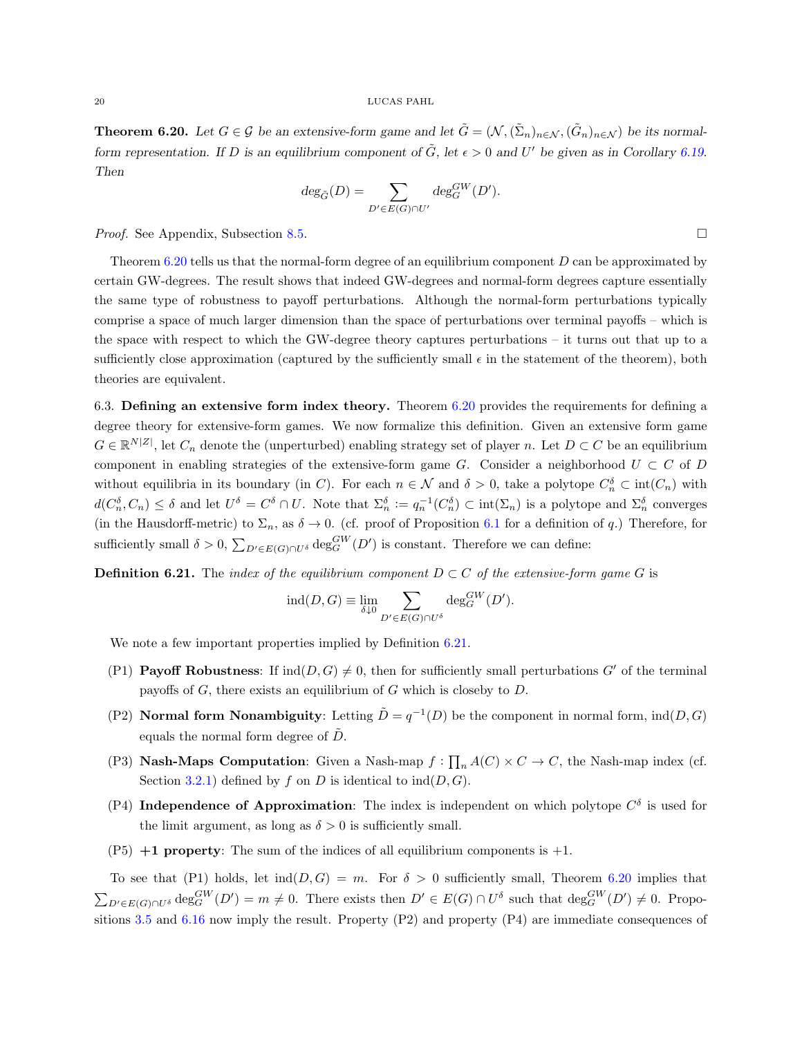**Theorem 6.20.** *Let $G \in \mathcal{G}$ be an extensive-form game and let $\tilde{G} = (\mathcal{N}, (\tilde{\Sigma}_n)_{n\in\mathcal{N}}, (\tilde{G}_n)_{n\in\mathcal{N}})$ be its normal-form representation. If $D$ is an equilibrium component of $\tilde{G}$, let $\epsilon > 0$ and $U'$ be given as in Corollary 6.19. Then*

$$deg_{\tilde{G}}(D) = \sum_{D' \in E(G)\cap U'} deg_G^{GW}(D').$$

*Proof.* See Appendix, Subsection 8.5. □

Theorem 6.20 tells us that the normal-form degree of an equilibrium component $D$ can be approximated by certain GW-degrees. The result shows that indeed GW-degrees and normal-form degrees capture essentially the same type of robustness to payoff perturbations. Although the normal-form perturbations typically comprise a space of much larger dimension than the space of perturbations over terminal payoffs – which is the space with respect to which the GW-degree theory captures perturbations – it turns out that up to a sufficiently close approximation (captured by the sufficiently small $\epsilon$ in the statement of the theorem), both theories are equivalent.

6.3. **Defining an extensive form index theory.** Theorem 6.20 provides the requirements for defining a degree theory for extensive-form games. We now formalize this definition. Given an extensive form game $G \in \mathbb{R}^{N|Z|}$, let $C_n$ denote the (unperturbed) enabling strategy set of player $n$. Let $D \subset C$ be an equilibrium component in enabling strategies of the extensive-form game $G$. Consider a neighborhood $U \subset C$ of $D$ without equilibria in its boundary (in $C$). For each $n \in \mathcal{N}$ and $\delta > 0$, take a polytope $C_n^\delta \subset \text{int}(C_n)$ with $d(C_n^\delta, C_n) \leq \delta$ and let $U^\delta = C^\delta \cap U$. Note that $\Sigma_n^\delta := q_n^{-1}(C_n^\delta) \subset \text{int}(\Sigma_n)$ is a polytope and $\Sigma_n^\delta$ converges (in the Hausdorff-metric) to $\Sigma_n$, as $\delta \to 0$. (cf. proof of Proposition 6.1 for a definition of $q$.) Therefore, for sufficiently small $\delta > 0$, $\sum_{D'\in E(G)\cap U^\delta} \deg_G^{GW}(D')$ is constant. Therefore we can define:

**Definition 6.21.** The *index of the equilibrium component $D \subset C$ of the extensive-form game $G$* is

$$\text{ind}(D, G) \equiv \lim_{\delta \downarrow 0} \sum_{D' \in E(G)\cap U^\delta} \deg_G^{GW}(D').$$

We note a few important properties implied by Definition 6.21.

- (P1) **Payoff Robustness**: If $\text{ind}(D, G) \neq 0$, then for sufficiently small perturbations $G'$ of the terminal payoffs of $G$, there exists an equilibrium of $G$ which is closeby to $D$.
- (P2) **Normal form Nonambiguity**: Letting $\tilde{D} = q^{-1}(D)$ be the component in normal form, $\text{ind}(D, G)$ equals the normal form degree of $\tilde{D}$.
- (P3) **Nash-Maps Computation**: Given a Nash-map $f : \prod_n A(C) \times C \to C$, the Nash-map index (cf. Section 3.2.1) defined by $f$ on $D$ is identical to $\text{ind}(D, G)$.
- (P4) **Independence of Approximation**: The index is independent on which polytope $C^\delta$ is used for the limit argument, as long as $\delta > 0$ is sufficiently small.
- (P5) **+1 property**: The sum of the indices of all equilibrium components is +1.

To see that (P1) holds, let $\text{ind}(D, G) = m$. For $\delta > 0$ sufficiently small, Theorem 6.20 implies that $\sum_{D'\in E(G)\cap U^\delta} \deg_G^{GW}(D') = m \neq 0$. There exists then $D' \in E(G) \cap U^\delta$ such that $\deg_G^{GW}(D') \neq 0$. Propositions 3.5 and 6.16 now imply the result. Property (P2) and property (P4) are immediate consequences of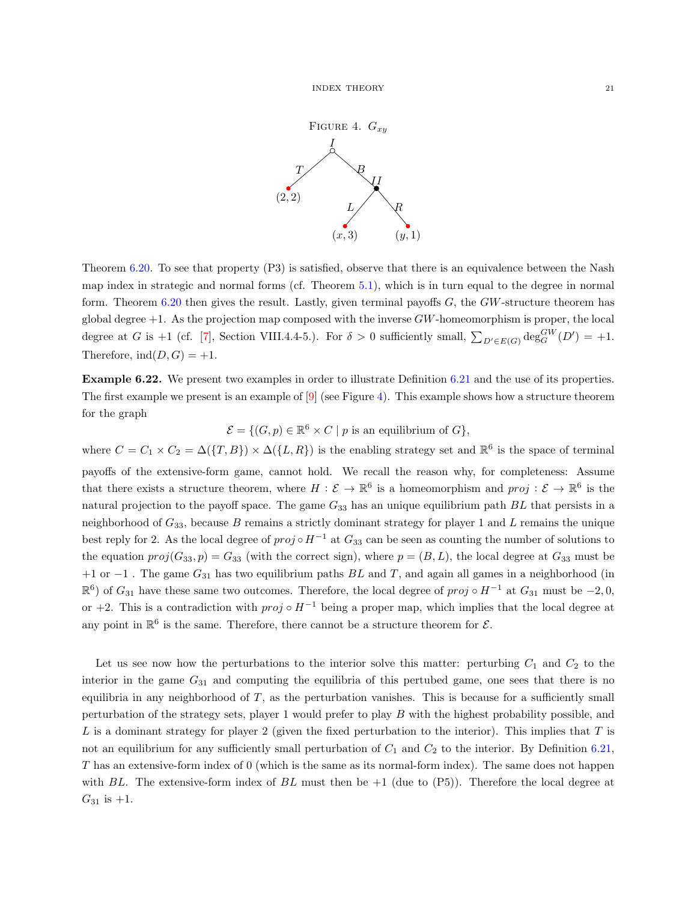FIGURE 4. $G_{xy}$

Theorem 6.20. To see that property (P3) is satisfied, observe that there is an equivalence between the Nash map index in strategic and normal forms (cf. Theorem 5.1), which is in turn equal to the degree in normal form. Theorem 6.20 then gives the result. Lastly, given terminal payoffs $G$, the $GW$-structure theorem has global degree $+1$. As the projection map composed with the inverse $GW$-homeomorphism is proper, the local degree at $G$ is $+1$ (cf. [7], Section VIII.4.4-5.). For $\delta > 0$ sufficiently small, $\sum_{D' \in E(G)} \deg_G^{GW}(D') = +1$. Therefore, $\text{ind}(D, G) = +1$.

**Example 6.22.** We present two examples in order to illustrate Definition 6.21 and the use of its properties. The first example we present is an example of [9] (see Figure 4). This example shows how a structure theorem for the graph

$$\mathcal{E} = \{(G, p) \in \mathbb{R}^6 \times C \mid p \text{ is an equilibrium of } G\},$$

where $C = C_1 \times C_2 = \Delta(\{T, B\}) \times \Delta(\{L, R\})$ is the enabling strategy set and $\mathbb{R}^6$ is the space of terminal payoffs of the extensive-form game, cannot hold. We recall the reason why, for completeness: Assume that there exists a structure theorem, where $H : \mathcal{E} \to \mathbb{R}^6$ is a homeomorphism and $proj : \mathcal{E} \to \mathbb{R}^6$ is the natural projection to the payoff space. The game $G_{33}$ has an unique equilibrium path $BL$ that persists in a neighborhood of $G_{33}$, because $B$ remains a strictly dominant strategy for player 1 and $L$ remains the unique best reply for 2. As the local degree of $proj \circ H^{-1}$ at $G_{33}$ can be seen as counting the number of solutions to the equation $proj(G_{33}, p) = G_{33}$ (with the correct sign), where $p = (B, L)$, the local degree at $G_{33}$ must be $+1$ or $-1$ . The game $G_{31}$ has two equilibrium paths $BL$ and $T$, and again all games in a neighborhood (in $\mathbb{R}^6$) of $G_{31}$ have these same two outcomes. Therefore, the local degree of $proj \circ H^{-1}$ at $G_{31}$ must be $-2, 0$, or $+2$. This is a contradiction with $proj \circ H^{-1}$ being a proper map, which implies that the local degree at any point in $\mathbb{R}^6$ is the same. Therefore, there cannot be a structure theorem for $\mathcal{E}$.

Let us see now how the perturbations to the interior solve this matter: perturbing $C_1$ and $C_2$ to the interior in the game $G_{31}$ and computing the equilibria of this pertubed game, one sees that there is no equilibria in any neighborhood of $T$, as the perturbation vanishes. This is because for a sufficiently small perturbation of the strategy sets, player 1 would prefer to play $B$ with the highest probability possible, and $L$ is a dominant strategy for player 2 (given the fixed perturbation to the interior). This implies that $T$ is not an equilibrium for any sufficiently small perturbation of $C_1$ and $C_2$ to the interior. By Definition 6.21, $T$ has an extensive-form index of 0 (which is the same as its normal-form index). The same does not happen with $BL$. The extensive-form index of $BL$ must then be $+1$ (due to (P5)). Therefore the local degree at $G_{31}$ is $+1$.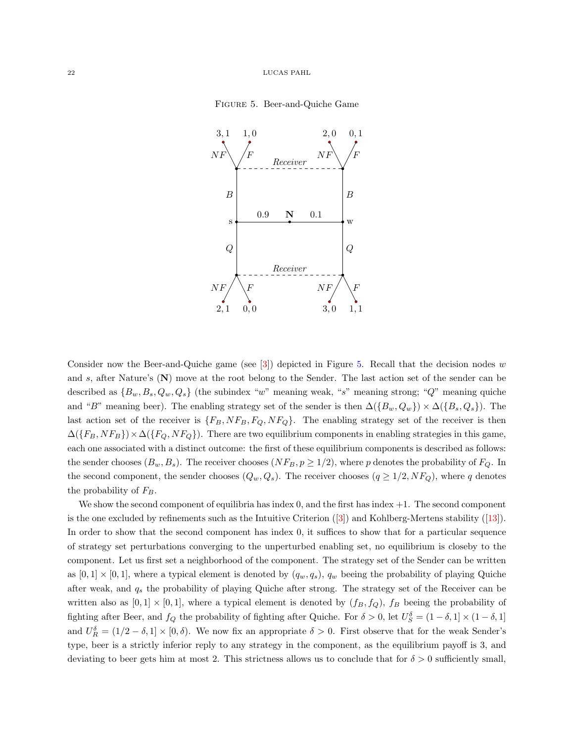FIGURE 5. Beer-and-Quiche Game

Consider now the Beer-and-Quiche game (see [3]) depicted in Figure 5. Recall that the decision nodes $w$ and $s$, after Nature's (**N**) move at the root belong to the Sender. The last action set of the sender can be described as $\{B_w, B_s, Q_w, Q_s\}$ (the subindex "$w$" meaning weak, "$s$" meaning strong; "$Q$" meaning quiche and "$B$" meaning beer). The enabling strategy set of the sender is then $\Delta(\{B_w, Q_w\}) \times \Delta(\{B_s, Q_s\})$. The last action set of the receiver is $\{F_B, NF_B, F_Q, NF_Q\}$. The enabling strategy set of the receiver is then $\Delta(\{F_B, NF_B\}) \times \Delta(\{F_Q, NF_Q\})$. There are two equilibrium components in enabling strategies in this game, each one associated with a distinct outcome: the first of these equilibrium components is described as follows: the sender chooses $(B_w, B_s)$. The receiver chooses $(NF_B, p \geq 1/2)$, where $p$ denotes the probability of $F_Q$. In the second component, the sender chooses $(Q_w, Q_s)$. The receiver chooses $(q \geq 1/2, NF_Q)$, where $q$ denotes the probability of $F_B$.

We show the second component of equilibria has index 0, and the first has index $+1$. The second component is the one excluded by refinements such as the Intuitive Criterion ([3]) and Kohlberg-Mertens stability ([13]). In order to show that the second component has index 0, it suffices to show that for a particular sequence of strategy set perturbations converging to the unperturbed enabling set, no equilibrium is closeby to the component. Let us first set a neighborhood of the component. The strategy set of the Sender can be written as $[0, 1] \times [0, 1]$, where a typical element is denoted by $(q_w, q_s)$, $q_w$ beeing the probability of playing Quiche after weak, and $q_s$ the probability of playing Quiche after strong. The strategy set of the Receiver can be written also as $[0, 1] \times [0, 1]$, where a typical element is denoted by $(f_B, f_Q)$, $f_B$ beeing the probability of fighting after Beer, and $f_Q$ the probability of fighting after Quiche. For $\delta > 0$, let $U_S^\delta = (1 - \delta, 1] \times (1 - \delta, 1]$ and $U_R^\delta = (1/2 - \delta, 1] \times [0, \delta)$. We now fix an appropriate $\delta > 0$. First observe that for the weak Sender's type, beer is a strictly inferior reply to any strategy in the component, as the equilibrium payoff is 3, and deviating to beer gets him at most 2. This strictness allows us to conclude that for $\delta > 0$ sufficiently small,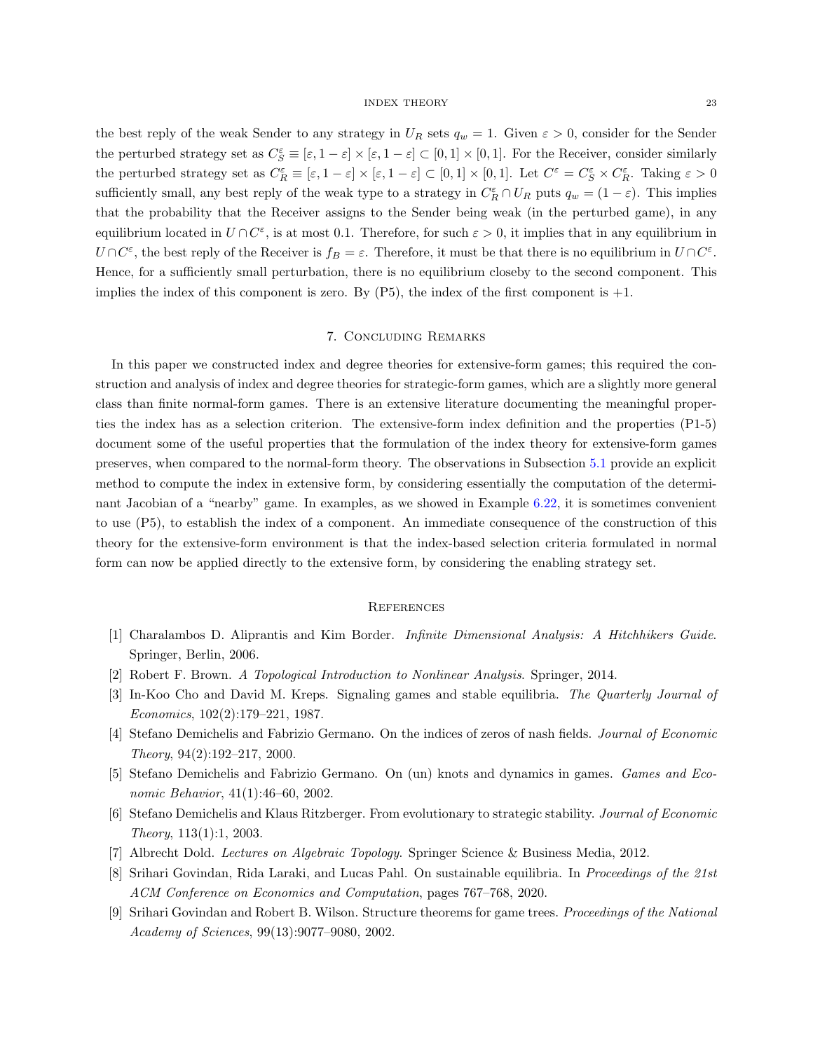the best reply of the weak Sender to any strategy in $U_R$ sets $q_w = 1$. Given $\varepsilon > 0$, consider for the Sender the perturbed strategy set as $C_S^\varepsilon \equiv [\varepsilon, 1-\varepsilon] \times [\varepsilon, 1-\varepsilon] \subset [0,1] \times [0,1]$. For the Receiver, consider similarly the perturbed strategy set as $C_R^\varepsilon \equiv [\varepsilon, 1-\varepsilon] \times [\varepsilon, 1-\varepsilon] \subset [0,1] \times [0,1]$. Let $C^\varepsilon = C_S^\varepsilon \times C_R^\varepsilon$. Taking $\varepsilon > 0$ sufficiently small, any best reply of the weak type to a strategy in $C_R^\varepsilon \cap U_R$ puts $q_w = (1-\varepsilon)$. This implies that the probability that the Receiver assigns to the Sender being weak (in the perturbed game), in any equilibrium located in $U \cap C^\varepsilon$, is at most 0.1. Therefore, for such $\varepsilon > 0$, it implies that in any equilibrium in $U \cap C^\varepsilon$, the best reply of the Receiver is $f_B = \varepsilon$. Therefore, it must be that there is no equilibrium in $U \cap C^\varepsilon$. Hence, for a sufficiently small perturbation, there is no equilibrium closeby to the second component. This implies the index of this component is zero. By (P5), the index of the first component is $+1$.

## 7. Concluding Remarks

In this paper we constructed index and degree theories for extensive-form games; this required the construction and analysis of index and degree theories for strategic-form games, which are a slightly more general class than finite normal-form games. There is an extensive literature documenting the meaningful properties the index has as a selection criterion. The extensive-form index definition and the properties (P1-5) document some of the useful properties that the formulation of the index theory for extensive-form games preserves, when compared to the normal-form theory. The observations in Subsection 5.1 provide an explicit method to compute the index in extensive form, by considering essentially the computation of the determinant Jacobian of a "nearby" game. In examples, as we showed in Example 6.22, it is sometimes convenient to use (P5), to establish the index of a component. An immediate consequence of the construction of this theory for the extensive-form environment is that the index-based selection criteria formulated in normal form can now be applied directly to the extensive form, by considering the enabling strategy set.

## References

[1] Charalambos D. Aliprantis and Kim Border. *Infinite Dimensional Analysis: A Hitchhikers Guide*. Springer, Berlin, 2006.

[2] Robert F. Brown. *A Topological Introduction to Nonlinear Analysis*. Springer, 2014.

[3] In-Koo Cho and David M. Kreps. Signaling games and stable equilibria. *The Quarterly Journal of Economics*, 102(2):179–221, 1987.

[4] Stefano Demichelis and Fabrizio Germano. On the indices of zeros of nash fields. *Journal of Economic Theory*, 94(2):192–217, 2000.

[5] Stefano Demichelis and Fabrizio Germano. On (un) knots and dynamics in games. *Games and Economic Behavior*, 41(1):46–60, 2002.

[6] Stefano Demichelis and Klaus Ritzberger. From evolutionary to strategic stability. *Journal of Economic Theory*, 113(1):1, 2003.

[7] Albrecht Dold. *Lectures on Algebraic Topology*. Springer Science & Business Media, 2012.

[8] Srihari Govindan, Rida Laraki, and Lucas Pahl. On sustainable equilibria. In *Proceedings of the 21st ACM Conference on Economics and Computation*, pages 767–768, 2020.

[9] Srihari Govindan and Robert B. Wilson. Structure theorems for game trees. *Proceedings of the National Academy of Sciences*, 99(13):9077–9080, 2002.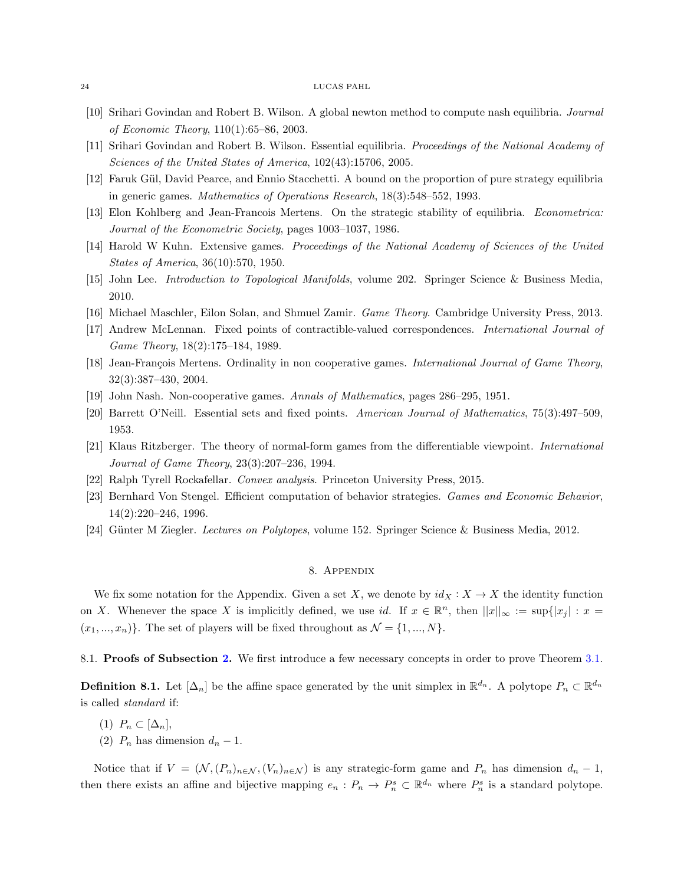[10] Srihari Govindan and Robert B. Wilson. A global newton method to compute nash equilibria. *Journal of Economic Theory*, 110(1):65–86, 2003.

[11] Srihari Govindan and Robert B. Wilson. Essential equilibria. *Proceedings of the National Academy of Sciences of the United States of America*, 102(43):15706, 2005.

[12] Faruk Gül, David Pearce, and Ennio Stacchetti. A bound on the proportion of pure strategy equilibria in generic games. *Mathematics of Operations Research*, 18(3):548–552, 1993.

[13] Elon Kohlberg and Jean-Francois Mertens. On the strategic stability of equilibria. *Econometrica: Journal of the Econometric Society*, pages 1003–1037, 1986.

[14] Harold W Kuhn. Extensive games. *Proceedings of the National Academy of Sciences of the United States of America*, 36(10):570, 1950.

[15] John Lee. *Introduction to Topological Manifolds*, volume 202. Springer Science & Business Media, 2010.

[16] Michael Maschler, Eilon Solan, and Shmuel Zamir. *Game Theory*. Cambridge University Press, 2013.

[17] Andrew McLennan. Fixed points of contractible-valued correspondences. *International Journal of Game Theory*, 18(2):175–184, 1989.

[18] Jean-François Mertens. Ordinality in non cooperative games. *International Journal of Game Theory*, 32(3):387–430, 2004.

[19] John Nash. Non-cooperative games. *Annals of Mathematics*, pages 286–295, 1951.

[20] Barrett O'Neill. Essential sets and fixed points. *American Journal of Mathematics*, 75(3):497–509, 1953.

[21] Klaus Ritzberger. The theory of normal-form games from the differentiable viewpoint. *International Journal of Game Theory*, 23(3):207–236, 1994.

[22] Ralph Tyrell Rockafellar. *Convex analysis*. Princeton University Press, 2015.

[23] Bernhard Von Stengel. Efficient computation of behavior strategies. *Games and Economic Behavior*, 14(2):220–246, 1996.

[24] Günter M Ziegler. *Lectures on Polytopes*, volume 152. Springer Science & Business Media, 2012.

## 8. Appendix

We fix some notation for the Appendix. Given a set $X$, we denote by $id_X : X \to X$ the identity function on $X$. Whenever the space $X$ is implicitly defined, we use $id$. If $x \in \mathbb{R}^n$, then $||x||_\infty := \sup\{|x_j| : x = (x_1, ..., x_n)\}$. The set of players will be fixed throughout as $\mathcal{N} = \{1, ..., N\}$.

### 8.1. Proofs of Subsection 2.

We first introduce a few necessary concepts in order to prove Theorem 3.1.

**Definition 8.1.** Let $[\Delta_n]$ be the affine space generated by the unit simplex in $\mathbb{R}^{d_n}$. A polytope $P_n \subset \mathbb{R}^{d_n}$ is called *standard* if:

(1) $P_n \subset [\Delta_n]$,

(2) $P_n$ has dimension $d_n - 1$.

Notice that if $V = (\mathcal{N}, (P_n)_{n\in\mathcal{N}}, (V_n)_{n\in\mathcal{N}})$ is any strategic-form game and $P_n$ has dimension $d_n - 1$, then there exists an affine and bijective mapping $e_n : P_n \to P_n^s \subset \mathbb{R}^{d_n}$ where $P_n^s$ is a standard polytope.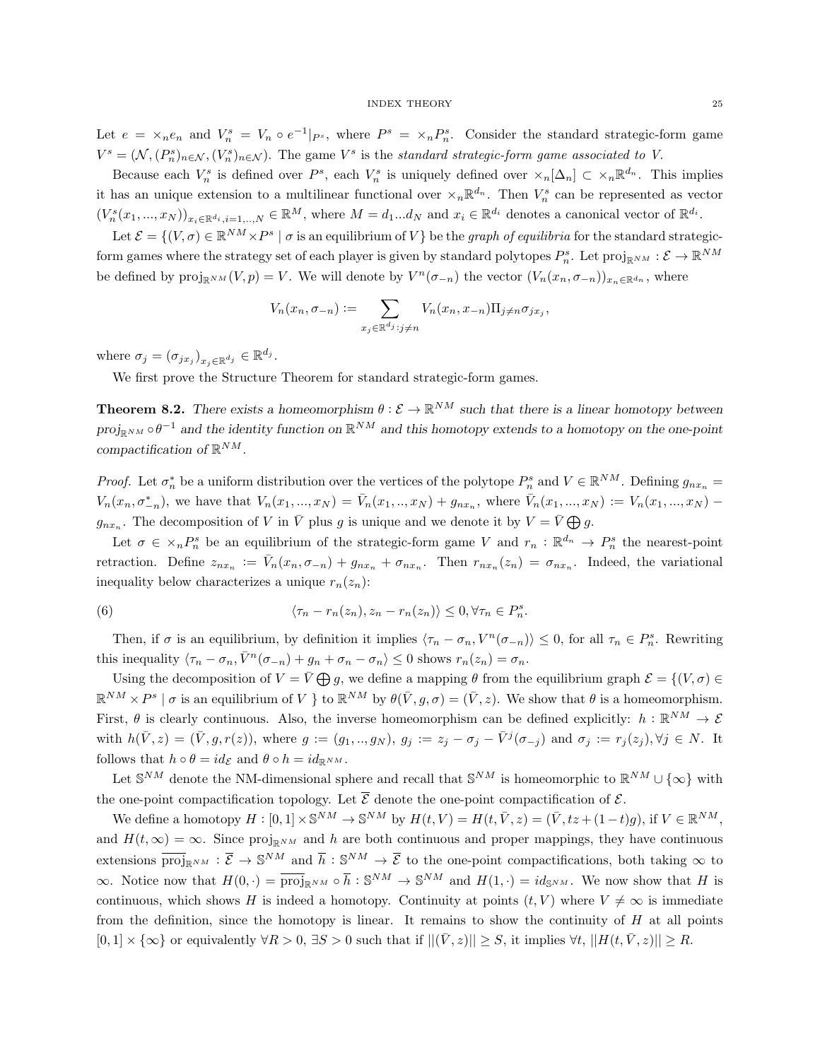Let $e = \times_n e_n$ and $V_n^s = V_n \circ e^{-1}|_{P^s}$, where $P^s = \times_n P_n^s$. Consider the standard strategic-form game $V^s = (\mathcal{N}, (P_n^s)_{n\in\mathcal{N}}, (V_n^s)_{n\in\mathcal{N}})$. The game $V^s$ is the *standard strategic-form game associated to* $V$.

Because each $V_n^s$ is defined over $P^s$, each $V_n^s$ is uniquely defined over $\times_n[\Delta_n] \subset \times_n \mathbb{R}^{d_n}$. This implies it has an unique extension to a multilinear functional over $\times_n \mathbb{R}^{d_n}$. Then $V_n^s$ can be represented as vector $(V_n^s(x_1, ..., x_N))_{x_i\in\mathbb{R}^{d_i}, i=1,..,N} \in \mathbb{R}^M$, where $M = d_1...d_N$ and $x_i \in \mathbb{R}^{d_i}$ denotes a canonical vector of $\mathbb{R}^{d_i}$.

Let $\mathcal{E} = \{(V,\sigma) \in \mathbb{R}^{NM} \times P^s \mid \sigma \text{ is an equilibrium of } V\}$ be the *graph of equilibria* for the standard strategic-form games where the strategy set of each player is given by standard polytopes $P_n^s$. Let $\text{proj}_{\mathbb{R}^{NM}} : \mathcal{E} \to \mathbb{R}^{NM}$ be defined by $\text{proj}_{\mathbb{R}^{NM}}(V, p) = V$. We will denote by $V^n(\sigma_{-n})$ the vector $(V_n(x_n, \sigma_{-n}))_{x_n\in\mathbb{R}^{d_n}}$, where

$$V_n(x_n, \sigma_{-n}) := \sum_{x_j\in\mathbb{R}^{d_j}: j\neq n} V_n(x_n, x_{-n})\Pi_{j\neq n}\sigma_{jx_j},$$

where $\sigma_j = (\sigma_{jx_j})_{x_j\in\mathbb{R}^{d_j}} \in \mathbb{R}^{d_j}$.

We first prove the Structure Theorem for standard strategic-form games.

**Theorem 8.2.** *There exists a homeomorphism $\theta : \mathcal{E} \to \mathbb{R}^{NM}$ such that there is a linear homotopy between $proj_{\mathbb{R}^{NM}} \circ\theta^{-1}$ and the identity function on $\mathbb{R}^{NM}$ and this homotopy extends to a homotopy on the one-point compactification of $\mathbb{R}^{NM}$.*

*Proof.* Let $\sigma_n^*$ be a uniform distribution over the vertices of the polytope $P_n^s$ and $V \in \mathbb{R}^{NM}$. Defining $g_{nx_n} = V_n(x_n, \sigma_{-n}^*)$, we have that $V_n(x_1, ..., x_N) = \bar{V}_n(x_1, .., x_N) + g_{nx_n}$, where $\bar{V}_n(x_1, ..., x_N) := V_n(x_1, ..., x_N) - g_{nx_n}$. The decomposition of $V$ in $\bar{V}$ plus $g$ is unique and we denote it by $V = \bar{V} \bigoplus g$.

Let $\sigma \in \times_n P_n^s$ be an equilibrium of the strategic-form game $V$ and $r_n : \mathbb{R}^{d_n} \to P_n^s$ the nearest-point retraction. Define $z_{nx_n} := \bar{V}_n(x_n, \sigma_{-n}) + g_{nx_n} + \sigma_{nx_n}$. Then $r_{nx_n}(z_n) = \sigma_{nx_n}$. Indeed, the variational inequality below characterizes a unique $r_n(z_n)$:

$$\langle \tau_n - r_n(z_n), z_n - r_n(z_n)\rangle \le 0, \forall \tau_n \in P_n^s. \tag{6}$$

Then, if $\sigma$ is an equilibrium, by definition it implies $\langle \tau_n - \sigma_n, V^n(\sigma_{-n})\rangle \le 0$, for all $\tau_n \in P_n^s$. Rewriting this inequality $\langle \tau_n - \sigma_n, \bar{V}^n(\sigma_{-n}) + g_n + \sigma_n - \sigma_n\rangle \le 0$ shows $r_n(z_n) = \sigma_n$.

Using the decomposition of $V = \bar{V} \bigoplus g$, we define a mapping $\theta$ from the equilibrium graph $\mathcal{E} = \{(V,\sigma) \in \mathbb{R}^{NM} \times P^s \mid \sigma \text{ is an equilibrium of } V\}$ to $\mathbb{R}^{NM}$ by $\theta(\bar{V}, g, \sigma) = (\bar{V}, z)$. We show that $\theta$ is a homeomorphism. First, $\theta$ is clearly continuous. Also, the inverse homeomorphism can be defined explicitly: $h : \mathbb{R}^{NM} \to \mathcal{E}$ with $h(\bar{V}, z) = (\bar{V}, g, r(z))$, where $g := (g_1, .., g_N)$, $g_j := z_j - \sigma_j - \bar{V}^j(\sigma_{-j})$ and $\sigma_j := r_j(z_j), \forall j \in N$. It follows that $h \circ \theta = id_{\mathcal{E}}$ and $\theta \circ h = id_{\mathbb{R}^{NM}}$.

Let $\mathbb{S}^{NM}$ denote the NM-dimensional sphere and recall that $\mathbb{S}^{NM}$ is homeomorphic to $\mathbb{R}^{NM} \cup \{\infty\}$ with the one-point compactification topology. Let $\overline{\mathcal{E}}$ denote the one-point compactification of $\mathcal{E}$.

We define a homotopy $H : [0, 1] \times \mathbb{S}^{NM} \to \mathbb{S}^{NM}$ by $H(t, V) = H(t, \bar{V}, z) = (\bar{V}, tz + (1-t)g)$, if $V \in \mathbb{R}^{NM}$, and $H(t,\infty) = \infty$. Since $\text{proj}_{\mathbb{R}^{NM}}$ and $h$ are both continuous and proper mappings, they have continuous extensions $\overline{\text{proj}}_{\mathbb{R}^{NM}} : \overline{\mathcal{E}} \to \mathbb{S}^{NM}$ and $\overline{h} : \mathbb{S}^{NM} \to \overline{\mathcal{E}}$ to the one-point compactifications, both taking $\infty$ to $\infty$. Notice now that $H(0, \cdot) = \overline{\text{proj}}_{\mathbb{R}^{NM}} \circ \overline{h} : \mathbb{S}^{NM} \to \mathbb{S}^{NM}$ and $H(1, \cdot) = id_{\mathbb{S}^{NM}}$. We now show that $H$ is continuous, which shows $H$ is indeed a homotopy. Continuity at points $(t, V)$ where $V \neq \infty$ is immediate from the definition, since the homotopy is linear. It remains to show the continuity of $H$ at all points $[0, 1] \times \{\infty\}$ or equivalently $\forall R > 0$, $\exists S > 0$ such that if $||(\bar{V}, z)|| \ge S$, it implies $\forall t$, $||H(t, \bar{V}, z)|| \ge R$.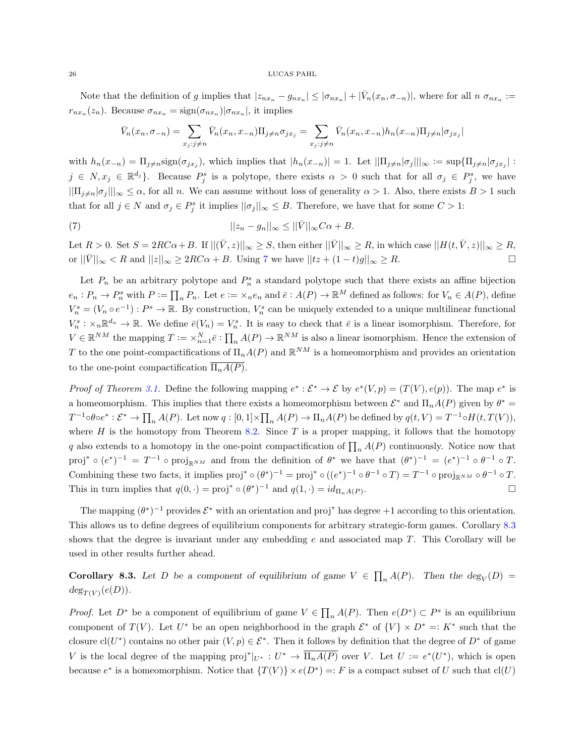Note that the definition of $g$ implies that $|z_{nx_n} - g_{nx_n}| \leq |\sigma_{nx_n}| + |\bar{V}_n(x_n, \sigma_{-n})|$, where for all $n$ $\sigma_{nx_n} := r_{nx_n}(z_n)$. Because $\sigma_{nx_n} = \text{sign}(\sigma_{nx_n})|\sigma_{nx_n}|$, it implies

$$\bar{V}_n(x_n, \sigma_{-n}) = \sum_{x_j : j \neq n} \bar{V}_n(x_n, x_{-n})\Pi_{j\neq n}\sigma_{jx_j} = \sum_{x_j : j\neq n} \bar{V}_n(x_n, x_{-n})h_n(x_{-n})\Pi_{j\neq n}|\sigma_{jx_j}|$$

with $h_n(x_{-n}) = \Pi_{j\neq n}\text{sign}(\sigma_{jx_j})$, which implies that $|h_n(x_{-n})| = 1$. Let $||\Pi_{j\neq n}|\sigma_j|||_\infty := \sup\{\Pi_{j\neq n}|\sigma_{jx_j}| : j \in N, x_j \in \mathbb{R}^{d_j}\}$. Because $P^s_j$ is a polytope, there exists $\alpha > 0$ such that for all $\sigma_j \in P^s_j$, we have $||\Pi_{j\neq n}|\sigma_j|||_\infty \leq \alpha$, for all $n$. We can assume without loss of generality $\alpha > 1$. Also, there exists $B > 1$ such that for all $j \in N$ and $\sigma_j \in P^s_j$ it implies $||\sigma_j||_\infty \leq B$. Therefore, we have that for some $C > 1$:

$$||z_n - g_n||_\infty \leq ||\bar{V}||_\infty C\alpha + B. \tag{7}$$

Let $R > 0$. Set $S = 2RC\alpha + B$. If $||(\bar{V}, z)||_\infty \geq S$, then either $||\bar{V}||_\infty \geq R$, in which case $||H(t, \bar{V}, z)||_\infty \geq R$, or $||\bar{V}||_\infty < R$ and $||z||_\infty \geq 2RC\alpha + B$. Using 7 we have $||tz + (1-t)g||_\infty \geq R$. $\square$

Let $P_n$ be an arbitrary polytope and $P^s_n$ a standard polytope such that there exists an affine bijection $e_n : P_n \to P^s_n$ with $P := \prod_n P_n$. Let $e := \times_n e_n$ and $\bar{e} : A(P) \to \mathbb{R}^M$ defined as follows: for $V_n \in A(P)$, define $V^s_n = (V_n \circ e^{-1}) : P^s \to \mathbb{R}$. By construction, $V^s_n$ can be uniquely extended to a unique multilinear functional $V^s_n : \times_n \mathbb{R}^{d_n} \to \mathbb{R}$. We define $\bar{e}(V_n) = V^s_n$. It is easy to check that $\bar{e}$ is a linear isomorphism. Therefore, for $V \in \mathbb{R}^{NM}$ the mapping $T := \times^N_{n=1}\bar{e} : \prod_n A(P) \to \mathbb{R}^{NM}$ is also a linear isomorphism. Hence the extension of $T$ to the one point-compactifications of $\Pi_n A(P)$ and $\mathbb{R}^{NM}$ is a homeomorphism and provides an orientation to the one-point compactification $\overline{\Pi_n A(P)}$.

*Proof of Theorem 3.1.* Define the following mapping $e^* : \mathcal{E}^* \to \mathcal{E}$ by $e^*(V, p) = (T(V), e(p))$. The map $e^*$ is a homeomorphism. This implies that there exists a homeomorphism between $\mathcal{E}^*$ and $\Pi_n A(P)$ given by $\theta^* = T^{-1} \circ \theta \circ e^* : \mathcal{E}^* \to \prod_n A(P)$. Let now $q : [0,1] \times \prod_n A(P) \to \Pi_n A(P)$ be defined by $q(t, V) = T^{-1} \circ H(t, T(V))$, where $H$ is the homotopy from Theorem 8.2. Since $T$ is a proper mapping, it follows that the homotopy $q$ also extends to a homotopy in the one-point compactification of $\prod_n A(P)$ continuously. Notice now that $\text{proj}^* \circ (e^*)^{-1} = T^{-1} \circ \text{proj}_{\mathbb{R}^{NM}}$ and from the definition of $\theta^*$ we have that $(\theta^*)^{-1} = (e^*)^{-1} \circ \theta^{-1} \circ T$. Combining these two facts, it implies $\text{proj}^* \circ (\theta^*)^{-1} = \text{proj}^* \circ ((e^*)^{-1} \circ \theta^{-1} \circ T) = T^{-1} \circ \text{proj}_{\mathbb{R}^{NM}} \circ \theta^{-1} \circ T$. This in turn implies that $q(0, \cdot) = \text{proj}^* \circ (\theta^*)^{-1}$ and $q(1, \cdot) = id_{\Pi_n A(P)}$. $\square$

The mapping $(\theta^*)^{-1}$ provides $\mathcal{E}^*$ with an orientation and $\text{proj}^*$ has degree $+1$ according to this orientation. This allows us to define degrees of equilibrium components for arbitrary strategic-form games. Corollary 8.3 shows that the degree is invariant under any embedding $e$ and associated map $T$. This Corollary will be used in other results further ahead.

**Corollary 8.3.** *Let $D$ be a component of equilibrium of game $V \in \prod_n A(P)$. Then the $\deg_V(D) = \deg_{T(V)}(e(D))$.*

*Proof.* Let $D^*$ be a component of equilibrium of game $V \in \prod_n A(P)$. Then $e(D^*) \subset P^s$ is an equilibrium component of $T(V)$. Let $U^*$ be an open neighborhood in the graph $\mathcal{E}^*$ of $\{V\} \times D^* =: K^*$ such that the closure $\text{cl}(U^*)$ contains no other pair $(V, p) \in \mathcal{E}^*$. Then it follows by definition that the degree of $D^*$ of game $V$ is the local degree of the mapping $\text{proj}^*|_{U^*} : U^* \to \overline{\Pi_n A(P)}$ over $V$. Let $U := e^*(U^*)$, which is open because $e^*$ is a homeomorphism. Notice that $\{T(V)\} \times e(D^*) =: F$ is a compact subset of $U$ such that $\text{cl}(U)$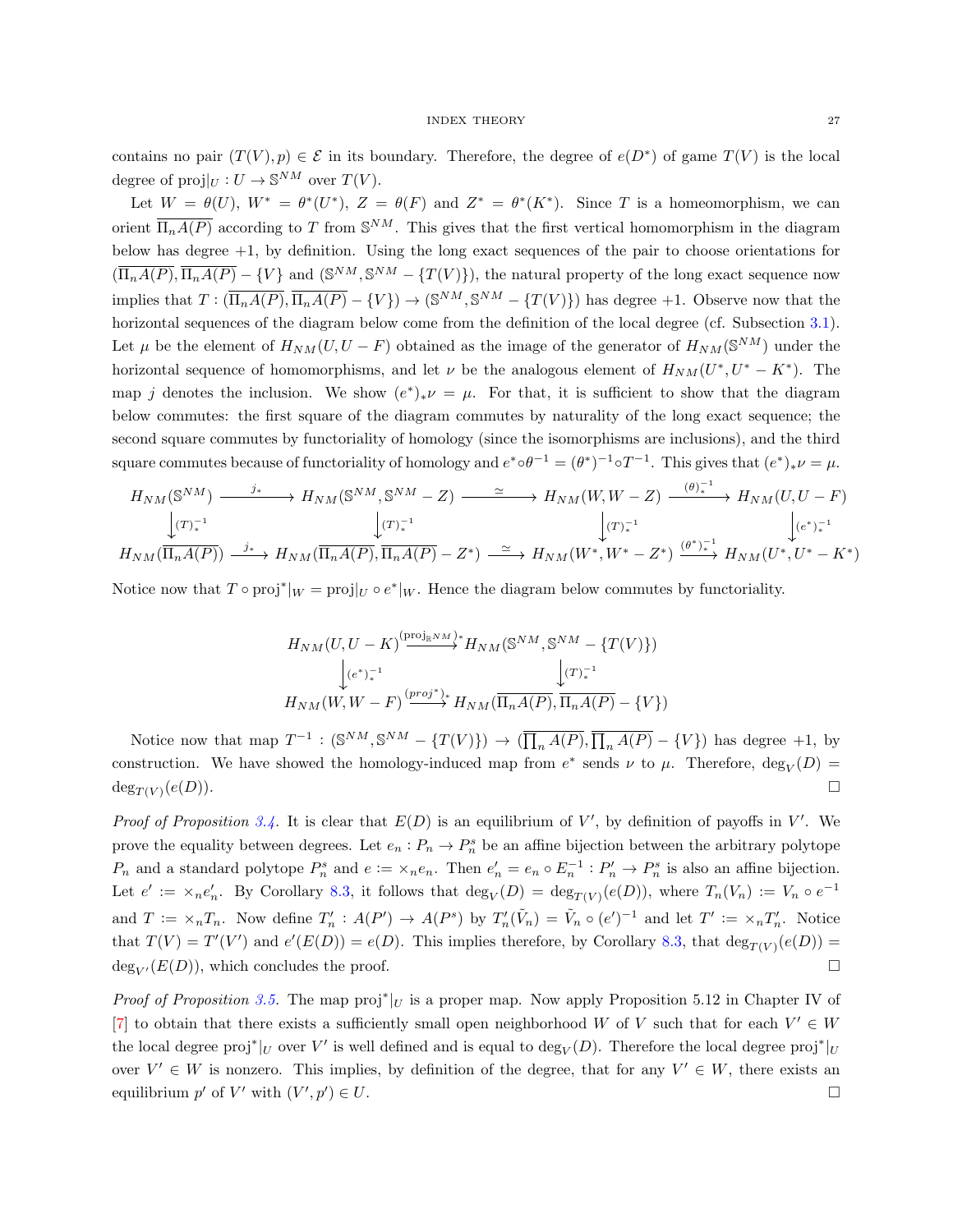contains no pair $(T(V), p) \in \mathcal{E}$ in its boundary. Therefore, the degree of $e(D^*)$ of game $T(V)$ is the local degree of $\text{proj}|_U : U \to \mathbb{S}^{NM}$ over $T(V)$.

Let $W = \theta(U)$, $W^* = \theta^*(U^*)$, $Z = \theta(F)$ and $Z^* = \theta^*(K^*)$. Since $T$ is a homeomorphism, we can orient $\overline{\Pi_n A(P)}$ according to $T$ from $\mathbb{S}^{NM}$. This gives that the first vertical homomorphism in the diagram below has degree $+1$, by definition. Using the long exact sequences of the pair to choose orientations for $(\overline{\Pi_n A(P)}, \overline{\Pi_n A(P)} - \{V\}$ and $(\mathbb{S}^{NM}, \mathbb{S}^{NM} - \{T(V)\})$, the natural property of the long exact sequence now implies that $T : (\overline{\Pi_n A(P)}, \overline{\Pi_n A(P)} - \{V\}) \to (\mathbb{S}^{NM}, \mathbb{S}^{NM} - \{T(V)\})$ has degree $+1$. Observe now that the horizontal sequences of the diagram below come from the definition of the local degree (cf. Subsection 3.1). Let $\mu$ be the element of $H_{NM}(U, U - F)$ obtained as the image of the generator of $H_{NM}(\mathbb{S}^{NM})$ under the horizontal sequence of homomorphisms, and let $\nu$ be the analogous element of $H_{NM}(U^*, U^* - K^*)$. The map $j$ denotes the inclusion. We show $(e^*)_*\nu = \mu$. For that, it is sufficient to show that the diagram below commutes: the first square of the diagram commutes by naturality of the long exact sequence; the second square commutes by functoriality of homology (since the isomorphisms are inclusions), and the third square commutes because of functoriality of homology and $e^* \circ \theta^{-1} = (\theta^*)^{-1} \circ T^{-1}$. This gives that $(e^*)_*\nu = \mu$.

$$
\begin{array}{ccccccc}
H_{NM}(\mathbb{S}^{NM}) & \xrightarrow{j_*} & H_{NM}(\mathbb{S}^{NM}, \mathbb{S}^{NM} - Z) & \xrightarrow{\simeq} & H_{NM}(W, W - Z) & \xrightarrow{(\theta)_*^{-1}} & H_{NM}(U, U - F) \\
\downarrow{\scriptstyle (T)_*^{-1}} & & \downarrow{\scriptstyle (T)_*^{-1}} & & \downarrow{\scriptstyle (T)_*^{-1}} & & \downarrow{\scriptstyle (e^*)_*^{-1}} \\
H_{NM}(\overline{\Pi_n A(P)}) & \xrightarrow{j_*} & H_{NM}(\overline{\Pi_n A(P)}, \overline{\Pi_n A(P)} - Z^*) & \xrightarrow{\simeq} & H_{NM}(W^*, W^* - Z^*) & \xrightarrow{(\theta^*)_*^{-1}} & H_{NM}(U^*, U^* - K^*)
\end{array}
$$

Notice now that $T \circ \text{proj}^*|_W = \text{proj}|_U \circ e^*|_W$. Hence the diagram below commutes by functoriality.

$$
\begin{array}{ccc}
H_{NM}(U, U - K) & \xrightarrow{(\text{proj}_{\mathbb{R}^{NM}})_*} & H_{NM}(\mathbb{S}^{NM}, \mathbb{S}^{NM} - \{T(V)\}) \\
\downarrow{\scriptstyle (e^*)_*^{-1}} & & \downarrow{\scriptstyle (T)_*^{-1}} \\
H_{NM}(W, W - F) & \xrightarrow{(proj^*)_*} & H_{NM}(\overline{\Pi_n A(P)}, \overline{\Pi_n A(P)} - \{V\})
\end{array}
$$

Notice now that map $T^{-1} : (\mathbb{S}^{NM}, \mathbb{S}^{NM} - \{T(V)\}) \to (\overline{\prod_n A(P)}, \overline{\prod_n A(P)} - \{V\})$ has degree $+1$, by construction. We have showed the homology-induced map from $e^*$ sends $\nu$ to $\mu$. Therefore, $\deg_V(D) = \deg_{T(V)}(e(D))$. $\square$

*Proof of Proposition 3.4.* It is clear that $E(D)$ is an equilibrium of $V'$, by definition of payoffs in $V'$. We prove the equality between degrees. Let $e_n : P_n \to P_n^s$ be an affine bijection between the arbitrary polytope $P_n$ and a standard polytope $P_n^s$ and $e := \times_n e_n$. Then $e'_n = e_n \circ E_n^{-1} : P'_n \to P_n^s$ is also an affine bijection. Let $e' := \times_n e'_n$. By Corollary 8.3, it follows that $\deg_V(D) = \deg_{T(V)}(e(D))$, where $T_n(V_n) := V_n \circ e^{-1}$ and $T := \times_n T_n$. Now define $T'_n : A(P') \to A(P^s)$ by $T'_n(\tilde{V}_n) = \tilde{V}_n \circ (e')^{-1}$ and let $T' := \times_n T'_n$. Notice that $T(V) = T'(V')$ and $e'(E(D)) = e(D)$. This implies therefore, by Corollary 8.3, that $\deg_{T(V)}(e(D)) = \deg_{V'}(E(D))$, which concludes the proof. $\square$

*Proof of Proposition 3.5.* The map $\text{proj}^*|_U$ is a proper map. Now apply Proposition 5.12 in Chapter IV of [7] to obtain that there exists a sufficiently small open neighborhood $W$ of $V$ such that for each $V' \in W$ the local degree $\text{proj}^*|_U$ over $V'$ is well defined and is equal to $\deg_V(D)$. Therefore the local degree $\text{proj}^*|_U$ over $V' \in W$ is nonzero. This implies, by definition of the degree, that for any $V' \in W$, there exists an equilibrium $p'$ of $V'$ with $(V', p') \in U$. $\square$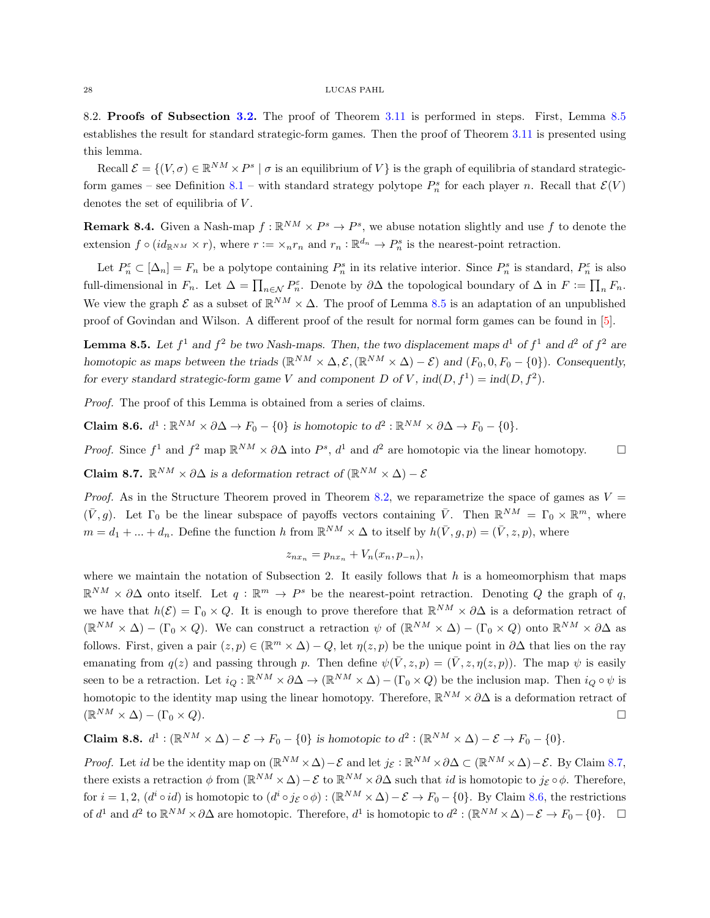**8.2. Proofs of Subsection 3.2.** The proof of Theorem 3.11 is performed in steps. First, Lemma 8.5 establishes the result for standard strategic-form games. Then the proof of Theorem 3.11 is presented using this lemma.

Recall $\mathcal{E} = \{(V, \sigma) \in \mathbb{R}^{NM} \times P^s \mid \sigma \text{ is an equilibrium of } V\}$ is the graph of equilibria of standard strategic-form games – see Definition 8.1 – with standard strategy polytope $P^s_n$ for each player $n$. Recall that $\mathcal{E}(V)$ denotes the set of equilibria of $V$.

**Remark 8.4.** Given a Nash-map $f : \mathbb{R}^{NM} \times P^s \to P^s$, we abuse notation slightly and use $f$ to denote the extension $f \circ (id_{\mathbb{R}^{NM}} \times r)$, where $r := \times_n r_n$ and $r_n : \mathbb{R}^{d_n} \to P^s_n$ is the nearest-point retraction.

Let $P^\varepsilon_n \subset [\Delta_n] = F_n$ be a polytope containing $P^s_n$ in its relative interior. Since $P^s_n$ is standard, $P^\varepsilon_n$ is also full-dimensional in $F_n$. Let $\Delta = \prod_{n \in \mathcal{N}} P^\varepsilon_n$. Denote by $\partial\Delta$ the topological boundary of $\Delta$ in $F := \prod_n F_n$. We view the graph $\mathcal{E}$ as a subset of $\mathbb{R}^{NM} \times \Delta$. The proof of Lemma 8.5 is an adaptation of an unpublished proof of Govindan and Wilson. A different proof of the result for normal form games can be found in [5].

**Lemma 8.5.** *Let $f^1$ and $f^2$ be two Nash-maps. Then, the two displacement maps $d^1$ of $f^1$ and $d^2$ of $f^2$ are homotopic as maps between the triads $(\mathbb{R}^{NM} \times \Delta, \mathcal{E}, (\mathbb{R}^{NM} \times \Delta) - \mathcal{E})$ and $(F_0, 0, F_0 - \{0\})$. Consequently, for every standard strategic-form game $V$ and component $D$ of $V$, $ind(D, f^1) = ind(D, f^2)$.*

*Proof.* The proof of this Lemma is obtained from a series of claims.

**Claim 8.6.** *$d^1 : \mathbb{R}^{NM} \times \partial\Delta \to F_0 - \{0\}$ is homotopic to $d^2 : \mathbb{R}^{NM} \times \partial\Delta \to F_0 - \{0\}$.*

*Proof.* Since $f^1$ and $f^2$ map $\mathbb{R}^{NM} \times \partial\Delta$ into $P^s$, $d^1$ and $d^2$ are homotopic via the linear homotopy. $\square$

**Claim 8.7.** *$\mathbb{R}^{NM} \times \partial\Delta$ is a deformation retract of $(\mathbb{R}^{NM} \times \Delta) - \mathcal{E}$*

*Proof.* As in the Structure Theorem proved in Theorem 8.2, we reparametrize the space of games as $V = (\bar{V}, g)$. Let $\Gamma_0$ be the linear subspace of payoffs vectors containing $\bar{V}$. Then $\mathbb{R}^{NM} = \Gamma_0 \times \mathbb{R}^m$, where $m = d_1 + ... + d_n$. Define the function $h$ from $\mathbb{R}^{NM} \times \Delta$ to itself by $h(\bar{V}, g, p) = (\bar{V}, z, p)$, where

$$z_{nx_n} = p_{nx_n} + V_n(x_n, p_{-n}),$$

where we maintain the notation of Subsection 2. It easily follows that $h$ is a homeomorphism that maps $\mathbb{R}^{NM} \times \partial\Delta$ onto itself. Let $q : \mathbb{R}^m \to P^s$ be the nearest-point retraction. Denoting $Q$ the graph of $q$, we have that $h(\mathcal{E}) = \Gamma_0 \times Q$. It is enough to prove therefore that $\mathbb{R}^{NM} \times \partial\Delta$ is a deformation retract of $(\mathbb{R}^{NM} \times \Delta) - (\Gamma_0 \times Q)$. We can construct a retraction $\psi$ of $(\mathbb{R}^{NM} \times \Delta) - (\Gamma_0 \times Q)$ onto $\mathbb{R}^{NM} \times \partial\Delta$ as follows. First, given a pair $(z, p) \in (\mathbb{R}^m \times \Delta) - Q$, let $\eta(z, p)$ be the unique point in $\partial\Delta$ that lies on the ray emanating from $q(z)$ and passing through $p$. Then define $\psi(\bar{V}, z, p) = (\bar{V}, z, \eta(z, p))$. The map $\psi$ is easily seen to be a retraction. Let $i_Q : \mathbb{R}^{NM} \times \partial\Delta \to (\mathbb{R}^{NM} \times \Delta) - (\Gamma_0 \times Q)$ be the inclusion map. Then $i_Q \circ \psi$ is homotopic to the identity map using the linear homotopy. Therefore, $\mathbb{R}^{NM} \times \partial\Delta$ is a deformation retract of $(\mathbb{R}^{NM} \times \Delta) - (\Gamma_0 \times Q)$. $\square$

**Claim 8.8.** *$d^1 : (\mathbb{R}^{NM} \times \Delta) - \mathcal{E} \to F_0 - \{0\}$ is homotopic to $d^2 : (\mathbb{R}^{NM} \times \Delta) - \mathcal{E} \to F_0 - \{0\}$.*

*Proof.* Let $id$ be the identity map on $(\mathbb{R}^{NM} \times \Delta) - \mathcal{E}$ and let $j_{\mathcal{E}} : \mathbb{R}^{NM} \times \partial\Delta \subset (\mathbb{R}^{NM} \times \Delta) - \mathcal{E}$. By Claim 8.7, there exists a retraction $\phi$ from $(\mathbb{R}^{NM} \times \Delta) - \mathcal{E}$ to $\mathbb{R}^{NM} \times \partial\Delta$ such that $id$ is homotopic to $j_{\mathcal{E}} \circ \phi$. Therefore, for $i = 1, 2$, $(d^i \circ id)$ is homotopic to $(d^i \circ j_{\mathcal{E}} \circ \phi) : (\mathbb{R}^{NM} \times \Delta) - \mathcal{E} \to F_0 - \{0\}$. By Claim 8.6, the restrictions of $d^1$ and $d^2$ to $\mathbb{R}^{NM} \times \partial\Delta$ are homotopic. Therefore, $d^1$ is homotopic to $d^2 : (\mathbb{R}^{NM} \times \Delta) - \mathcal{E} \to F_0 - \{0\}$. $\square$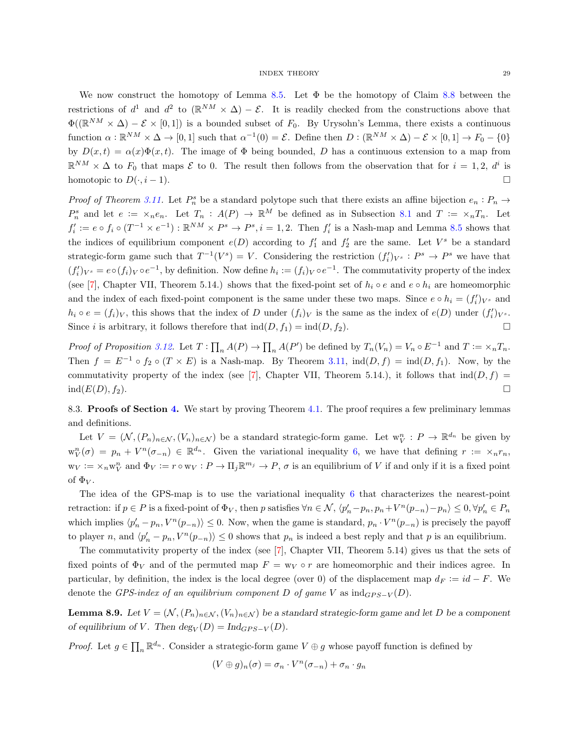We now construct the homotopy of Lemma 8.5. Let $\Phi$ be the homotopy of Claim 8.8 between the restrictions of $d^1$ and $d^2$ to $(\mathbb{R}^{NM} \times \Delta) - \mathcal{E}$. It is readily checked from the constructions above that $\Phi((\mathbb{R}^{NM} \times \Delta) - \mathcal{E} \times [0,1])$ is a bounded subset of $F_0$. By Urysohn's Lemma, there exists a continuous function $\alpha : \mathbb{R}^{NM} \times \Delta \to [0,1]$ such that $\alpha^{-1}(0) = \mathcal{E}$. Define then $D : (\mathbb{R}^{NM} \times \Delta) - \mathcal{E} \times [0,1] \to F_0 - \{0\}$ by $D(x,t) = \alpha(x)\Phi(x,t)$. The image of $\Phi$ being bounded, $D$ has a continuous extension to a map from $\mathbb{R}^{NM} \times \Delta$ to $F_0$ that maps $\mathcal{E}$ to 0. The result then follows from the observation that for $i = 1, 2$, $d^i$ is homotopic to $D(\cdot, i-1)$. □

*Proof of Theorem 3.11.* Let $P_n^s$ be a standard polytope such that there exists an affine bijection $e_n : P_n \to P_n^s$ and let $e := \times_n e_n$. Let $T_n : A(P) \to \mathbb{R}^M$ be defined as in Subsection 8.1 and $T := \times_n T_n$. Let $f_i' := e \circ f_i \circ (T^{-1} \times e^{-1}) : \mathbb{R}^{NM} \times P^s \to P^s, i = 1, 2$. Then $f_i'$ is a Nash-map and Lemma 8.5 shows that the indices of equilibrium component $e(D)$ according to $f_1'$ and $f_2'$ are the same. Let $V^s$ be a standard strategic-form game such that $T^{-1}(V^s) = V$. Considering the restriction $(f_i')_{V^s} : P^s \to P^s$ we have that $(f_i')_{V^s} = e \circ (f_i)_V \circ e^{-1}$, by definition. Now define $h_i := (f_i)_V \circ e^{-1}$. The commutativity property of the index (see [7], Chapter VII, Theorem 5.14.) shows that the fixed-point set of $h_i \circ e$ and $e \circ h_i$ are homeomorphic and the index of each fixed-point component is the same under these two maps. Since $e \circ h_i = (f_i')_{V^s}$ and $h_i \circ e = (f_i)_V$, this shows that the index of $D$ under $(f_i)_V$ is the same as the index of $e(D)$ under $(f_i')_{V^s}$. Since $i$ is arbitrary, it follows therefore that $\text{ind}(D, f_1) = \text{ind}(D, f_2)$. □

*Proof of Proposition 3.12.* Let $T : \prod_n A(P) \to \prod_n A(P')$ be defined by $T_n(V_n) = V_n \circ E^{-1}$ and $T := \times_n T_n$. Then $f = E^{-1} \circ f_2 \circ (T \times E)$ is a Nash-map. By Theorem 3.11, $\text{ind}(D, f) = \text{ind}(D, f_1)$. Now, by the commutativity property of the index (see [7], Chapter VII, Theorem 5.14.), it follows that $\text{ind}(D, f) = \text{ind}(E(D), f_2)$. □

8.3. **Proofs of Section 4.** We start by proving Theorem 4.1. The proof requires a few preliminary lemmas and definitions.

Let $V = (\mathcal{N}, (P_n)_{n\in\mathcal{N}}, (V_n)_{n\in\mathcal{N}})$ be a standard strategic-form game. Let $\mathrm{w}_V^n : P \to \mathbb{R}^{d_n}$ be given by $\mathrm{w}_V^n(\sigma) = p_n + V^n(\sigma_{-n}) \in \mathbb{R}^{d_n}$. Given the variational inequality 6, we have that defining $r := \times_n r_n$, $\mathrm{w}_V := \times_n \mathrm{w}_V^n$ and $\Phi_V := r \circ \mathrm{w}_V : P \to \Pi_j \mathbb{R}^{m_j} \to P$, $\sigma$ is an equilibrium of $V$ if and only if it is a fixed point of $\Phi_V$.

The idea of the GPS-map is to use the variational inequality 6 that characterizes the nearest-point retraction: if $p \in P$ is a fixed-point of $\Phi_V$, then $p$ satisfies $\forall n \in \mathcal{N}$, $\langle p_n' - p_n, p_n + V^n(p_{-n}) - p_n\rangle \leq 0, \forall p_n' \in P_n$ which implies $\langle p_n' - p_n, V^n(p_{-n})\rangle \leq 0$. Now, when the game is standard, $p_n \cdot V^n(p_{-n})$ is precisely the payoff to player $n$, and $\langle p_n' - p_n, V^n(p_{-n})\rangle \leq 0$ shows that $p_n$ is indeed a best reply and that $p$ is an equilibrium.

The commutativity property of the index (see [7], Chapter VII, Theorem 5.14) gives us that the sets of fixed points of $\Phi_V$ and of the permuted map $F = \mathrm{w}_V \circ r$ are homeomorphic and their indices agree. In particular, by definition, the index is the local degree (over 0) of the displacement map $d_F := id - F$. We denote the *GPS-index of an equilibrium component $D$ of game $V$* as $\text{ind}_{GPS-V}(D)$.

**Lemma 8.9.** *Let $V = (\mathcal{N}, (P_n)_{n\in\mathcal{N}}, (V_n)_{n\in\mathcal{N}})$ be a standard strategic-form game and let $D$ be a component of equilibrium of $V$. Then $\deg_V(D) = \text{Ind}_{GPS-V}(D)$.*

*Proof.* Let $g \in \prod_n \mathbb{R}^{d_n}$. Consider a strategic-form game $V \oplus g$ whose payoff function is defined by

$$(V \oplus g)_n(\sigma) = \sigma_n \cdot V^n(\sigma_{-n}) + \sigma_n \cdot g_n$$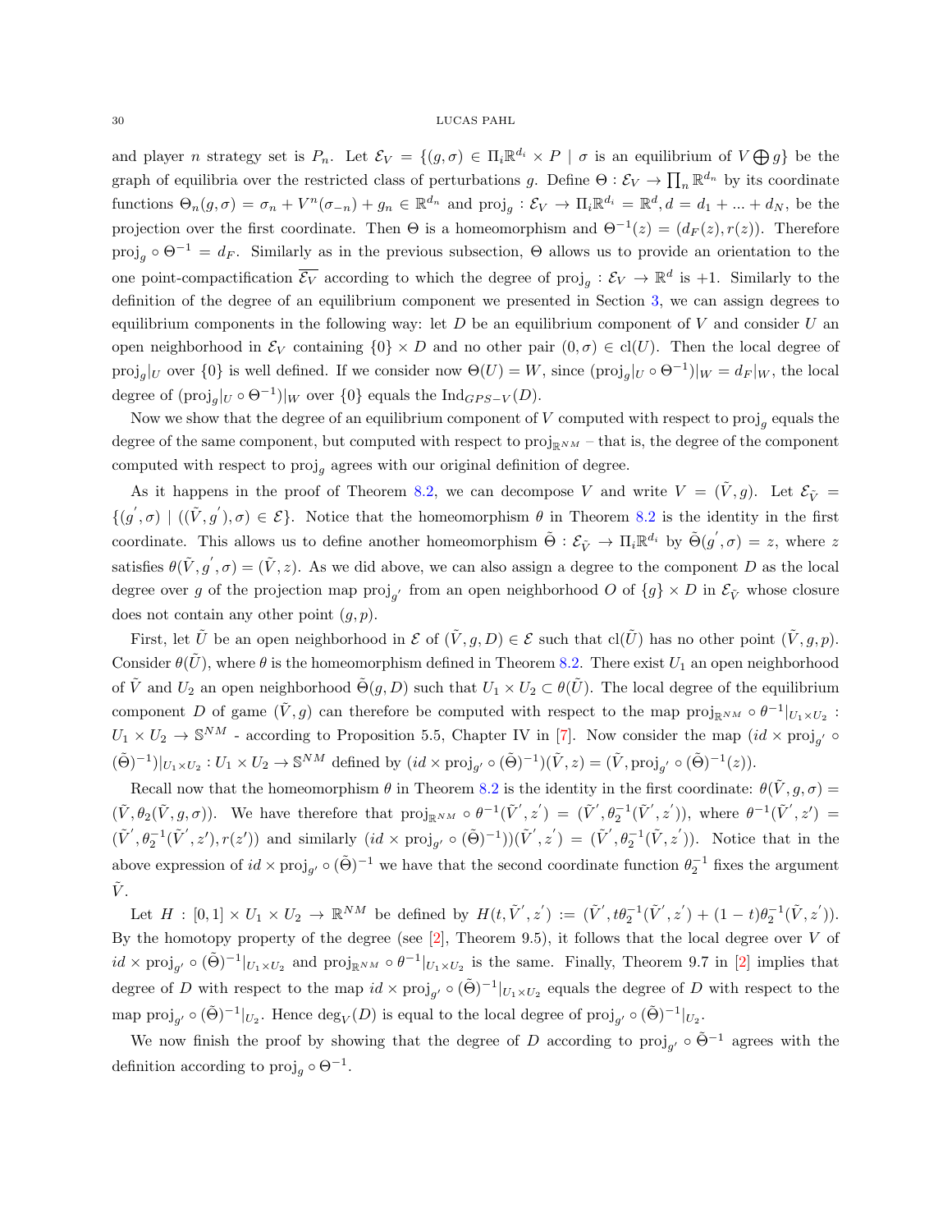and player $n$ strategy set is $P_n$. Let $\mathcal{E}_V = \{(g,\sigma) \in \Pi_i \mathbb{R}^{d_i} \times P \mid \sigma \text{ is an equilibrium of } V \bigoplus g\}$ be the graph of equilibria over the restricted class of perturbations $g$. Define $\Theta : \mathcal{E}_V \to \prod_n \mathbb{R}^{d_n}$ by its coordinate functions $\Theta_n(g,\sigma) = \sigma_n + V^n(\sigma_{-n}) + g_n \in \mathbb{R}^{d_n}$ and $\text{proj}_g : \mathcal{E}_V \to \Pi_i \mathbb{R}^{d_i} = \mathbb{R}^d, d = d_1 + ... + d_N$, be the projection over the first coordinate. Then $\Theta$ is a homeomorphism and $\Theta^{-1}(z) = (d_F(z), r(z))$. Therefore $\text{proj}_g \circ \Theta^{-1} = d_F$. Similarly as in the previous subsection, $\Theta$ allows us to provide an orientation to the one point-compactification $\overline{\mathcal{E}_V}$ according to which the degree of $\text{proj}_g : \mathcal{E}_V \to \mathbb{R}^d$ is $+1$. Similarly to the definition of the degree of an equilibrium component we presented in Section 3, we can assign degrees to equilibrium components in the following way: let $D$ be an equilibrium component of $V$ and consider $U$ an open neighborhood in $\mathcal{E}_V$ containing $\{0\} \times D$ and no other pair $(0,\sigma) \in \text{cl}(U)$. Then the local degree of $\text{proj}_g|_U$ over $\{0\}$ is well defined. If we consider now $\Theta(U) = W$, since $(\text{proj}_g|_U \circ \Theta^{-1})|_W = d_F|_W$, the local degree of $(\text{proj}_g|_U \circ \Theta^{-1})|_W$ over $\{0\}$ equals the $\text{Ind}_{GPS-V}(D)$.

Now we show that the degree of an equilibrium component of $V$ computed with respect to $\text{proj}_g$ equals the degree of the same component, but computed with respect to $\text{proj}_{\mathbb{R}^{NM}}$ – that is, the degree of the component computed with respect to $\text{proj}_g$ agrees with our original definition of degree.

As it happens in the proof of Theorem 8.2, we can decompose $V$ and write $V = (\tilde{V}, g)$. Let $\mathcal{E}_{\tilde{V}} = \{(g', \sigma) \mid ((\tilde{V}, g'), \sigma) \in \mathcal{E}\}$. Notice that the homeomorphism $\theta$ in Theorem 8.2 is the identity in the first coordinate. This allows us to define another homeomorphism $\tilde{\Theta} : \mathcal{E}_{\tilde{V}} \to \Pi_i \mathbb{R}^{d_i}$ by $\tilde{\Theta}(g', \sigma) = z$, where $z$ satisfies $\theta(\tilde{V}, g', \sigma) = (\tilde{V}, z)$. As we did above, we can also assign a degree to the component $D$ as the local degree over $g$ of the projection map $\text{proj}_{g'}$ from an open neighborhood $O$ of $\{g\} \times D$ in $\mathcal{E}_{\tilde{V}}$ whose closure does not contain any other point $(g, p)$.

First, let $\tilde{U}$ be an open neighborhood in $\mathcal{E}$ of $(\tilde{V}, g, D) \in \mathcal{E}$ such that $\text{cl}(\tilde{U})$ has no other point $(\tilde{V}, g, p)$. Consider $\theta(\tilde{U})$, where $\theta$ is the homeomorphism defined in Theorem 8.2. There exist $U_1$ an open neighborhood of $\tilde{V}$ and $U_2$ an open neighborhood $\tilde{\Theta}(g, D)$ such that $U_1 \times U_2 \subset \theta(\tilde{U})$. The local degree of the equilibrium component $D$ of game $(\tilde{V}, g)$ can therefore be computed with respect to the map $\text{proj}_{\mathbb{R}^{NM}} \circ \theta^{-1}|_{U_1 \times U_2} : U_1 \times U_2 \to \mathbb{S}^{NM}$ - according to Proposition 5.5, Chapter IV in [7]. Now consider the map $(id \times \text{proj}_{g'} \circ (\tilde{\Theta})^{-1})|_{U_1 \times U_2} : U_1 \times U_2 \to \mathbb{S}^{NM}$ defined by $(id \times \text{proj}_{g'} \circ (\tilde{\Theta})^{-1})(\tilde{V}, z) = (\tilde{V}, \text{proj}_{g'} \circ (\tilde{\Theta})^{-1}(z))$.

Recall now that the homeomorphism $\theta$ in Theorem 8.2 is the identity in the first coordinate: $\theta(\tilde{V}, g, \sigma) = (\tilde{V}, \theta_2(\tilde{V}, g, \sigma))$. We have therefore that $\text{proj}_{\mathbb{R}^{NM}} \circ \theta^{-1}(\tilde{V}', z') = (\tilde{V}', \theta_2^{-1}(\tilde{V}', z'))$, where $\theta^{-1}(\tilde{V}', z') = (\tilde{V}', \theta_2^{-1}(\tilde{V}', z'), r(z'))$ and similarly $(id \times \text{proj}_{g'} \circ (\tilde{\Theta})^{-1}))(\tilde{V}', z') = (\tilde{V}', \theta_2^{-1}(\tilde{V}, z'))$. Notice that in the above expression of $id \times \text{proj}_{g'} \circ (\tilde{\Theta})^{-1}$ we have that the second coordinate function $\theta_2^{-1}$ fixes the argument $\tilde{V}$.

Let $H : [0,1] \times U_1 \times U_2 \to \mathbb{R}^{NM}$ be defined by $H(t, \tilde{V}', z') := (\tilde{V}', t\theta_2^{-1}(\tilde{V}', z') + (1-t)\theta_2^{-1}(\tilde{V}, z'))$. By the homotopy property of the degree (see [2], Theorem 9.5), it follows that the local degree over $V$ of $id \times \text{proj}_{g'} \circ (\tilde{\Theta})^{-1}|_{U_1 \times U_2}$ and $\text{proj}_{\mathbb{R}^{NM}} \circ \theta^{-1}|_{U_1 \times U_2}$ is the same. Finally, Theorem 9.7 in [2] implies that degree of $D$ with respect to the map $id \times \text{proj}_{g'} \circ (\tilde{\Theta})^{-1}|_{U_1 \times U_2}$ equals the degree of $D$ with respect to the map $\text{proj}_{g'} \circ (\tilde{\Theta})^{-1}|_{U_2}$. Hence $\deg_V(D)$ is equal to the local degree of $\text{proj}_{g'} \circ (\tilde{\Theta})^{-1}|_{U_2}$.

We now finish the proof by showing that the degree of $D$ according to $\text{proj}_{g'} \circ \tilde{\Theta}^{-1}$ agrees with the definition according to $\text{proj}_g \circ \Theta^{-1}$.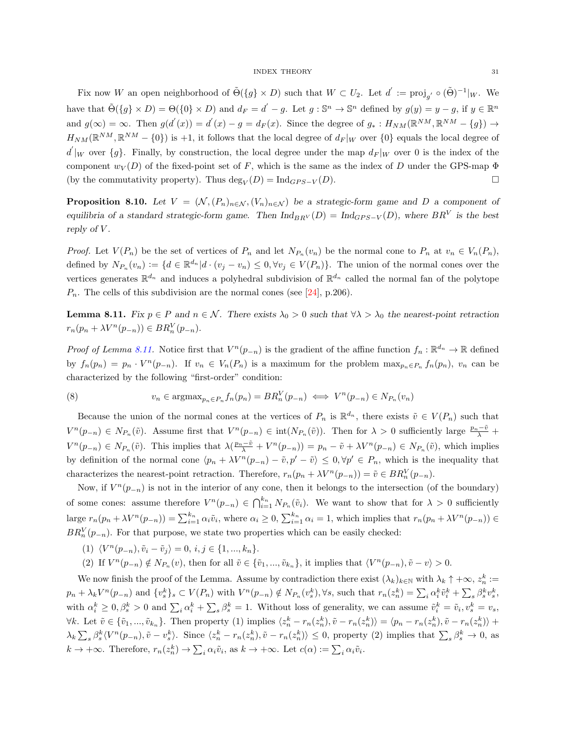Fix now $W$ an open neighborhood of $\tilde{\Theta}(\{g\} \times D)$ such that $W \subset U_2$. Let $d' := \text{proj}_{g'} \circ (\tilde{\Theta})^{-1}|_W$. We have that $\tilde{\Theta}(\{g\} \times D) = \Theta(\{0\} \times D)$ and $d_F = d' - g$. Let $g : \mathbb{S}^n \to \mathbb{S}^n$ defined by $g(y) = y - g$, if $y \in \mathbb{R}^n$ and $g(\infty) = \infty$. Then $g(d'(x)) = d'(x) - g = d_F(x)$. Since the degree of $g_* : H_{NM}(\mathbb{R}^{NM}, \mathbb{R}^{NM} - \{g\}) \to H_{NM}(\mathbb{R}^{NM}, \mathbb{R}^{NM} - \{0\})$ is $+1$, it follows that the local degree of $d_F|_W$ over $\{0\}$ equals the local degree of $d'|_W$ over $\{g\}$. Finally, by construction, the local degree under the map $d_F|_W$ over 0 is the index of the component $w_V(D)$ of the fixed-point set of $F$, which is the same as the index of $D$ under the GPS-map $\Phi$ (by the commutativity property). Thus $\deg_V(D) = \text{Ind}_{GPS-V}(D)$. $\square$

**Proposition 8.10.** *Let $V = (\mathcal{N}, (P_n)_{n\in\mathcal{N}}, (V_n)_{n\in\mathcal{N}})$ be a strategic-form game and $D$ a component of equilibria of a standard strategic-form game. Then $\text{Ind}_{BR^V}(D) = \text{Ind}_{GPS-V}(D)$, where $BR^V$ is the best reply of $V$.*

*Proof.* Let $V(P_n)$ be the set of vertices of $P_n$ and let $N_{P_n}(v_n)$ be the normal cone to $P_n$ at $v_n \in V_n(P_n)$, defined by $N_{P_n}(v_n) := \{d \in \mathbb{R}^{d_n} | d \cdot (v_j - v_n) \leq 0, \forall v_j \in V(P_n)\}$. The union of the normal cones over the vertices generates $\mathbb{R}^{d_n}$ and induces a polyhedral subdivision of $\mathbb{R}^{d_n}$ called the normal fan of the polytope $P_n$. The cells of this subdivision are the normal cones (see [24], p.206).

**Lemma 8.11.** *Fix $p \in P$ and $n \in \mathcal{N}$. There exists $\lambda_0 > 0$ such that $\forall \lambda > \lambda_0$ the nearest-point retraction $r_n(p_n + \lambda V^n(p_{-n})) \in BR_n^V(p_{-n})$.*

*Proof of Lemma 8.11.* Notice first that $V^n(p_{-n})$ is the gradient of the affine function $f_n : \mathbb{R}^{d_n} \to \mathbb{R}$ defined by $f_n(p_n) = p_n \cdot V^n(p_{-n})$. If $v_n \in V_n(P_n)$ is a maximum for the problem $\max_{p_n \in P_n} f_n(p_n)$, $v_n$ can be characterized by the following "first-order" condition:

$$v_n \in \text{argmax}_{p_n \in P_n} f_n(p_n) = BR_n^V(p_{-n}) \iff V^n(p_{-n}) \in N_{P_n}(v_n) \tag{8}$$

Because the union of the normal cones at the vertices of $P_n$ is $\mathbb{R}^{d_n}$, there exists $\tilde{v} \in V(P_n)$ such that $V^n(p_{-n}) \in N_{P_n}(\tilde{v})$. Assume first that $V^n(p_{-n}) \in \text{int}(N_{P_n}(\tilde{v}))$. Then for $\lambda > 0$ sufficiently large $\frac{p_n - \tilde{v}}{\lambda} + V^n(p_{-n}) \in N_{P_n}(\tilde{v})$. This implies that $\lambda(\frac{p_n - \tilde{v}}{\lambda} + V^n(p_{-n})) = p_n - \tilde{v} + \lambda V^n(p_{-n}) \in N_{P_n}(\tilde{v})$, which implies by definition of the normal cone $\langle p_n + \lambda V^n(p_{-n}) - \tilde{v}, p' - \tilde{v}\rangle \leq 0, \forall p' \in P_n$, which is the inequality that characterizes the nearest-point retraction. Therefore, $r_n(p_n + \lambda V^n(p_{-n})) = \tilde{v} \in BR_n^V(p_{-n})$.

Now, if $V^n(p_{-n})$ is not in the interior of any cone, then it belongs to the intersection (of the boundary) of some cones: assume therefore $V^n(p_{-n}) \in \bigcap_{i=1}^{k_n} N_{P_n}(\tilde{v}_i)$. We want to show that for $\lambda > 0$ sufficiently large $r_n(p_n + \lambda V^n(p_{-n})) = \sum_{i=1}^{k_n} \alpha_i \tilde{v}_i$, where $\alpha_i \geq 0$, $\sum_{i=1}^{k_n} \alpha_i = 1$, which implies that $r_n(p_n + \lambda V^n(p_{-n})) \in BR_n^V(p_{-n})$. For that purpose, we state two properties which can be easily checked:

1. $\langle V^n(p_{-n}), \tilde{v}_i - \tilde{v}_j\rangle = 0$, $i, j \in \{1, ..., k_n\}$.
2. If $V^n(p_{-n}) \notin N_{P_n}(v)$, then for all $\tilde{v} \in \{\tilde{v}_1, ..., \tilde{v}_{k_n}\}$, it implies that $\langle V^n(p_{-n}), \tilde{v} - v\rangle > 0$.

We now finish the proof of the Lemma. Assume by contradiction there exist $(\lambda_k)_{k\in\mathbb{N}}$ with $\lambda_k \uparrow +\infty$, $z_n^k := p_n + \lambda_k V^n(p_{-n})$ and $\{v_s^k\}_s \subset V(P_n)$ with $V^n(p_{-n}) \notin N_{P_n}(v_s^k), \forall s$, such that $r_n(z_n^k) = \sum_i \alpha_i^k \tilde{v}_i^k + \sum_s \beta_s^k v_s^k$, with $\alpha_i^k \geq 0, \beta_s^k > 0$ and $\sum_i \alpha_i^k + \sum_s \beta_s^k = 1$. Without loss of generality, we can assume $\tilde{v}_i^k = \tilde{v}_i, v_s^k = v_s$, $\forall k$. Let $\tilde{v} \in \{\tilde{v}_1, ..., \tilde{v}_{k_n}\}$. Then property (1) implies $\langle z_n^k - r_n(z_n^k), \tilde{v} - r_n(z_n^k)\rangle = \langle p_n - r_n(z_n^k), \tilde{v} - r_n(z_n^k)\rangle + \lambda_k \sum_s \beta_s^k \langle V^n(p_{-n}), \tilde{v} - v_s^k\rangle$. Since $\langle z_n^k - r_n(z_n^k), \tilde{v} - r_n(z_n^k)\rangle \leq 0$, property (2) implies that $\sum_s \beta_s^k \to 0$, as $k \to +\infty$. Therefore, $r_n(z_n^k) \to \sum_i \alpha_i \tilde{v}_i$, as $k \to +\infty$. Let $c(\alpha) := \sum_i \alpha_i \tilde{v}_i$.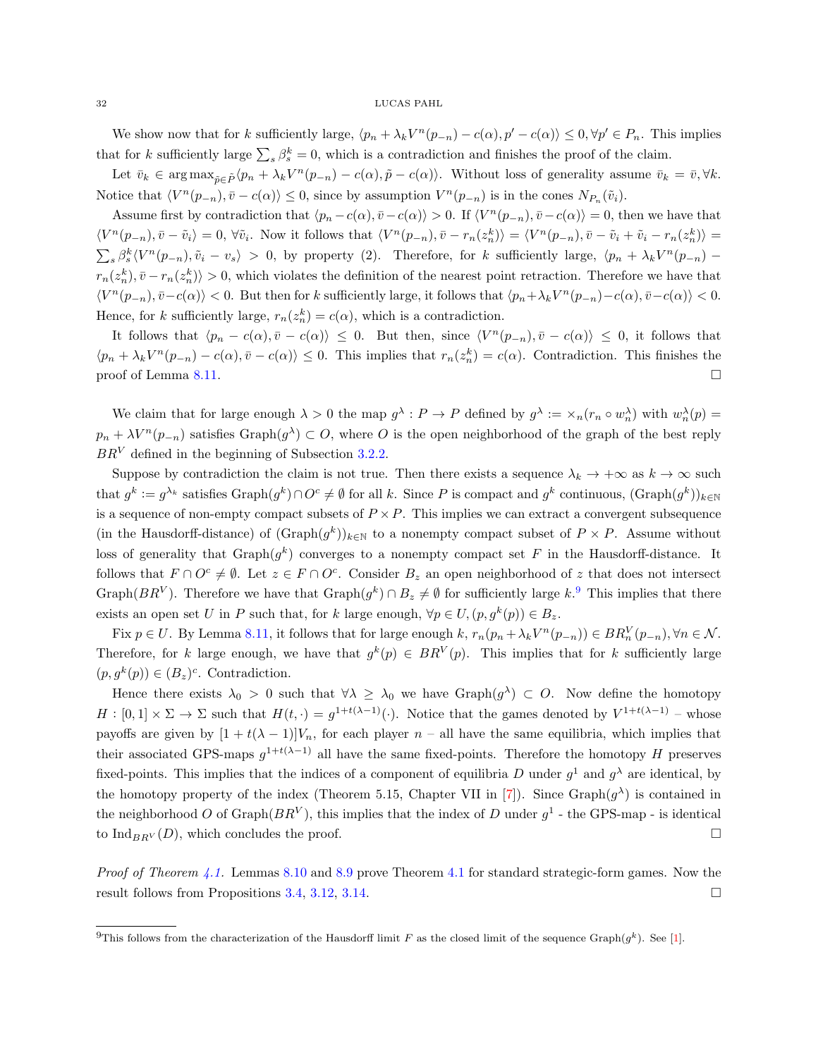We show now that for $k$ sufficiently large, $\langle p_n + \lambda_k V^n(p_{-n}) - c(\alpha), p' - c(\alpha)\rangle \leq 0, \forall p' \in P_n$. This implies that for $k$ sufficiently large $\sum_s \beta_s^k = 0$, which is a contradiction and finishes the proof of the claim.

Let $\bar{v}_k \in \arg\max_{\tilde{p} \in \tilde{P}} \langle p_n + \lambda_k V^n(p_{-n}) - c(\alpha), \tilde{p} - c(\alpha)\rangle$. Without loss of generality assume $\bar{v}_k = \bar{v}, \forall k$. Notice that $\langle V^n(p_{-n}), \bar{v} - c(\alpha)\rangle \leq 0$, since by assumption $V^n(p_{-n})$ is in the cones $N_{P_n}(\tilde{v}_i)$.

Assume first by contradiction that $\langle p_n - c(\alpha), \bar{v} - c(\alpha)\rangle > 0$. If $\langle V^n(p_{-n}), \bar{v} - c(\alpha)\rangle = 0$, then we have that $\langle V^n(p_{-n}), \bar{v} - \tilde{v}_i\rangle = 0$, $\forall \tilde{v}_i$. Now it follows that $\langle V^n(p_{-n}), \bar{v} - r_n(z_n^k)\rangle = \langle V^n(p_{-n}), \bar{v} - \tilde{v}_i + \tilde{v}_i - r_n(z_n^k)\rangle = \sum_s \beta_s^k \langle V^n(p_{-n}), \tilde{v}_i - v_s\rangle > 0$, by property (2). Therefore, for $k$ sufficiently large, $\langle p_n + \lambda_k V^n(p_{-n}) - r_n(z_n^k), \bar{v} - r_n(z_n^k)\rangle > 0$, which violates the definition of the nearest point retraction. Therefore we have that $\langle V^n(p_{-n}), \bar{v} - c(\alpha)\rangle < 0$. But then for $k$ sufficiently large, it follows that $\langle p_n + \lambda_k V^n(p_{-n}) - c(\alpha), \bar{v} - c(\alpha)\rangle < 0$. Hence, for $k$ sufficiently large, $r_n(z_n^k) = c(\alpha)$, which is a contradiction.

It follows that $\langle p_n - c(\alpha), \bar{v} - c(\alpha)\rangle \leq 0$. But then, since $\langle V^n(p_{-n}), \bar{v} - c(\alpha)\rangle \leq 0$, it follows that $\langle p_n + \lambda_k V^n(p_{-n}) - c(\alpha), \bar{v} - c(\alpha)\rangle \leq 0$. This implies that $r_n(z_n^k) = c(\alpha)$. Contradiction. This finishes the proof of Lemma 8.11. □

We claim that for large enough $\lambda > 0$ the map $g^\lambda : P \to P$ defined by $g^\lambda := \times_n (r_n \circ w_n^\lambda)$ with $w_n^\lambda(p) = p_n + \lambda V^n(p_{-n})$ satisfies $\text{Graph}(g^\lambda) \subset O$, where $O$ is the open neighborhood of the graph of the best reply $BR^V$ defined in the beginning of Subsection 3.2.2.

Suppose by contradiction the claim is not true. Then there exists a sequence $\lambda_k \to +\infty$ as $k \to \infty$ such that $g^k := g^{\lambda_k}$ satisfies $\text{Graph}(g^k) \cap O^c \neq \emptyset$ for all $k$. Since $P$ is compact and $g^k$ continuous, $(\text{Graph}(g^k))_{k \in \mathbb{N}}$ is a sequence of non-empty compact subsets of $P \times P$. This implies we can extract a convergent subsequence (in the Hausdorff-distance) of $(\text{Graph}(g^k))_{k \in \mathbb{N}}$ to a nonempty compact subset of $P \times P$. Assume without loss of generality that $\text{Graph}(g^k)$ converges to a nonempty compact set $F$ in the Hausdorff-distance. It follows that $F \cap O^c \neq \emptyset$. Let $z \in F \cap O^c$. Consider $B_z$ an open neighborhood of $z$ that does not intersect $\text{Graph}(BR^V)$. Therefore we have that $\text{Graph}(g^k) \cap B_z \neq \emptyset$ for sufficiently large $k$.[9] This implies that there exists an open set $U$ in $P$ such that, for $k$ large enough, $\forall p \in U, (p, g^k(p)) \in B_z$.

Fix $p \in U$. By Lemma 8.11, it follows that for large enough $k$, $r_n(p_n + \lambda_k V^n(p_{-n})) \in BR_n^V(p_{-n}), \forall n \in \mathcal{N}$. Therefore, for $k$ large enough, we have that $g^k(p) \in BR^V(p)$. This implies that for $k$ sufficiently large $(p, g^k(p)) \in (B_z)^c$. Contradiction.

Hence there exists $\lambda_0 > 0$ such that $\forall \lambda \geq \lambda_0$ we have $\text{Graph}(g^\lambda) \subset O$. Now define the homotopy $H : [0,1] \times \Sigma \to \Sigma$ such that $H(t, \cdot) = g^{1+t(\lambda-1)}(\cdot)$. Notice that the games denoted by $V^{1+t(\lambda-1)}$ – whose payoffs are given by $[1 + t(\lambda - 1)]V_n$, for each player $n$ – all have the same equilibria, which implies that their associated GPS-maps $g^{1+t(\lambda-1)}$ all have the same fixed-points. Therefore the homotopy $H$ preserves fixed-points. This implies that the indices of a component of equilibria $D$ under $g^1$ and $g^\lambda$ are identical, by the homotopy property of the index (Theorem 5.15, Chapter VII in [7]). Since $\text{Graph}(g^\lambda)$ is contained in the neighborhood $O$ of $\text{Graph}(BR^V)$, this implies that the index of $D$ under $g^1$ - the GPS-map - is identical to $\text{Ind}_{BR^V}(D)$, which concludes the proof. □

*Proof of Theorem 4.1.* Lemmas 8.10 and 8.9 prove Theorem 4.1 for standard strategic-form games. Now the result follows from Propositions 3.4, 3.12, 3.14. □

[9] This follows from the characterization of the Hausdorff limit $F$ as the closed limit of the sequence $\text{Graph}(g^k)$. See [1].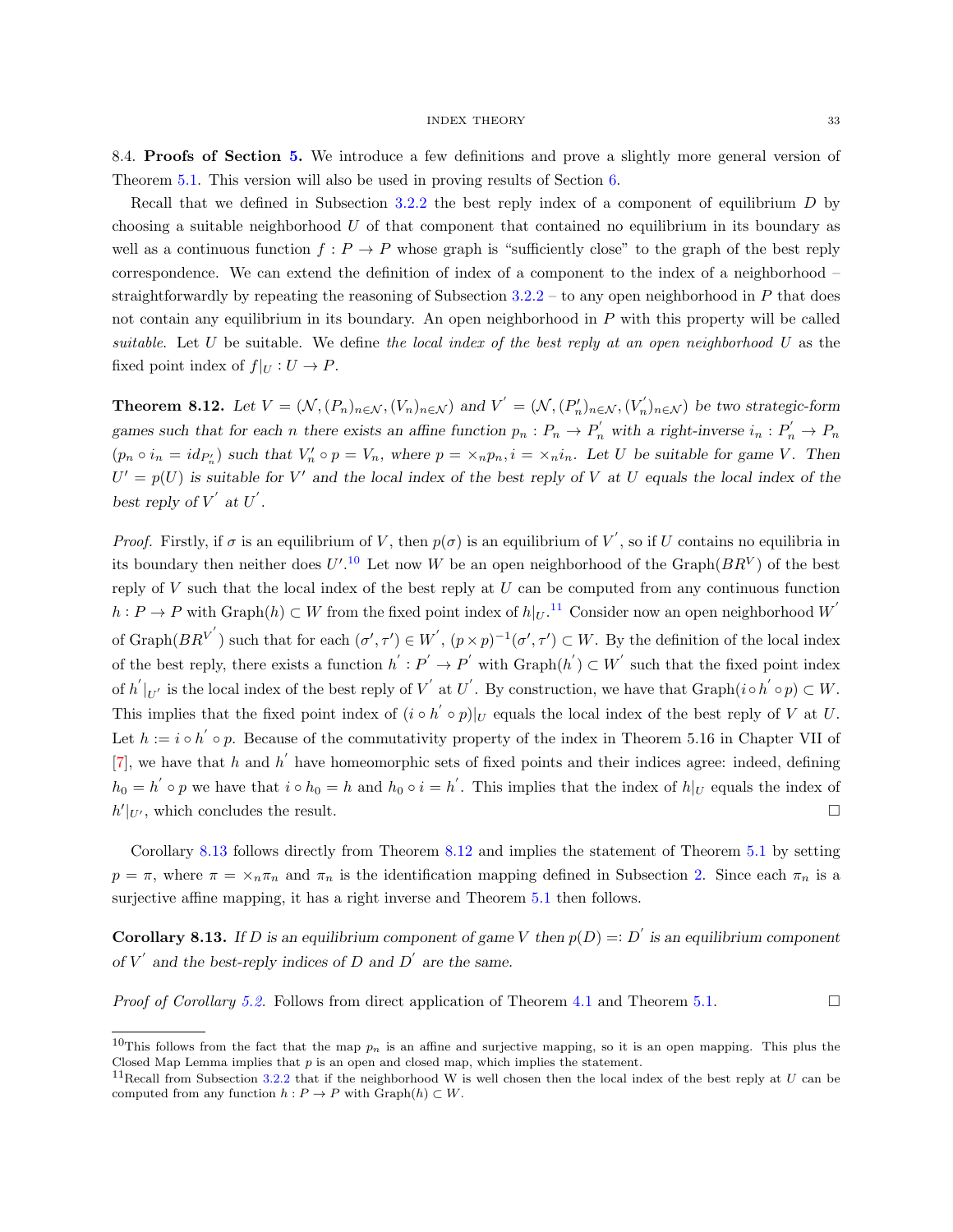## 8.4. **Proofs of Section 5.**

We introduce a few definitions and prove a slightly more general version of Theorem 5.1. This version will also be used in proving results of Section 6.

Recall that we defined in Subsection 3.2.2 the best reply index of a component of equilibrium $D$ by choosing a suitable neighborhood $U$ of that component that contained no equilibrium in its boundary as well as a continuous function $f : P \to P$ whose graph is "sufficiently close" to the graph of the best reply correspondence. We can extend the definition of index of a component to the index of a neighborhood – straightforwardly by repeating the reasoning of Subsection 3.2.2 – to any open neighborhood in $P$ that does not contain any equilibrium in its boundary. An open neighborhood in $P$ with this property will be called *suitable*. Let $U$ be suitable. We define *the local index of the best reply at an open neighborhood $U$* as the fixed point index of $f|_U : U \to P$.

**Theorem 8.12.** *Let $V = (\mathcal{N}, (P_n)_{n\in\mathcal{N}}, (V_n)_{n\in\mathcal{N}})$ and $V' = (\mathcal{N}, (P'_n)_{n\in\mathcal{N}}, (V'_n)_{n\in\mathcal{N}})$ be two strategic-form games such that for each $n$ there exists an affine function $p_n : P_n \to P'_n$ with a right-inverse $i_n : P'_n \to P_n$ ($p_n \circ i_n = id_{P'_n}$) such that $V'_n \circ p = V_n$, where $p = \times_n p_n, i = \times_n i_n$. Let $U$ be suitable for game $V$. Then $U' = p(U)$ is suitable for $V'$ and the local index of the best reply of $V$ at $U$ equals the local index of the best reply of $V'$ at $U'$.*

*Proof.* Firstly, if $\sigma$ is an equilibrium of $V$, then $p(\sigma)$ is an equilibrium of $V'$, so if $U$ contains no equilibria in its boundary then neither does $U'$.[10] Let now $W$ be an open neighborhood of the Graph$(BR^V)$ of the best reply of $V$ such that the local index of the best reply at $U$ can be computed from any continuous function $h : P \to P$ with Graph$(h) \subset W$ from the fixed point index of $h|_U$.[11] Consider now an open neighborhood $W'$ of Graph$(BR^{V'})$ such that for each $(\sigma', \tau') \in W'$, $(p \times p)^{-1}(\sigma', \tau') \subset W$. By the definition of the local index of the best reply, there exists a function $h' : P' \to P'$ with Graph$(h') \subset W'$ such that the fixed point index of $h'|_{U'}$ is the local index of the best reply of $V'$ at $U'$. By construction, we have that Graph$(i \circ h' \circ p) \subset W$. This implies that the fixed point index of $(i \circ h' \circ p)|_U$ equals the local index of the best reply of $V$ at $U$. Let $h := i \circ h' \circ p$. Because of the commutativity property of the index in Theorem 5.16 in Chapter VII of [7], we have that $h$ and $h'$ have homeomorphic sets of fixed points and their indices agree: indeed, defining $h_0 = h' \circ p$ we have that $i \circ h_0 = h$ and $h_0 \circ i = h'$. This implies that the index of $h|_U$ equals the index of $h'|_{U'}$, which concludes the result. $\square$

Corollary 8.13 follows directly from Theorem 8.12 and implies the statement of Theorem 5.1 by setting $p = \pi$, where $\pi = \times_n \pi_n$ and $\pi_n$ is the identification mapping defined in Subsection 2. Since each $\pi_n$ is a surjective affine mapping, it has a right inverse and Theorem 5.1 then follows.

**Corollary 8.13.** *If $D$ is an equilibrium component of game $V$ then $p(D) =: D'$ is an equilibrium component of $V'$ and the best-reply indices of $D$ and $D'$ are the same.*

*Proof of Corollary 5.2.* Follows from direct application of Theorem 4.1 and Theorem 5.1. $\square$

---

[10] This follows from the fact that the map $p_n$ is an affine and surjective mapping, so it is an open mapping. This plus the Closed Map Lemma implies that $p$ is an open and closed map, which implies the statement.

[11] Recall from Subsection 3.2.2 that if the neighborhood W is well chosen then the local index of the best reply at $U$ can be computed from any function $h : P \to P$ with Graph$(h) \subset W$.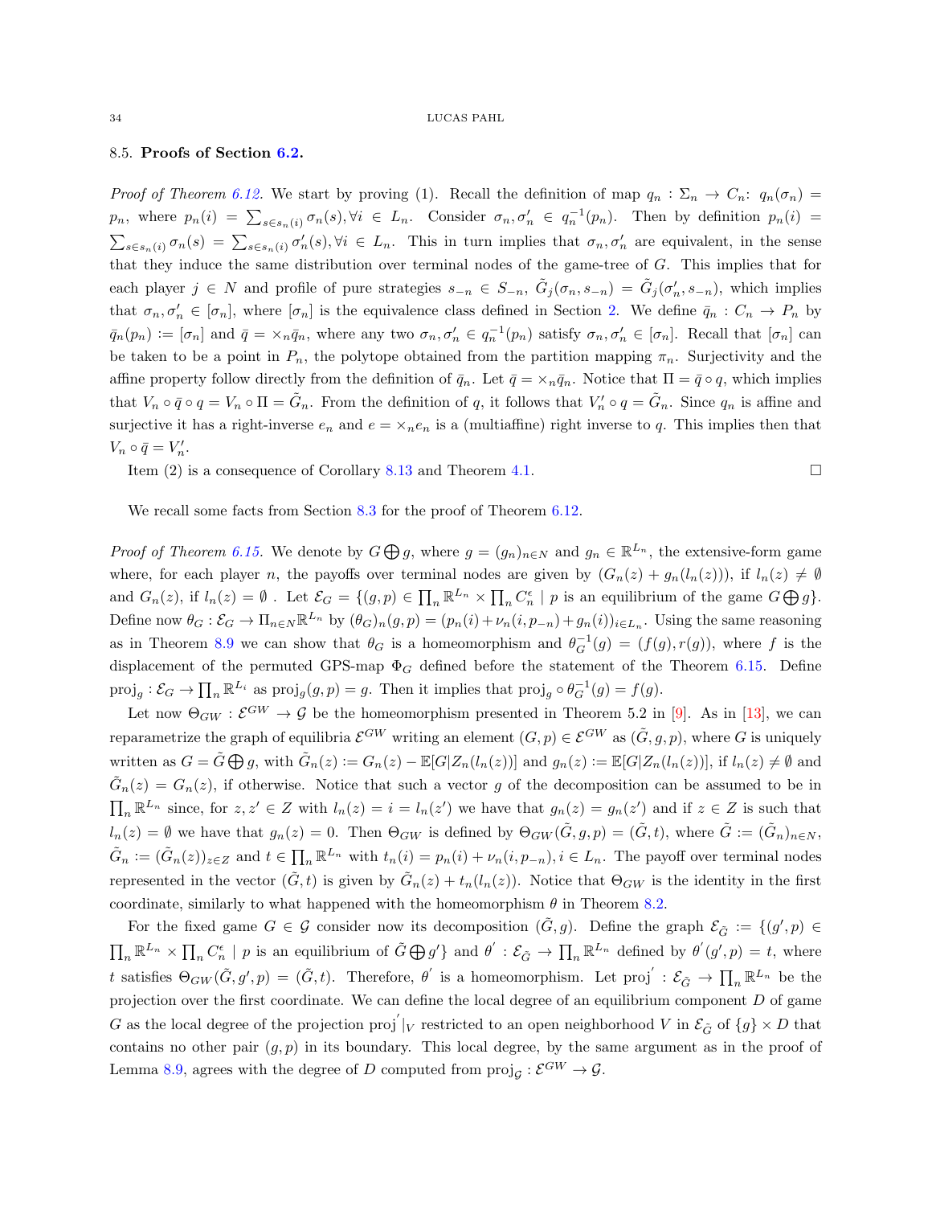### 8.5. Proofs of Section 6.2.

*Proof of Theorem 6.12.* We start by proving (1). Recall the definition of map $q_n : \Sigma_n \to C_n$: $q_n(\sigma_n) = p_n$, where $p_n(i) = \sum_{s \in s_n(i)} \sigma_n(s), \forall i \in L_n$. Consider $\sigma_n, \sigma'_n \in q_n^{-1}(p_n)$. Then by definition $p_n(i) = \sum_{s \in s_n(i)} \sigma_n(s) = \sum_{s \in s_n(i)} \sigma'_n(s), \forall i \in L_n$. This in turn implies that $\sigma_n, \sigma'_n$ are equivalent, in the sense that they induce the same distribution over terminal nodes of the game-tree of $G$. This implies that for each player $j \in N$ and profile of pure strategies $s_{-n} \in S_{-n}$, $\tilde{G}_j(\sigma_n, s_{-n}) = \tilde{G}_j(\sigma'_n, s_{-n})$, which implies that $\sigma_n, \sigma'_n \in [\sigma_n]$, where $[\sigma_n]$ is the equivalence class defined in Section 2. We define $\bar{q}_n : C_n \to P_n$ by $\bar{q}_n(p_n) := [\sigma_n]$ and $\bar{q} = \times_n \bar{q}_n$, where any two $\sigma_n, \sigma'_n \in q_n^{-1}(p_n)$ satisfy $\sigma_n, \sigma'_n \in [\sigma_n]$. Recall that $[\sigma_n]$ can be taken to be a point in $P_n$, the polytope obtained from the partition mapping $\pi_n$. Surjectivity and the affine property follow directly from the definition of $\bar{q}_n$. Let $\bar{q} = \times_n \bar{q}_n$. Notice that $\Pi = \bar{q} \circ q$, which implies that $V_n \circ \bar{q} \circ q = V_n \circ \Pi = \tilde{G}_n$. From the definition of $q$, it follows that $V'_n \circ q = \tilde{G}_n$. Since $q_n$ is affine and surjective it has a right-inverse $e_n$ and $e = \times_n e_n$ is a (multiaffine) right inverse to $q$. This implies then that $V_n \circ \bar{q} = V'_n$.

Item (2) is a consequence of Corollary 8.13 and Theorem 4.1. $\square$

We recall some facts from Section 8.3 for the proof of Theorem 6.12.

*Proof of Theorem 6.15.* We denote by $G \bigoplus g$, where $g = (g_n)_{n \in N}$ and $g_n \in \mathbb{R}^{L_n}$, the extensive-form game where, for each player $n$, the payoffs over terminal nodes are given by $(G_n(z) + g_n(l_n(z)))$, if $l_n(z) \neq \emptyset$ and $G_n(z)$, if $l_n(z) = \emptyset$ . Let $\mathcal{E}_G = \{(g,p) \in \prod_n \mathbb{R}^{L_n} \times \prod_n C_n^{\epsilon} \mid p$ is an equilibrium of the game $G \bigoplus g\}$. Define now $\theta_G : \mathcal{E}_G \to \Pi_{n \in N} \mathbb{R}^{L_n}$ by $(\theta_G)_n(g,p) = (p_n(i) + \nu_n(i, p_{-n}) + g_n(i))_{i \in L_n}$. Using the same reasoning as in Theorem 8.9 we can show that $\theta_G$ is a homeomorphism and $\theta_G^{-1}(g) = (f(g), r(g))$, where $f$ is the displacement of the permuted GPS-map $\Phi_G$ defined before the statement of the Theorem 6.15. Define $\text{proj}_g : \mathcal{E}_G \to \prod_n \mathbb{R}^{L_i}$ as $\text{proj}_g(g,p) = g$. Then it implies that $\text{proj}_g \circ \theta_G^{-1}(g) = f(g)$.

Let now $\Theta_{GW} : \mathcal{E}^{GW} \to \mathcal{G}$ be the homeomorphism presented in Theorem 5.2 in [9]. As in [13], we can reparametrize the graph of equilibria $\mathcal{E}^{GW}$ writing an element $(G,p) \in \mathcal{E}^{GW}$ as $(\tilde{G}, g, p)$, where $G$ is uniquely written as $G = \tilde{G} \bigoplus g$, with $\tilde{G}_n(z) := G_n(z) - \mathbb{E}[G|Z_n(l_n(z))]$ and $g_n(z) := \mathbb{E}[G|Z_n(l_n(z))]$, if $l_n(z) \neq \emptyset$ and $\tilde{G}_n(z) = G_n(z)$, if otherwise. Notice that such a vector $g$ of the decomposition can be assumed to be in $\prod_n \mathbb{R}^{L_n}$ since, for $z, z' \in Z$ with $l_n(z) = i = l_n(z')$ we have that $g_n(z) = g_n(z')$ and if $z \in Z$ is such that $l_n(z) = \emptyset$ we have that $g_n(z) = 0$. Then $\Theta_{GW}$ is defined by $\Theta_{GW}(\tilde{G}, g, p) = (\tilde{G}, t)$, where $\tilde{G} := (\tilde{G}_n)_{n \in N}$, $\tilde{G}_n := (\tilde{G}_n(z))_{z \in Z}$ and $t \in \prod_n \mathbb{R}^{L_n}$ with $t_n(i) = p_n(i) + \nu_n(i, p_{-n}), i \in L_n$. The payoff over terminal nodes represented in the vector $(\tilde{G}, t)$ is given by $\tilde{G}_n(z) + t_n(l_n(z))$. Notice that $\Theta_{GW}$ is the identity in the first coordinate, similarly to what happened with the homeomorphism $\theta$ in Theorem 8.2.

For the fixed game $G \in \mathcal{G}$ consider now its decomposition $(\tilde{G}, g)$. Define the graph $\mathcal{E}_{\tilde{G}} := \{(g', p) \in \prod_n \mathbb{R}^{L_n} \times \prod_n C_n^{\epsilon} \mid p$ is an equilibrium of $\tilde{G} \bigoplus g'\}$ and $\theta' : \mathcal{E}_{\tilde{G}} \to \prod_n \mathbb{R}^{L_n}$ defined by $\theta'(g', p) = t$, where $t$ satisfies $\Theta_{GW}(\tilde{G}, g', p) = (\tilde{G}, t)$. Therefore, $\theta'$ is a homeomorphism. Let $\text{proj}' : \mathcal{E}_{\tilde{G}} \to \prod_n \mathbb{R}^{L_n}$ be the projection over the first coordinate. We can define the local degree of an equilibrium component $D$ of game $G$ as the local degree of the projection $\text{proj}'|_V$ restricted to an open neighborhood $V$ in $\mathcal{E}_{\tilde{G}}$ of $\{g\} \times D$ that contains no other pair $(g, p)$ in its boundary. This local degree, by the same argument as in the proof of Lemma 8.9, agrees with the degree of $D$ computed from $\text{proj}_{\mathcal{G}} : \mathcal{E}^{GW} \to \mathcal{G}$.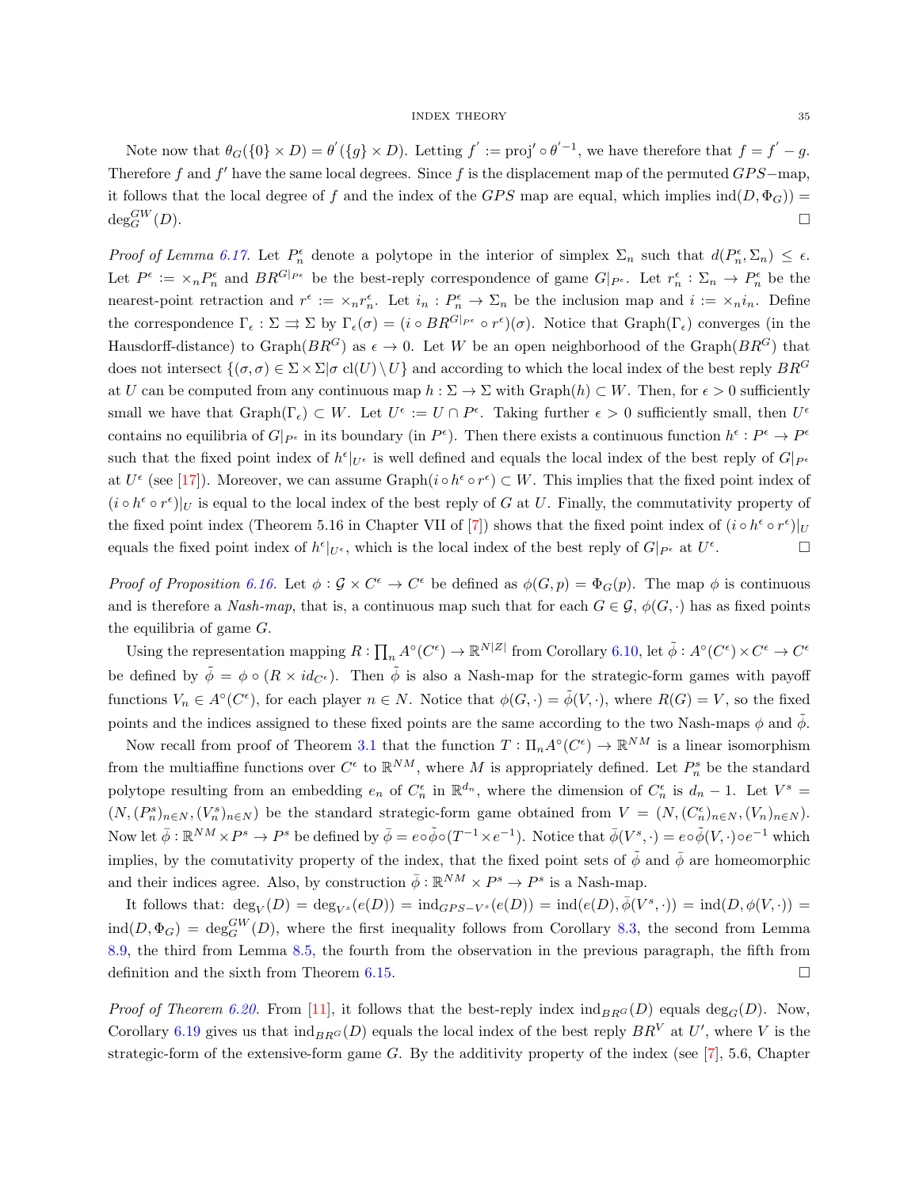Note now that $\theta_G(\{0\} \times D) = \theta'(\{g\} \times D)$. Letting $f' := \text{proj}' \circ \theta'^{-1}$, we have therefore that $f = f' - g$. Therefore $f$ and $f'$ have the same local degrees. Since $f$ is the displacement map of the permuted $GPS-$map, it follows that the local degree of $f$ and the index of the $GPS$ map are equal, which implies $\text{ind}(D, \Phi_G)) = \deg_G^{GW}(D)$. □

*Proof of Lemma 6.17.* Let $P_n^\epsilon$ denote a polytope in the interior of simplex $\Sigma_n$ such that $d(P_n^\epsilon, \Sigma_n) \leq \epsilon$. Let $P^\epsilon := \times_n P_n^\epsilon$ and $BR^{G|_{P^\epsilon}}$ be the best-reply correspondence of game $G|_{P^\epsilon}$. Let $r_n^\epsilon : \Sigma_n \to P_n^\epsilon$ be the nearest-point retraction and $r^\epsilon := \times_n r_n^\epsilon$. Let $i_n : P_n^\epsilon \to \Sigma_n$ be the inclusion map and $i := \times_n i_n$. Define the correspondence $\Gamma_\epsilon : \Sigma \rightrightarrows \Sigma$ by $\Gamma_\epsilon(\sigma) = (i \circ BR^{G|_{P^\epsilon}} \circ r^\epsilon)(\sigma)$. Notice that $\text{Graph}(\Gamma_\epsilon)$ converges (in the Hausdorff-distance) to $\text{Graph}(BR^G)$ as $\epsilon \to 0$. Let $W$ be an open neighborhood of the $\text{Graph}(BR^G)$ that does not intersect $\{(\sigma, \sigma) \in \Sigma \times \Sigma | \sigma \ \text{cl}(U) \setminus U\}$ and according to which the local index of the best reply $BR^G$ at $U$ can be computed from any continuous map $h : \Sigma \to \Sigma$ with $\text{Graph}(h) \subset W$. Then, for $\epsilon > 0$ sufficiently small we have that $\text{Graph}(\Gamma_\epsilon) \subset W$. Let $U^\epsilon := U \cap P^\epsilon$. Taking further $\epsilon > 0$ sufficiently small, then $U^\epsilon$ contains no equilibria of $G|_{P^\epsilon}$ in its boundary (in $P^\epsilon$). Then there exists a continuous function $h^\epsilon : P^\epsilon \to P^\epsilon$ such that the fixed point index of $h^\epsilon|_{U^\epsilon}$ is well defined and equals the local index of the best reply of $G|_{P^\epsilon}$ at $U^\epsilon$ (see [17]). Moreover, we can assume $\text{Graph}(i \circ h^\epsilon \circ r^\epsilon) \subset W$. This implies that the fixed point index of $(i \circ h^\epsilon \circ r^\epsilon)|_U$ is equal to the local index of the best reply of $G$ at $U$. Finally, the commutativity property of the fixed point index (Theorem 5.16 in Chapter VII of [7]) shows that the fixed point index of $(i \circ h^\epsilon \circ r^\epsilon)|_U$ equals the fixed point index of $h^\epsilon|_{U^\epsilon}$, which is the local index of the best reply of $G|_{P^\epsilon}$ at $U^\epsilon$. □

*Proof of Proposition 6.16.* Let $\phi : \mathcal{G} \times C^\epsilon \to C^\epsilon$ be defined as $\phi(G, p) = \Phi_G(p)$. The map $\phi$ is continuous and is therefore a *Nash-map*, that is, a continuous map such that for each $G \in \mathcal{G}$, $\phi(G, \cdot)$ has as fixed points the equilibria of game $G$.

Using the representation mapping $R : \prod_n A^\circ(C^\epsilon) \to \mathbb{R}^{N|Z|}$ from Corollary 6.10, let $\tilde{\phi} : A^\circ(C^\epsilon) \times C^\epsilon \to C^\epsilon$ be defined by $\tilde{\phi} = \phi \circ (R \times id_{C^\epsilon})$. Then $\tilde{\phi}$ is also a Nash-map for the strategic-form games with payoff functions $V_n \in A^\circ(C^\epsilon)$, for each player $n \in N$. Notice that $\phi(G, \cdot) = \tilde{\phi}(V, \cdot)$, where $R(G) = V$, so the fixed points and the indices assigned to these fixed points are the same according to the two Nash-maps $\phi$ and $\tilde{\phi}$.

Now recall from proof of Theorem 3.1 that the function $T : \Pi_n A^\circ(C^\epsilon) \to \mathbb{R}^{NM}$ is a linear isomorphism from the multiaffine functions over $C^\epsilon$ to $\mathbb{R}^{NM}$, where $M$ is appropriately defined. Let $P_n^s$ be the standard polytope resulting from an embedding $e_n$ of $C_n^\epsilon$ in $\mathbb{R}^{d_n}$, where the dimension of $C_n^\epsilon$ is $d_n - 1$. Let $V^s = (N, (P_n^s)_{n \in N}, (V_n^s)_{n \in N})$ be the standard strategic-form game obtained from $V = (N, (C_n^\epsilon)_{n \in N}, (V_n)_{n \in N})$. Now let $\bar{\phi} : \mathbb{R}^{NM} \times P^s \to P^s$ be defined by $\bar{\phi} = e \circ \tilde{\phi} \circ (T^{-1} \times e^{-1})$. Notice that $\bar{\phi}(V^s, \cdot) = e \circ \tilde{\phi}(V, \cdot) \circ e^{-1}$ which implies, by the comutativity property of the index, that the fixed point sets of $\tilde{\phi}$ and $\bar{\phi}$ are homeomorphic and their indices agree. Also, by construction $\bar{\phi} : \mathbb{R}^{NM} \times P^s \to P^s$ is a Nash-map.

It follows that: $\deg_V(D) = \deg_{V^s}(e(D)) = \text{ind}_{GPS-V^s}(e(D)) = \text{ind}(e(D), \bar{\phi}(V^s, \cdot)) = \text{ind}(D, \phi(V, \cdot)) = \text{ind}(D, \Phi_G) = \deg_G^{GW}(D)$, where the first inequality follows from Corollary 8.3, the second from Lemma 8.9, the third from Lemma 8.5, the fourth from the observation in the previous paragraph, the fifth from definition and the sixth from Theorem 6.15. □

*Proof of Theorem 6.20.* From [11], it follows that the best-reply index $\text{ind}_{BR^G}(D)$ equals $\deg_G(D)$. Now, Corollary 6.19 gives us that $\text{ind}_{BR^G}(D)$ equals the local index of the best reply $BR^V$ at $U'$, where $V$ is the strategic-form of the extensive-form game $G$. By the additivity property of the index (see [7], 5.6, Chapter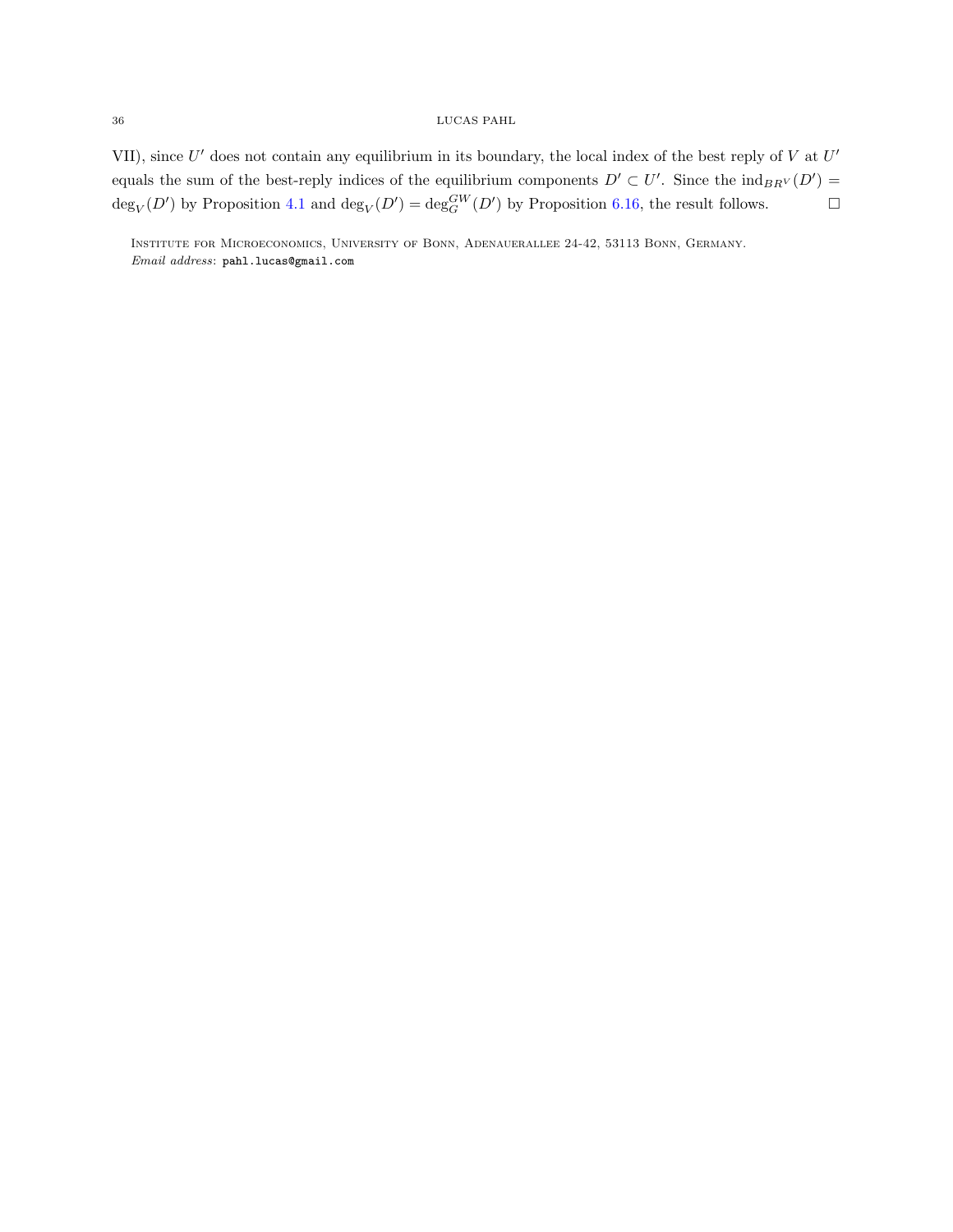VII), since $U'$ does not contain any equilibrium in its boundary, the local index of the best reply of $V$ at $U'$ equals the sum of the best-reply indices of the equilibrium components $D' \subset U'$. Since the $\text{ind}_{BR^V}(D') = \deg_V(D')$ by Proposition 4.1 and $\deg_V(D') = \deg_G^{GW}(D')$ by Proposition 6.16, the result follows. $\square$

Institute for Microeconomics, University of Bonn, Adenauerallee 24-42, 53113 Bonn, Germany.
*Email address*: `pahl.lucas@gmail.com`